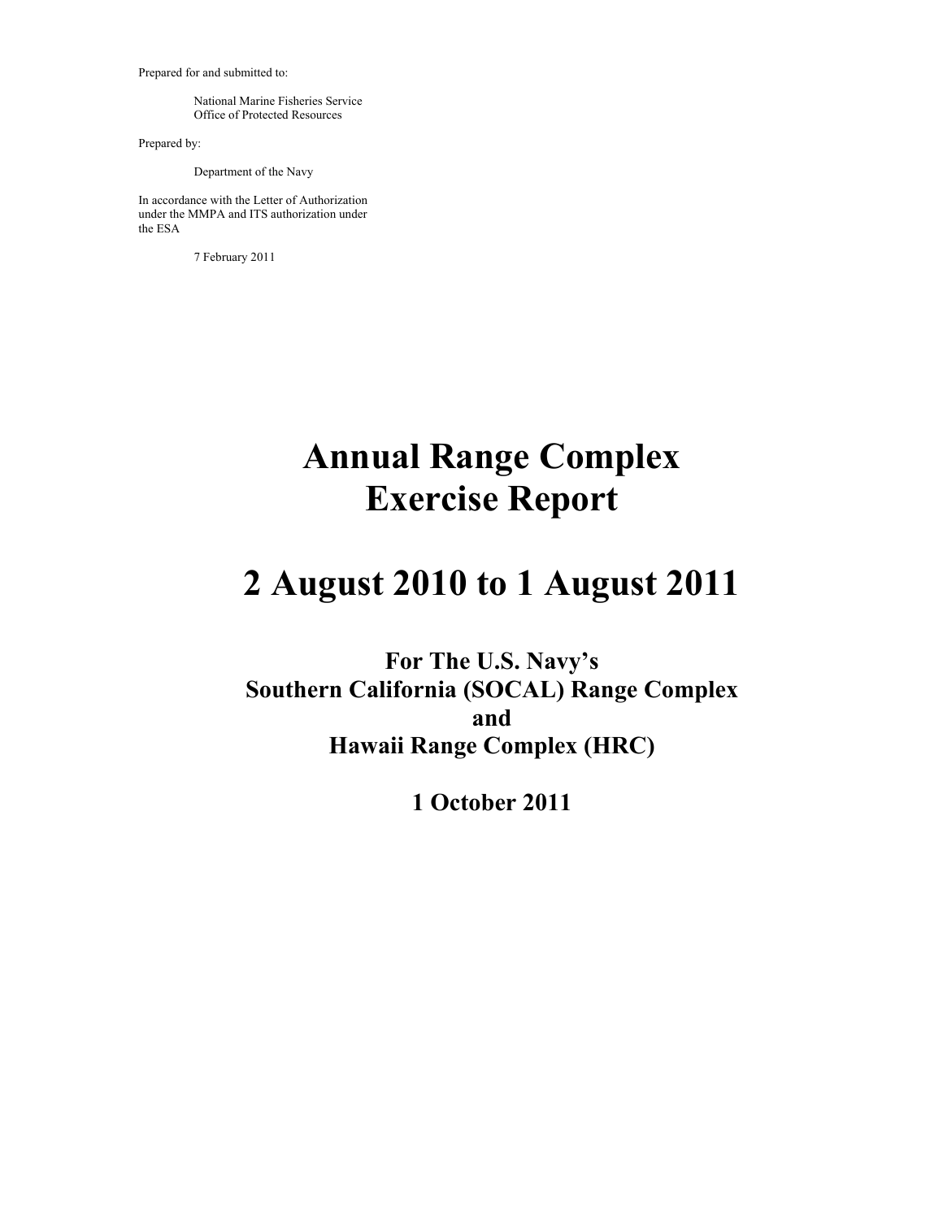Prepared for and submitted to:

National Marine Fisheries Service
Office of Protected Resources

Prepared by:

Department of the Navy

In accordance with the Letter of Authorization under the MMPA and ITS authorization under the ESA

7 February 2011

# Annual Range Complex Exercise Report

# 2 August 2010 to 1 August 2011

## For The U.S. Navy's Southern California (SOCAL) Range Complex and Hawaii Range Complex (HRC)

## 1 October 2011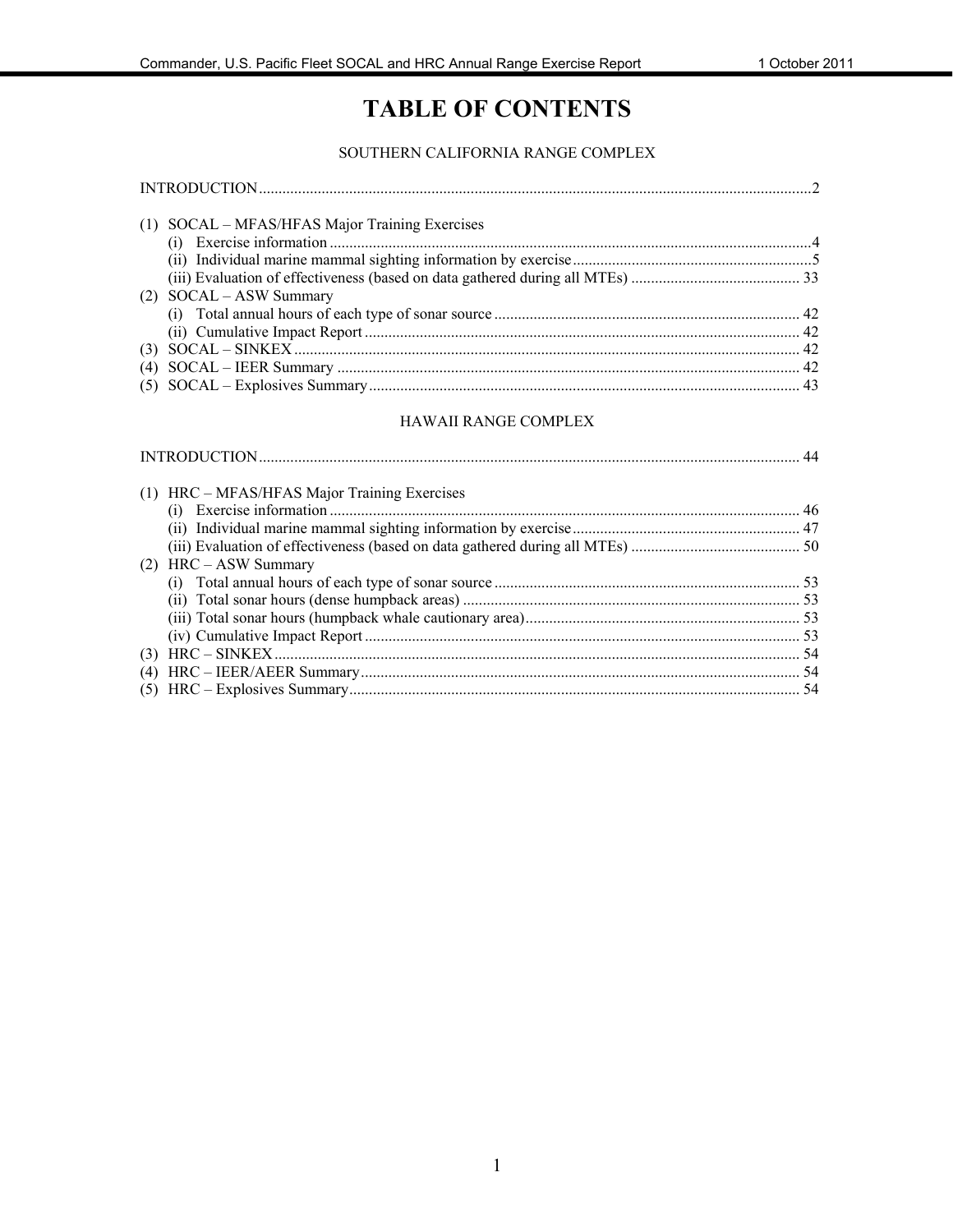# TABLE OF CONTENTS

## SOUTHERN CALIFORNIA RANGE COMPLEX

INTRODUCTION .......... 2

(1) SOCAL – MFAS/HFAS Major Training Exercises
- (i) Exercise information .......... 4
- (ii) Individual marine mammal sighting information by exercise .......... 5
- (iii) Evaluation of effectiveness (based on data gathered during all MTEs) .......... 33

(2) SOCAL – ASW Summary
- (i) Total annual hours of each type of sonar source .......... 42
- (ii) Cumulative Impact Report .......... 42

(3) SOCAL – SINKEX .......... 42

(4) SOCAL – IEER Summary .......... 42

(5) SOCAL – Explosives Summary .......... 43

## HAWAII RANGE COMPLEX

INTRODUCTION .......... 44

(1) HRC – MFAS/HFAS Major Training Exercises
- (i) Exercise information .......... 46
- (ii) Individual marine mammal sighting information by exercise .......... 47
- (iii) Evaluation of effectiveness (based on data gathered during all MTEs) .......... 50

(2) HRC – ASW Summary
- (i) Total annual hours of each type of sonar source .......... 53
- (ii) Total sonar hours (dense humpback areas) .......... 53
- (iii) Total sonar hours (humpback whale cautionary area) .......... 53
- (iv) Cumulative Impact Report .......... 53

(3) HRC – SINKEX .......... 54

(4) HRC – IEER/AEER Summary .......... 54

(5) HRC – Explosives Summary .......... 54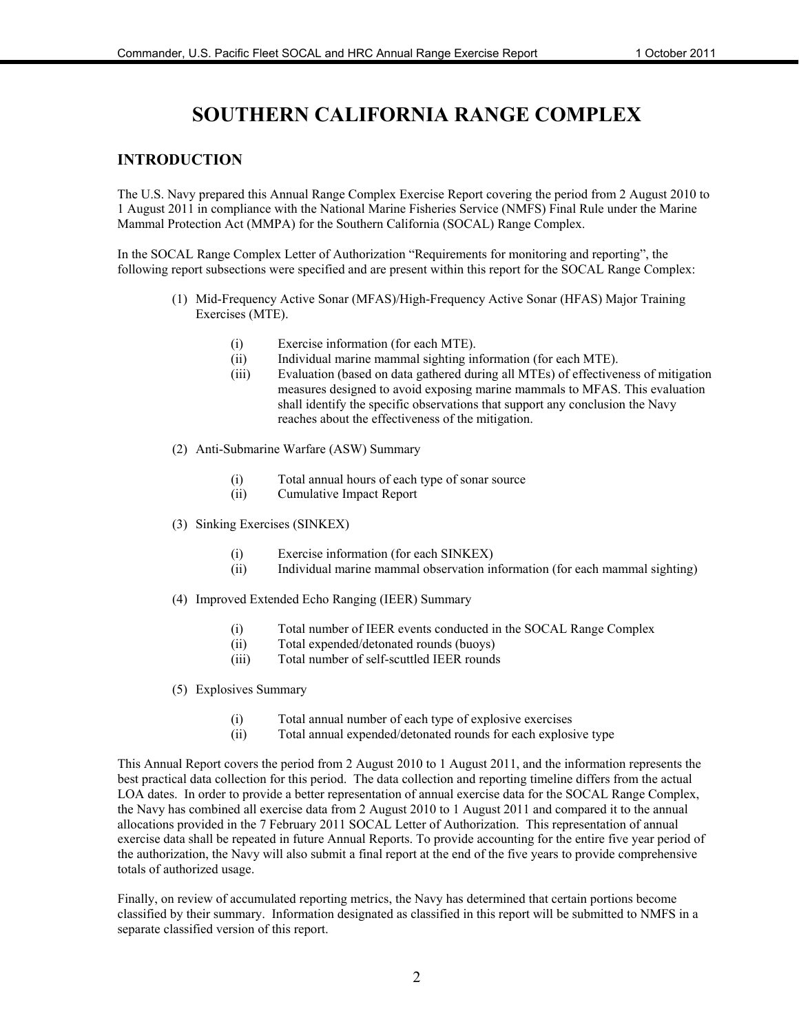# SOUTHERN CALIFORNIA RANGE COMPLEX

## INTRODUCTION

The U.S. Navy prepared this Annual Range Complex Exercise Report covering the period from 2 August 2010 to 1 August 2011 in compliance with the National Marine Fisheries Service (NMFS) Final Rule under the Marine Mammal Protection Act (MMPA) for the Southern California (SOCAL) Range Complex.

In the SOCAL Range Complex Letter of Authorization "Requirements for monitoring and reporting", the following report subsections were specified and are present within this report for the SOCAL Range Complex:

(1) Mid-Frequency Active Sonar (MFAS)/High-Frequency Active Sonar (HFAS) Major Training Exercises (MTE).

- (i) Exercise information (for each MTE).
- (ii) Individual marine mammal sighting information (for each MTE).
- (iii) Evaluation (based on data gathered during all MTEs) of effectiveness of mitigation measures designed to avoid exposing marine mammals to MFAS. This evaluation shall identify the specific observations that support any conclusion the Navy reaches about the effectiveness of the mitigation.

(2) Anti-Submarine Warfare (ASW) Summary

- (i) Total annual hours of each type of sonar source
- (ii) Cumulative Impact Report

(3) Sinking Exercises (SINKEX)

- (i) Exercise information (for each SINKEX)
- (ii) Individual marine mammal observation information (for each mammal sighting)

(4) Improved Extended Echo Ranging (IEER) Summary

- (i) Total number of IEER events conducted in the SOCAL Range Complex
- (ii) Total expended/detonated rounds (buoys)
- (iii) Total number of self-scuttled IEER rounds

(5) Explosives Summary

- (i) Total annual number of each type of explosive exercises
- (ii) Total annual expended/detonated rounds for each explosive type

This Annual Report covers the period from 2 August 2010 to 1 August 2011, and the information represents the best practical data collection for this period. The data collection and reporting timeline differs from the actual LOA dates. In order to provide a better representation of annual exercise data for the SOCAL Range Complex, the Navy has combined all exercise data from 2 August 2010 to 1 August 2011 and compared it to the annual allocations provided in the 7 February 2011 SOCAL Letter of Authorization. This representation of annual exercise data shall be repeated in future Annual Reports. To provide accounting for the entire five year period of the authorization, the Navy will also submit a final report at the end of the five years to provide comprehensive totals of authorized usage.

Finally, on review of accumulated reporting metrics, the Navy has determined that certain portions become classified by their summary. Information designated as classified in this report will be submitted to NMFS in a separate classified version of this report.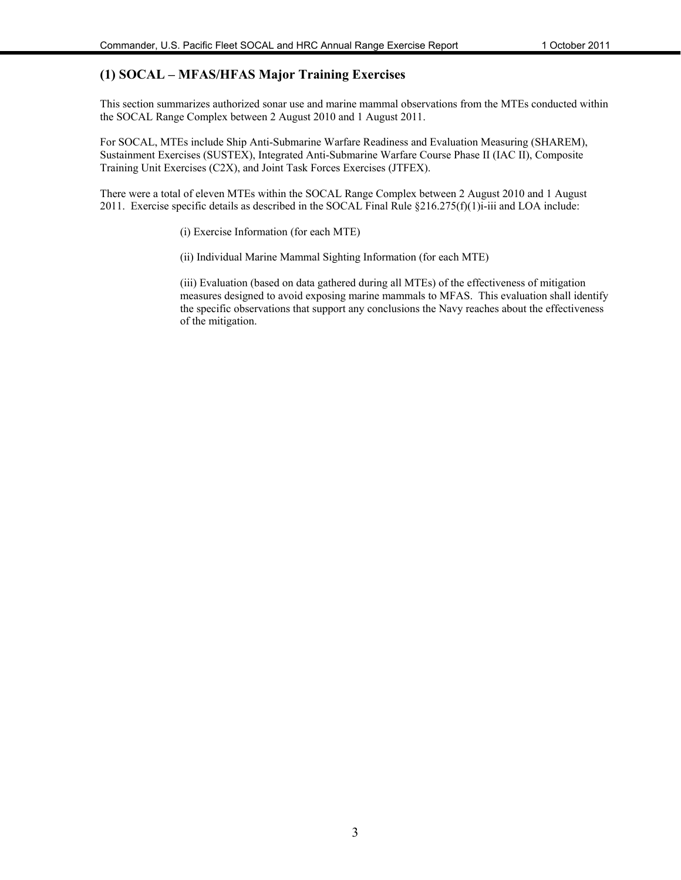## (1) SOCAL – MFAS/HFAS Major Training Exercises

This section summarizes authorized sonar use and marine mammal observations from the MTEs conducted within the SOCAL Range Complex between 2 August 2010 and 1 August 2011.

For SOCAL, MTEs include Ship Anti-Submarine Warfare Readiness and Evaluation Measuring (SHAREM), Sustainment Exercises (SUSTEX), Integrated Anti-Submarine Warfare Course Phase II (IAC II), Composite Training Unit Exercises (C2X), and Joint Task Forces Exercises (JTFEX).

There were a total of eleven MTEs within the SOCAL Range Complex between 2 August 2010 and 1 August 2011. Exercise specific details as described in the SOCAL Final Rule §216.275(f)(1)i-iii and LOA include:

(i) Exercise Information (for each MTE)

(ii) Individual Marine Mammal Sighting Information (for each MTE)

(iii) Evaluation (based on data gathered during all MTEs) of the effectiveness of mitigation measures designed to avoid exposing marine mammals to MFAS. This evaluation shall identify the specific observations that support any conclusions the Navy reaches about the effectiveness of the mitigation.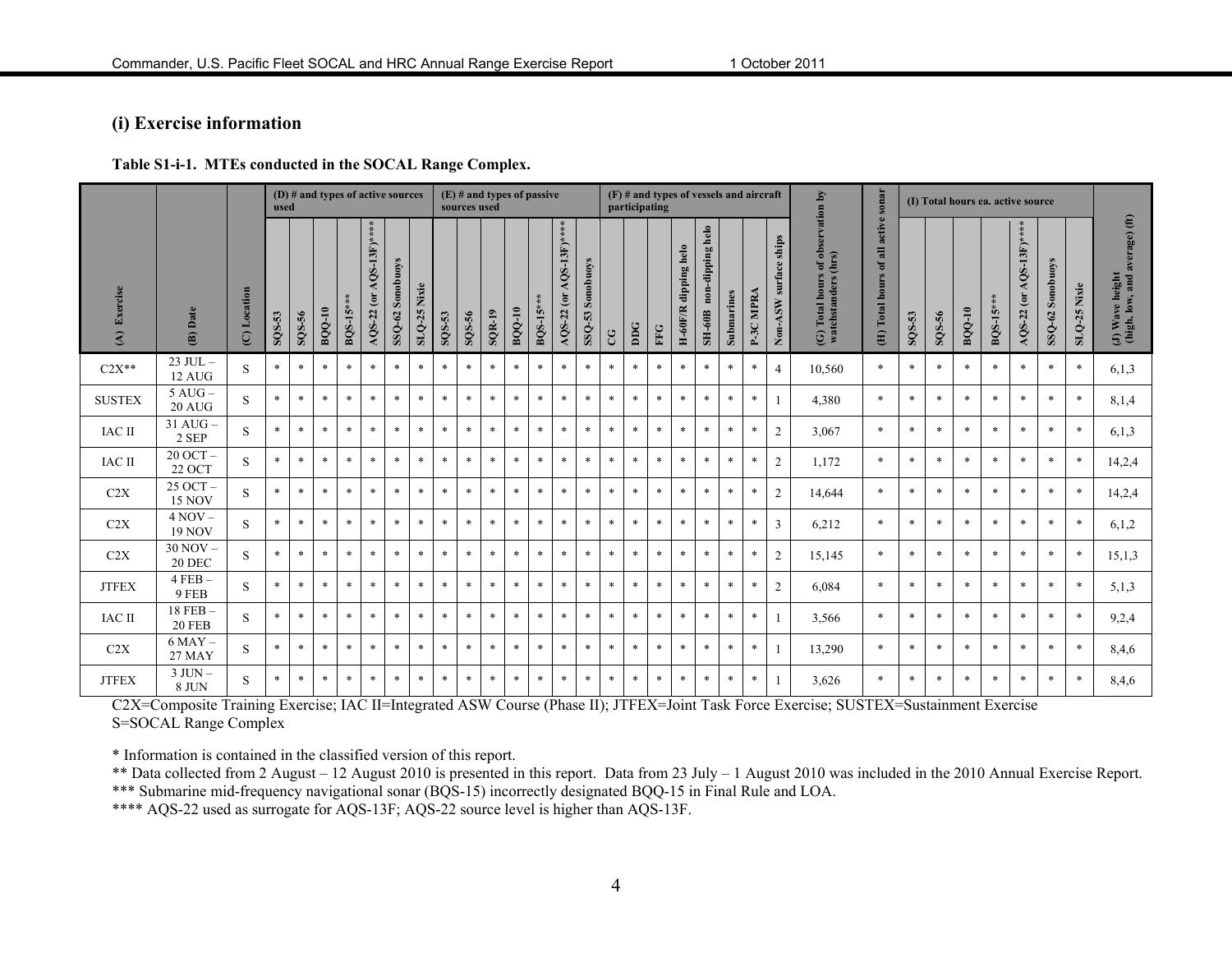## (i) Exercise information

**Table S1-i-1. MTEs conducted in the SOCAL Range Complex.**

| (A) Exercise | (B) Date | (C) Location | (D) # and types of active sources used | | | | | | | (E) # and types of passive sources used | | | | | | | | (F) # and types of vessels and aircraft participating | | | | | | | | | (G) Total hours of observation by watchstanders (hrs) | (H) Total hours of all active sonar | (I) Total hours ea. active source | | | | | | | (J) Wave height (high, low, and average) (ft) |
|---|---|---|---|---|---|---|---|---|---|---|---|---|---|---|---|---|---|---|---|---|---|---|---|---|---|---|---|---|---|---|---|---|---|---|---|---|
| | | | SQS-53 | SQS-56 | BQQ-10 | BQS-15*** | AQS-22 (or AQS-13F)**** | SSQ-62 Sonobuoys | SLQ-25 Nixie | SQS-53 | SQS-56 | SQR-19 | BQQ-10 | BQS-15*** | AQS-22 (or AQS-13F)**** | SSQ-53 Sonobuoys | CG | DDG | FFG | H-60F/R dipping helo | SH-60B non-dipping helo | Submarines | P-3C MPRA | Non-ASW surface ships | | | SQS-53 | SQS-56 | BQQ-10 | BQS-15*** | AQS-22 (or AQS-13F)**** | SSQ-62 Sonobuoys | SLQ-25 Nixie | |
| C2X** | 23 JUL – 12 AUG | S | * | * | * | * | * | * | * | * | * | * | * | * | * | * | * | * | * | * | * | * | * | 4 | 10,560 | * | * | * | * | * | * | * | * | 6,1,3 |
| SUSTEX | 5 AUG – 20 AUG | S | * | * | * | * | * | * | * | * | * | * | * | * | * | * | * | * | * | * | * | * | * | 1 | 4,380 | * | * | * | * | * | * | * | * | 8,1,4 |
| IAC II | 31 AUG – 2 SEP | S | * | * | * | * | * | * | * | * | * | * | * | * | * | * | * | * | * | * | * | * | * | 2 | 3,067 | * | * | * | * | * | * | * | * | 6,1,3 |
| IAC II | 20 OCT – 22 OCT | S | * | * | * | * | * | * | * | * | * | * | * | * | * | * | * | * | * | * | * | * | * | 2 | 1,172 | * | * | * | * | * | * | * | * | 14,2,4 |
| C2X | 25 OCT – 15 NOV | S | * | * | * | * | * | * | * | * | * | * | * | * | * | * | * | * | * | * | * | * | * | 2 | 14,644 | * | * | * | * | * | * | * | * | 14,2,4 |
| C2X | 4 NOV – 19 NOV | S | * | * | * | * | * | * | * | * | * | * | * | * | * | * | * | * | * | * | * | * | * | 3 | 6,212 | * | * | * | * | * | * | * | * | 6,1,2 |
| C2X | 30 NOV – 20 DEC | S | * | * | * | * | * | * | * | * | * | * | * | * | * | * | * | * | * | * | * | * | * | 2 | 15,145 | * | * | * | * | * | * | * | * | 15,1,3 |
| JTFEX | 4 FEB – 9 FEB | S | * | * | * | * | * | * | * | * | * | * | * | * | * | * | * | * | * | * | * | * | * | 2 | 6,084 | * | * | * | * | * | * | * | * | 5,1,3 |
| IAC II | 18 FEB – 20 FEB | S | * | * | * | * | * | * | * | * | * | * | * | * | * | * | * | * | * | * | * | * | * | 1 | 3,566 | * | * | * | * | * | * | * | * | 9,2,4 |
| C2X | 6 MAY – 27 MAY | S | * | * | * | * | * | * | * | * | * | * | * | * | * | * | * | * | * | * | * | * | * | 1 | 13,290 | * | * | * | * | * | * | * | * | 8,4,6 |
| JTFEX | 3 JUN – 8 JUN | S | * | * | * | * | * | * | * | * | * | * | * | * | * | * | * | * | * | * | * | * | * | 1 | 3,626 | * | * | * | * | * | * | * | * | 8,4,6 |

C2X=Composite Training Exercise; IAC II=Integrated ASW Course (Phase II); JTFEX=Joint Task Force Exercise; SUSTEX=Sustainment Exercise
S=SOCAL Range Complex

* Information is contained in the classified version of this report.
** Data collected from 2 August – 12 August 2010 is presented in this report. Data from 23 July – 1 August 2010 was included in the 2010 Annual Exercise Report.
*** Submarine mid-frequency navigational sonar (BQS-15) incorrectly designated BQQ-15 in Final Rule and LOA.
**** AQS-22 used as surrogate for AQS-13F; AQS-22 source level is higher than AQS-13F.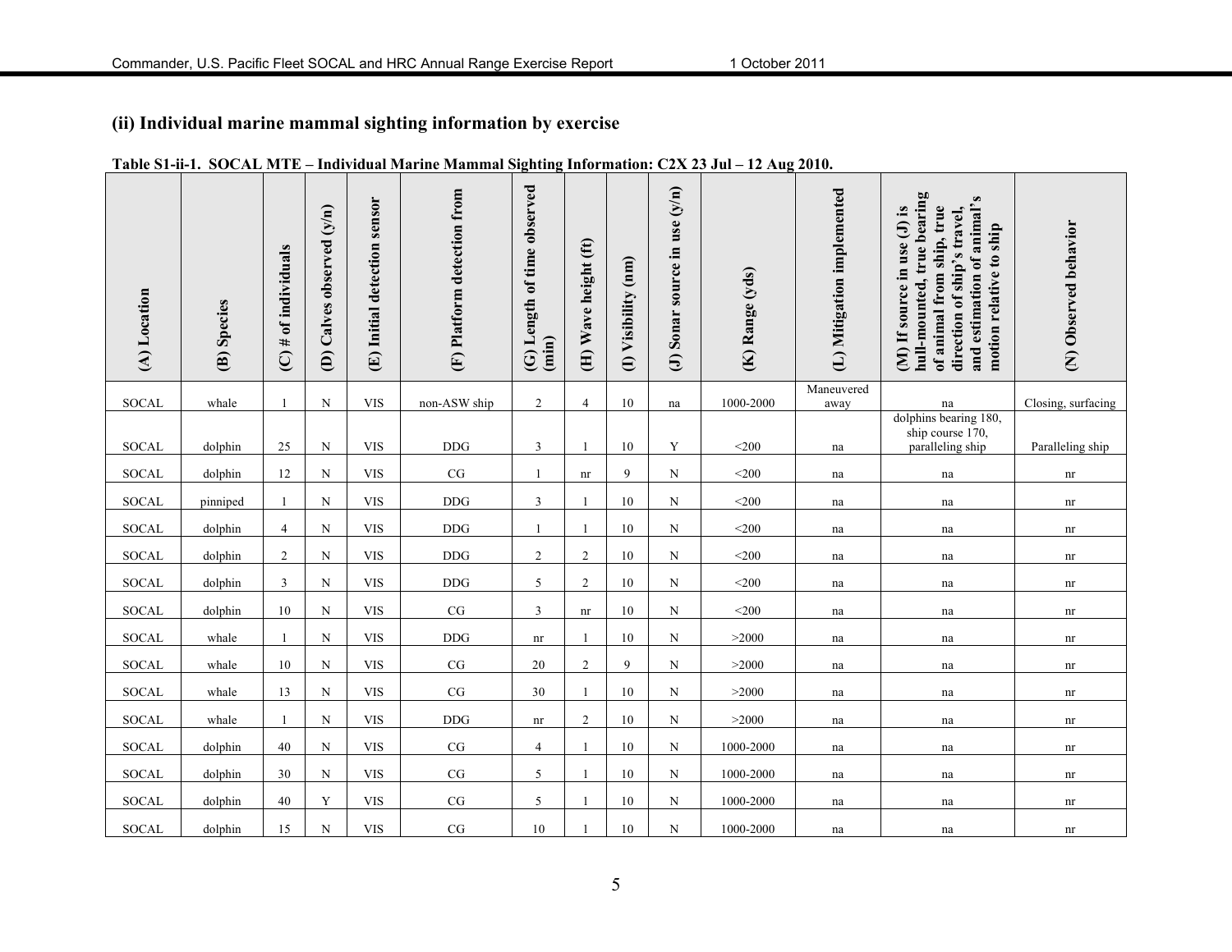### (ii) Individual marine mammal sighting information by exercise

**Table S1-ii-1. SOCAL MTE – Individual Marine Mammal Sighting Information: C2X 23 Jul – 12 Aug 2010.**

| (A) Location | (B) Species | (C) # of individuals | (D) Calves observed (y/n) | (E) Initial detection sensor | (F) Platform detection from | (G) Length of time observed (min) | (H) Wave height (ft) | (I) Visibility (nm) | (J) Sonar source in use (y/n) | (K) Range (yds) | (L) Mitigation implemented | (M) If source in use (J) is hull-mounted, true bearing of animal from ship, true direction of ship's travel, and estimation of animal's motion relative to ship | (N) Observed behavior |
|---|---|---|---|---|---|---|---|---|---|---|---|---|---|
| SOCAL | whale | 1 | N | VIS | non-ASW ship | 2 | 4 | 10 | na | 1000-2000 | Maneuvered away | na | Closing, surfacing |
| SOCAL | dolphin | 25 | N | VIS | DDG | 3 | 1 | 10 | Y | <200 | na | dolphins bearing 180, ship course 170, paralleling ship | Paralleling ship |
| SOCAL | dolphin | 12 | N | VIS | CG | 1 | nr | 9 | N | <200 | na | na | nr |
| SOCAL | pinniped | 1 | N | VIS | DDG | 3 | 1 | 10 | N | <200 | na | na | nr |
| SOCAL | dolphin | 4 | N | VIS | DDG | 1 | 1 | 10 | N | <200 | na | na | nr |
| SOCAL | dolphin | 2 | N | VIS | DDG | 2 | 2 | 10 | N | <200 | na | na | nr |
| SOCAL | dolphin | 3 | N | VIS | DDG | 5 | 2 | 10 | N | <200 | na | na | nr |
| SOCAL | dolphin | 10 | N | VIS | CG | 3 | nr | 10 | N | <200 | na | na | nr |
| SOCAL | whale | 1 | N | VIS | DDG | nr | 1 | 10 | N | >2000 | na | na | nr |
| SOCAL | whale | 10 | N | VIS | CG | 20 | 2 | 9 | N | >2000 | na | na | nr |
| SOCAL | whale | 13 | N | VIS | CG | 30 | 1 | 10 | N | >2000 | na | na | nr |
| SOCAL | whale | 1 | N | VIS | DDG | nr | 2 | 10 | N | >2000 | na | na | nr |
| SOCAL | dolphin | 40 | N | VIS | CG | 4 | 1 | 10 | N | 1000-2000 | na | na | nr |
| SOCAL | dolphin | 30 | N | VIS | CG | 5 | 1 | 10 | N | 1000-2000 | na | na | nr |
| SOCAL | dolphin | 40 | Y | VIS | CG | 5 | 1 | 10 | N | 1000-2000 | na | na | nr |
| SOCAL | dolphin | 15 | N | VIS | CG | 10 | 1 | 10 | N | 1000-2000 | na | na | nr |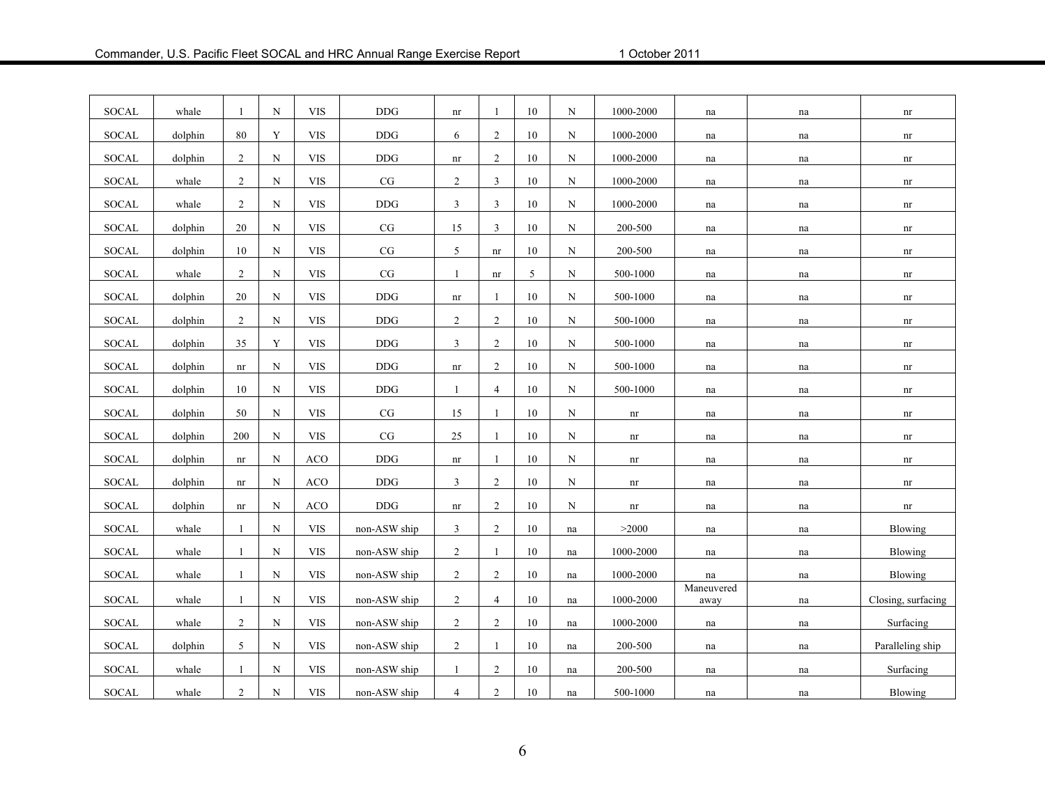| | | | | | | | | | | | | | |
|---|---|---|---|---|---|---|---|---|---|---|---|---|---|
| SOCAL | whale | 1 | N | VIS | DDG | nr | 1 | 10 | N | 1000-2000 | na | na | nr |
| SOCAL | dolphin | 80 | Y | VIS | DDG | 6 | 2 | 10 | N | 1000-2000 | na | na | nr |
| SOCAL | dolphin | 2 | N | VIS | DDG | nr | 2 | 10 | N | 1000-2000 | na | na | nr |
| SOCAL | whale | 2 | N | VIS | CG | 2 | 3 | 10 | N | 1000-2000 | na | na | nr |
| SOCAL | whale | 2 | N | VIS | DDG | 3 | 3 | 10 | N | 1000-2000 | na | na | nr |
| SOCAL | dolphin | 20 | N | VIS | CG | 15 | 3 | 10 | N | 200-500 | na | na | nr |
| SOCAL | dolphin | 10 | N | VIS | CG | 5 | nr | 10 | N | 200-500 | na | na | nr |
| SOCAL | whale | 2 | N | VIS | CG | 1 | nr | 5 | N | 500-1000 | na | na | nr |
| SOCAL | dolphin | 20 | N | VIS | DDG | nr | 1 | 10 | N | 500-1000 | na | na | nr |
| SOCAL | dolphin | 2 | N | VIS | DDG | 2 | 2 | 10 | N | 500-1000 | na | na | nr |
| SOCAL | dolphin | 35 | Y | VIS | DDG | 3 | 2 | 10 | N | 500-1000 | na | na | nr |
| SOCAL | dolphin | nr | N | VIS | DDG | nr | 2 | 10 | N | 500-1000 | na | na | nr |
| SOCAL | dolphin | 10 | N | VIS | DDG | 1 | 4 | 10 | N | 500-1000 | na | na | nr |
| SOCAL | dolphin | 50 | N | VIS | CG | 15 | 1 | 10 | N | nr | na | na | nr |
| SOCAL | dolphin | 200 | N | VIS | CG | 25 | 1 | 10 | N | nr | na | na | nr |
| SOCAL | dolphin | nr | N | ACO | DDG | nr | 1 | 10 | N | nr | na | na | nr |
| SOCAL | dolphin | nr | N | ACO | DDG | 3 | 2 | 10 | N | nr | na | na | nr |
| SOCAL | dolphin | nr | N | ACO | DDG | nr | 2 | 10 | N | nr | na | na | nr |
| SOCAL | whale | 1 | N | VIS | non-ASW ship | 3 | 2 | 10 | na | >2000 | na | na | Blowing |
| SOCAL | whale | 1 | N | VIS | non-ASW ship | 2 | 1 | 10 | na | 1000-2000 | na | na | Blowing |
| SOCAL | whale | 1 | N | VIS | non-ASW ship | 2 | 2 | 10 | na | 1000-2000 | na | na | Blowing |
| SOCAL | whale | 1 | N | VIS | non-ASW ship | 2 | 4 | 10 | na | 1000-2000 | Maneuvered away | na | Closing, surfacing |
| SOCAL | whale | 2 | N | VIS | non-ASW ship | 2 | 2 | 10 | na | 1000-2000 | na | na | Surfacing |
| SOCAL | dolphin | 5 | N | VIS | non-ASW ship | 2 | 1 | 10 | na | 200-500 | na | na | Paralleling ship |
| SOCAL | whale | 1 | N | VIS | non-ASW ship | 1 | 2 | 10 | na | 200-500 | na | na | Surfacing |
| SOCAL | whale | 2 | N | VIS | non-ASW ship | 4 | 2 | 10 | na | 500-1000 | na | na | Blowing |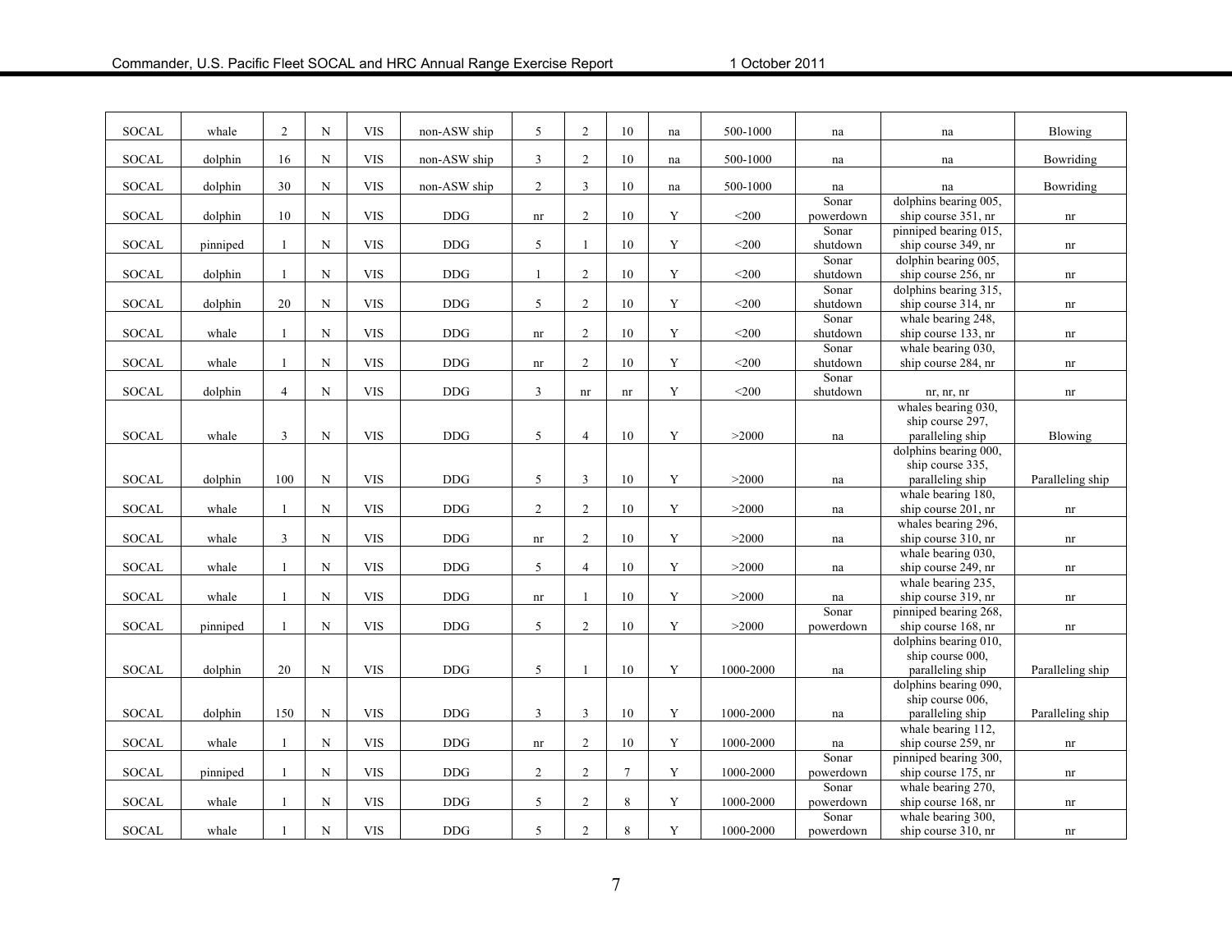| | | | | | | | | | | | | | |
|---|---|---|---|---|---|---|---|---|---|---|---|---|---|
| SOCAL | whale | 2 | N | VIS | non-ASW ship | 5 | 2 | 10 | na | 500-1000 | na | na | Blowing |
| SOCAL | dolphin | 16 | N | VIS | non-ASW ship | 3 | 2 | 10 | na | 500-1000 | na | na | Bowriding |
| SOCAL | dolphin | 30 | N | VIS | non-ASW ship | 2 | 3 | 10 | na | 500-1000 | na | na | Bowriding |
| SOCAL | dolphin | 10 | N | VIS | DDG | nr | 2 | 10 | Y | <200 | Sonar powerdown | dolphins bearing 005, ship course 351, nr | nr |
| SOCAL | pinniped | 1 | N | VIS | DDG | 5 | 1 | 10 | Y | <200 | Sonar shutdown | pinniped bearing 015, ship course 349, nr | nr |
| SOCAL | dolphin | 1 | N | VIS | DDG | 1 | 2 | 10 | Y | <200 | Sonar shutdown | dolphin bearing 005, ship course 256, nr | nr |
| SOCAL | dolphin | 20 | N | VIS | DDG | 5 | 2 | 10 | Y | <200 | Sonar shutdown | dolphins bearing 315, ship course 314, nr | nr |
| SOCAL | whale | 1 | N | VIS | DDG | nr | 2 | 10 | Y | <200 | Sonar shutdown | whale bearing 248, ship course 133, nr | nr |
| SOCAL | whale | 1 | N | VIS | DDG | nr | 2 | 10 | Y | <200 | Sonar shutdown | whale bearing 030, ship course 284, nr | nr |
| SOCAL | dolphin | 4 | N | VIS | DDG | 3 | nr | nr | Y | <200 | Sonar shutdown | nr, nr, nr | nr |
| SOCAL | whale | 3 | N | VIS | DDG | 5 | 4 | 10 | Y | >2000 | na | whales bearing 030, ship course 297, paralleling ship | Blowing |
| SOCAL | dolphin | 100 | N | VIS | DDG | 5 | 3 | 10 | Y | >2000 | na | dolphins bearing 000, ship course 335, paralleling ship | Paralleling ship |
| SOCAL | whale | 1 | N | VIS | DDG | 2 | 2 | 10 | Y | >2000 | na | whale bearing 180, ship course 201, nr | nr |
| SOCAL | whale | 3 | N | VIS | DDG | nr | 2 | 10 | Y | >2000 | na | whales bearing 296, ship course 310, nr | nr |
| SOCAL | whale | 1 | N | VIS | DDG | 5 | 4 | 10 | Y | >2000 | na | whale bearing 030, ship course 249, nr | nr |
| SOCAL | whale | 1 | N | VIS | DDG | nr | 1 | 10 | Y | >2000 | na | whale bearing 235, ship course 319, nr | nr |
| SOCAL | pinniped | 1 | N | VIS | DDG | 5 | 2 | 10 | Y | >2000 | Sonar powerdown | pinniped bearing 268, ship course 168, nr | nr |
| SOCAL | dolphin | 20 | N | VIS | DDG | 5 | 1 | 10 | Y | 1000-2000 | na | dolphins bearing 010, ship course 000, paralleling ship | Paralleling ship |
| SOCAL | dolphin | 150 | N | VIS | DDG | 3 | 3 | 10 | Y | 1000-2000 | na | dolphins bearing 090, ship course 006, paralleling ship | Paralleling ship |
| SOCAL | whale | 1 | N | VIS | DDG | nr | 2 | 10 | Y | 1000-2000 | na | whale bearing 112, ship course 259, nr | nr |
| SOCAL | pinniped | 1 | N | VIS | DDG | 2 | 2 | 7 | Y | 1000-2000 | Sonar powerdown | pinniped bearing 300, ship course 175, nr | nr |
| SOCAL | whale | 1 | N | VIS | DDG | 5 | 2 | 8 | Y | 1000-2000 | Sonar powerdown | whale bearing 270, ship course 168, nr | nr |
| SOCAL | whale | 1 | N | VIS | DDG | 5 | 2 | 8 | Y | 1000-2000 | Sonar powerdown | whale bearing 300, ship course 310, nr | nr |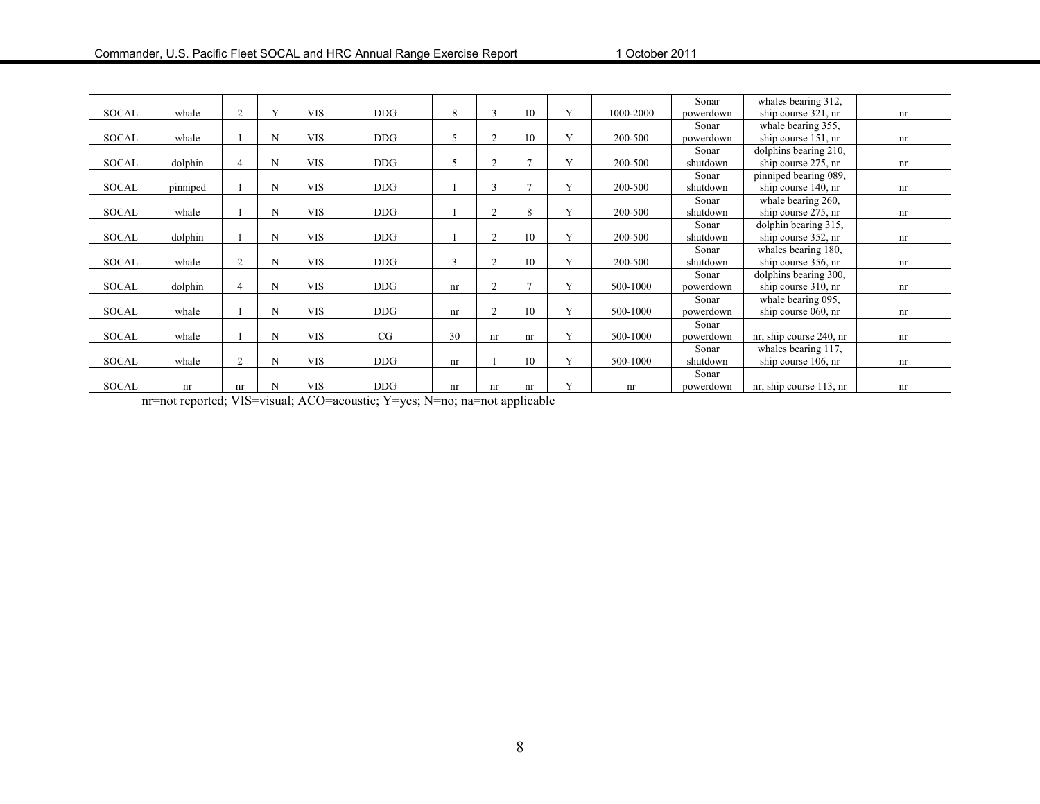| | | | | | | | | | | | | | |
|---|---|---|---|---|---|---|---|---|---|---|---|---|---|
| SOCAL | whale | 2 | Y | VIS | DDG | 8 | 3 | 10 | Y | 1000-2000 | Sonar powerdown | whales bearing 312, ship course 321, nr | nr |
| SOCAL | whale | 1 | N | VIS | DDG | 5 | 2 | 10 | Y | 200-500 | Sonar powerdown | whale bearing 355, ship course 151, nr | nr |
| SOCAL | dolphin | 4 | N | VIS | DDG | 5 | 2 | 7 | Y | 200-500 | Sonar shutdown | dolphins bearing 210, ship course 275, nr | nr |
| SOCAL | pinniped | 1 | N | VIS | DDG | 1 | 3 | 7 | Y | 200-500 | Sonar shutdown | pinniped bearing 089, ship course 140, nr | nr |
| SOCAL | whale | 1 | N | VIS | DDG | 1 | 2 | 8 | Y | 200-500 | Sonar shutdown | whale bearing 260, ship course 275, nr | nr |
| SOCAL | dolphin | 1 | N | VIS | DDG | 1 | 2 | 10 | Y | 200-500 | Sonar shutdown | dolphin bearing 315, ship course 352, nr | nr |
| SOCAL | whale | 2 | N | VIS | DDG | 3 | 2 | 10 | Y | 200-500 | Sonar shutdown | whales bearing 180, ship course 356, nr | nr |
| SOCAL | dolphin | 4 | N | VIS | DDG | nr | 2 | 7 | Y | 500-1000 | Sonar powerdown | dolphins bearing 300, ship course 310, nr | nr |
| SOCAL | whale | 1 | N | VIS | DDG | nr | 2 | 10 | Y | 500-1000 | Sonar powerdown | whale bearing 095, ship course 060, nr | nr |
| SOCAL | whale | 1 | N | VIS | CG | 30 | nr | nr | Y | 500-1000 | Sonar powerdown | nr, ship course 240, nr | nr |
| SOCAL | whale | 2 | N | VIS | DDG | nr | 1 | 10 | Y | 500-1000 | Sonar shutdown | whales bearing 117, ship course 106, nr | nr |
| SOCAL | nr | nr | N | VIS | DDG | nr | nr | nr | Y | nr | Sonar powerdown | nr, ship course 113, nr | nr |

nr=not reported; VIS=visual; ACO=acoustic; Y=yes; N=no; na=not applicable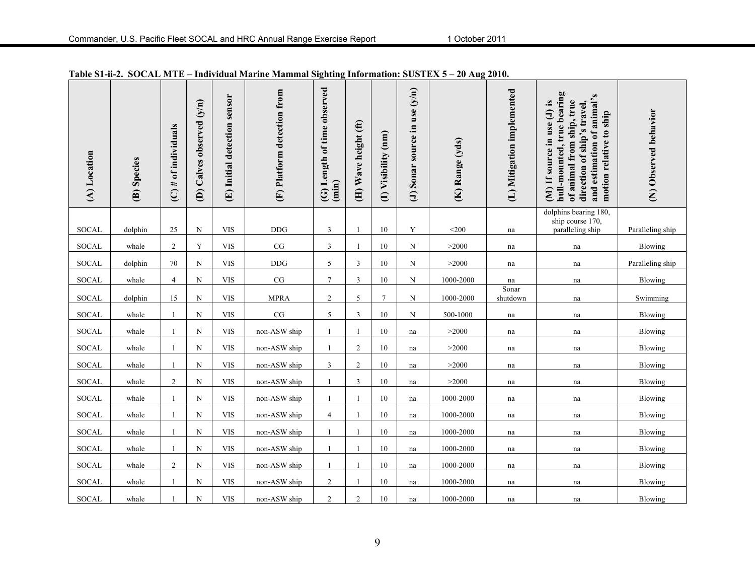**Table S1-ii-2. SOCAL MTE – Individual Marine Mammal Sighting Information: SUSTEX 5 – 20 Aug 2010.**

| (A) Location | (B) Species | (C) # of individuals | (D) Calves observed (y/n) | (E) Initial detection sensor | (F) Platform detection from | (G) Length of time observed (min) | (H) Wave height (ft) | (I) Visibility (nm) | (J) Sonar source in use (y/n) | (K) Range (yds) | (L) Mitigation implemented | (M) If source in use (J) is hull-mounted, true bearing of animal from ship, true direction of ship's travel, and estimation of animal's motion relative to ship | (N) Observed behavior |
|---|---|---|---|---|---|---|---|---|---|---|---|---|---|
| SOCAL | dolphin | 25 | N | VIS | DDG | 3 | 1 | 10 | Y | <200 | na | dolphins bearing 180, ship course 170, paralleling ship | Paralleling ship |
| SOCAL | whale | 2 | Y | VIS | CG | 3 | 1 | 10 | N | >2000 | na | na | Blowing |
| SOCAL | dolphin | 70 | N | VIS | DDG | 5 | 3 | 10 | N | >2000 | na | na | Paralleling ship |
| SOCAL | whale | 4 | N | VIS | CG | 7 | 3 | 10 | N | 1000-2000 | na | na | Blowing |
| SOCAL | dolphin | 15 | N | VIS | MPRA | 2 | 5 | 7 | N | 1000-2000 | Sonar shutdown | na | Swimming |
| SOCAL | whale | 1 | N | VIS | CG | 5 | 3 | 10 | N | 500-1000 | na | na | Blowing |
| SOCAL | whale | 1 | N | VIS | non-ASW ship | 1 | 1 | 10 | na | >2000 | na | na | Blowing |
| SOCAL | whale | 1 | N | VIS | non-ASW ship | 1 | 2 | 10 | na | >2000 | na | na | Blowing |
| SOCAL | whale | 1 | N | VIS | non-ASW ship | 3 | 2 | 10 | na | >2000 | na | na | Blowing |
| SOCAL | whale | 2 | N | VIS | non-ASW ship | 1 | 3 | 10 | na | >2000 | na | na | Blowing |
| SOCAL | whale | 1 | N | VIS | non-ASW ship | 1 | 1 | 10 | na | 1000-2000 | na | na | Blowing |
| SOCAL | whale | 1 | N | VIS | non-ASW ship | 4 | 1 | 10 | na | 1000-2000 | na | na | Blowing |
| SOCAL | whale | 1 | N | VIS | non-ASW ship | 1 | 1 | 10 | na | 1000-2000 | na | na | Blowing |
| SOCAL | whale | 1 | N | VIS | non-ASW ship | 1 | 1 | 10 | na | 1000-2000 | na | na | Blowing |
| SOCAL | whale | 2 | N | VIS | non-ASW ship | 1 | 1 | 10 | na | 1000-2000 | na | na | Blowing |
| SOCAL | whale | 1 | N | VIS | non-ASW ship | 2 | 1 | 10 | na | 1000-2000 | na | na | Blowing |
| SOCAL | whale | 1 | N | VIS | non-ASW ship | 2 | 2 | 10 | na | 1000-2000 | na | na | Blowing |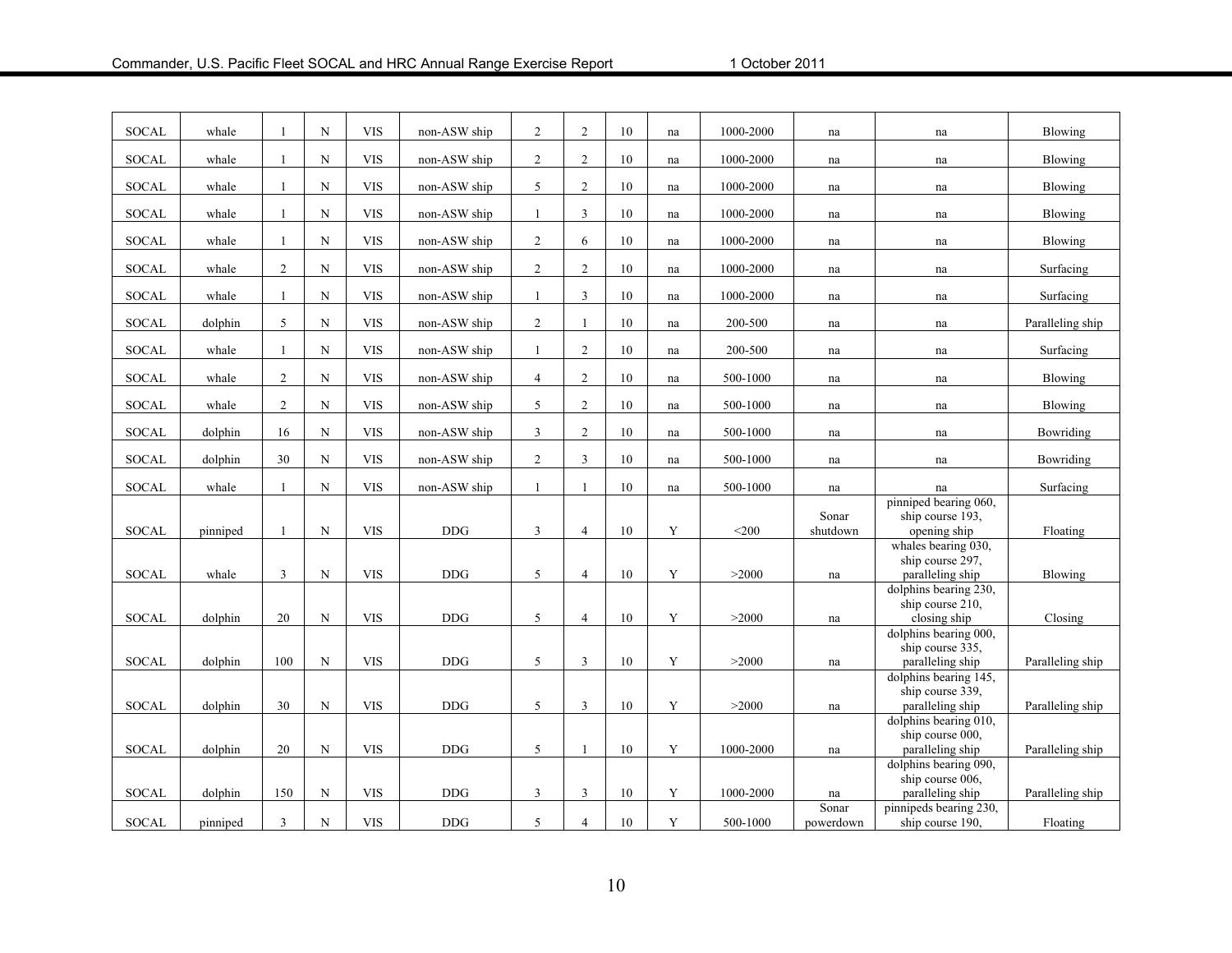| | | | | | | | | | | | | | |
|---|---|---|---|---|---|---|---|---|---|---|---|---|---|
| SOCAL | whale | 1 | N | VIS | non-ASW ship | 2 | 2 | 10 | na | 1000-2000 | na | na | Blowing |
| SOCAL | whale | 1 | N | VIS | non-ASW ship | 2 | 2 | 10 | na | 1000-2000 | na | na | Blowing |
| SOCAL | whale | 1 | N | VIS | non-ASW ship | 5 | 2 | 10 | na | 1000-2000 | na | na | Blowing |
| SOCAL | whale | 1 | N | VIS | non-ASW ship | 1 | 3 | 10 | na | 1000-2000 | na | na | Blowing |
| SOCAL | whale | 1 | N | VIS | non-ASW ship | 2 | 6 | 10 | na | 1000-2000 | na | na | Blowing |
| SOCAL | whale | 2 | N | VIS | non-ASW ship | 2 | 2 | 10 | na | 1000-2000 | na | na | Surfacing |
| SOCAL | whale | 1 | N | VIS | non-ASW ship | 1 | 3 | 10 | na | 1000-2000 | na | na | Surfacing |
| SOCAL | dolphin | 5 | N | VIS | non-ASW ship | 2 | 1 | 10 | na | 200-500 | na | na | Paralleling ship |
| SOCAL | whale | 1 | N | VIS | non-ASW ship | 1 | 2 | 10 | na | 200-500 | na | na | Surfacing |
| SOCAL | whale | 2 | N | VIS | non-ASW ship | 4 | 2 | 10 | na | 500-1000 | na | na | Blowing |
| SOCAL | whale | 2 | N | VIS | non-ASW ship | 5 | 2 | 10 | na | 500-1000 | na | na | Blowing |
| SOCAL | dolphin | 16 | N | VIS | non-ASW ship | 3 | 2 | 10 | na | 500-1000 | na | na | Bowriding |
| SOCAL | dolphin | 30 | N | VIS | non-ASW ship | 2 | 3 | 10 | na | 500-1000 | na | na | Bowriding |
| SOCAL | whale | 1 | N | VIS | non-ASW ship | 1 | 1 | 10 | na | 500-1000 | na | na | Surfacing |
| SOCAL | pinniped | 1 | N | VIS | DDG | 3 | 4 | 10 | Y | <200 | Sonar shutdown | pinniped bearing 060, ship course 193, opening ship | Floating |
| SOCAL | whale | 3 | N | VIS | DDG | 5 | 4 | 10 | Y | >2000 | na | whales bearing 030, ship course 297, paralleling ship | Blowing |
| SOCAL | dolphin | 20 | N | VIS | DDG | 5 | 4 | 10 | Y | >2000 | na | dolphins bearing 230, ship course 210, closing ship | Closing |
| SOCAL | dolphin | 100 | N | VIS | DDG | 5 | 3 | 10 | Y | >2000 | na | dolphins bearing 000, ship course 335, paralleling ship | Paralleling ship |
| SOCAL | dolphin | 30 | N | VIS | DDG | 5 | 3 | 10 | Y | >2000 | na | dolphins bearing 145, ship course 339, paralleling ship | Paralleling ship |
| SOCAL | dolphin | 20 | N | VIS | DDG | 5 | 1 | 10 | Y | 1000-2000 | na | dolphins bearing 010, ship course 000, paralleling ship | Paralleling ship |
| SOCAL | dolphin | 150 | N | VIS | DDG | 3 | 3 | 10 | Y | 1000-2000 | na | dolphins bearing 090, ship course 006, paralleling ship | Paralleling ship |
| SOCAL | pinniped | 3 | N | VIS | DDG | 5 | 4 | 10 | Y | 500-1000 | Sonar powerdown | pinnipeds bearing 230, ship course 190, | Floating |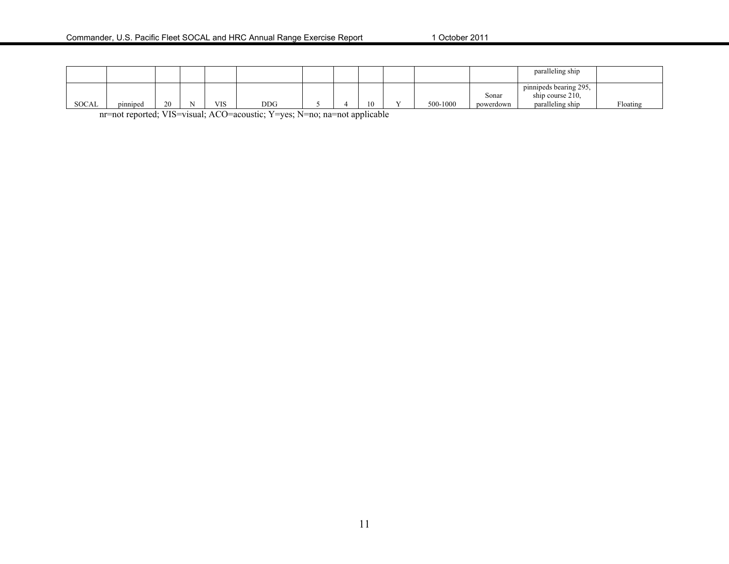|  |  |  |  |  |  |  |  |  |  |  |  |  |  |
|---|---|---|---|---|---|---|---|---|---|---|---|---|---|
|  |  |  |  |  |  |  |  |  |  |  |  | paralleling ship |  |
| SOCAL | pinniped | 20 | N | VIS | DDG | 5 | 4 | 10 | Y | 500-1000 | Sonar powerdown | pinnipeds bearing 295, ship course 210, paralleling ship | Floating |

nr=not reported; VIS=visual; ACO=acoustic; Y=yes; N=no; na=not applicable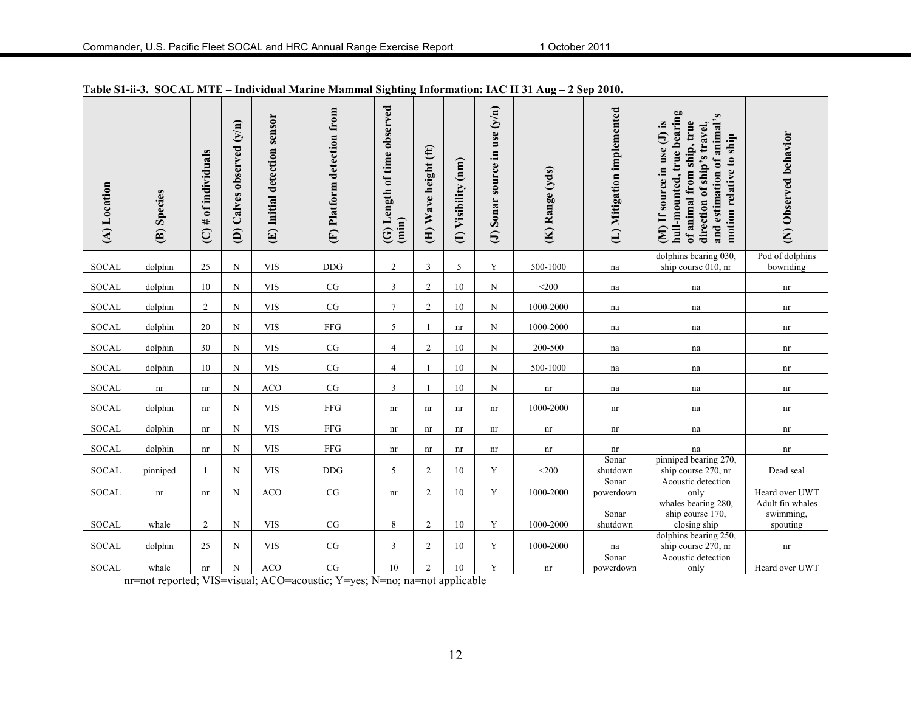**Table S1-ii-3. SOCAL MTE – Individual Marine Mammal Sighting Information: IAC II 31 Aug – 2 Sep 2010.**

| (A) Location | (B) Species | (C) # of individuals | (D) Calves observed (y/n) | (E) Initial detection sensor | (F) Platform detection from | (G) Length of time observed (min) | (H) Wave height (ft) | (I) Visibility (nm) | (J) Sonar source in use (y/n) | (K) Range (yds) | (L) Mitigation implemented | (M) If source in use (J) is hull-mounted, true bearing of animal from ship, true direction of ship's travel, and estimation of animal's motion relative to ship | (N) Observed behavior |
|---|---|---|---|---|---|---|---|---|---|---|---|---|---|
| SOCAL | dolphin | 25 | N | VIS | DDG | 2 | 3 | 5 | Y | 500-1000 | na | dolphins bearing 030, ship course 010, nr | Pod of dolphins bowriding |
| SOCAL | dolphin | 10 | N | VIS | CG | 3 | 2 | 10 | N | <200 | na | na | nr |
| SOCAL | dolphin | 2 | N | VIS | CG | 7 | 2 | 10 | N | 1000-2000 | na | na | nr |
| SOCAL | dolphin | 20 | N | VIS | FFG | 5 | 1 | nr | N | 1000-2000 | na | na | nr |
| SOCAL | dolphin | 30 | N | VIS | CG | 4 | 2 | 10 | N | 200-500 | na | na | nr |
| SOCAL | dolphin | 10 | N | VIS | CG | 4 | 1 | 10 | N | 500-1000 | na | na | nr |
| SOCAL | nr | nr | N | ACO | CG | 3 | 1 | 10 | N | nr | na | na | nr |
| SOCAL | dolphin | nr | N | VIS | FFG | nr | nr | nr | nr | 1000-2000 | nr | na | nr |
| SOCAL | dolphin | nr | N | VIS | FFG | nr | nr | nr | nr | nr | nr | na | nr |
| SOCAL | dolphin | nr | N | VIS | FFG | nr | nr | nr | nr | nr | nr | na | nr |
| SOCAL | pinniped | 1 | N | VIS | DDG | 5 | 2 | 10 | Y | <200 | Sonar shutdown | pinniped bearing 270, ship course 270, nr | Dead seal |
| SOCAL | nr | nr | N | ACO | CG | nr | 2 | 10 | Y | 1000-2000 | Sonar powerdown | Acoustic detection only | Heard over UWT |
| SOCAL | whale | 2 | N | VIS | CG | 8 | 2 | 10 | Y | 1000-2000 | Sonar shutdown | whales bearing 280, ship course 170, closing ship | Adult fin whales swimming, spouting |
| SOCAL | dolphin | 25 | N | VIS | CG | 3 | 2 | 10 | Y | 1000-2000 | na | dolphins bearing 250, ship course 270, nr | nr |
| SOCAL | whale | nr | N | ACO | CG | 10 | 2 | 10 | Y | nr | Sonar powerdown | Acoustic detection only | Heard over UWT |

nr=not reported; VIS=visual; ACO=acoustic; Y=yes; N=no; na=not applicable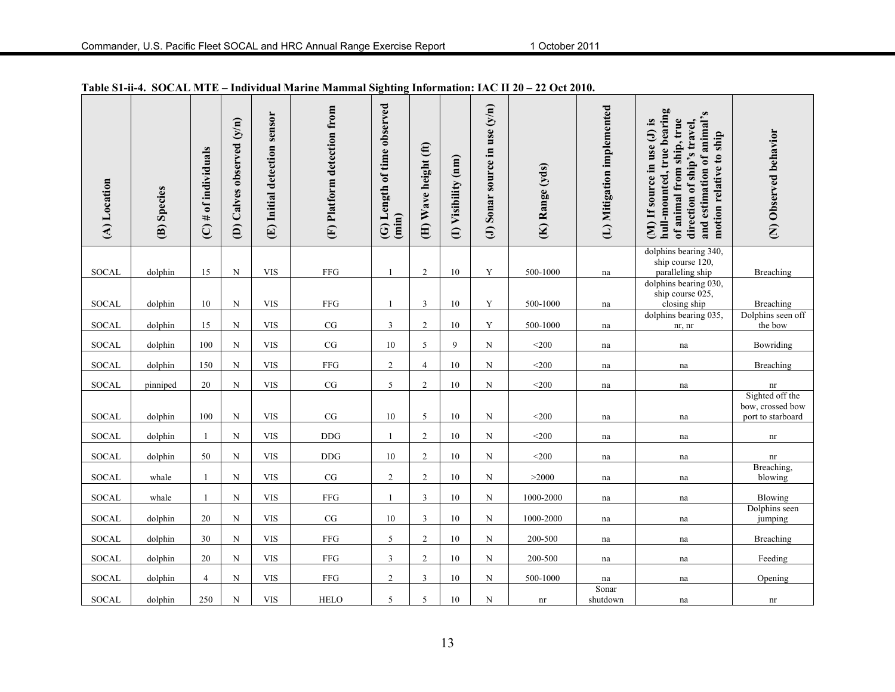**Table S1-ii-4. SOCAL MTE – Individual Marine Mammal Sighting Information: IAC II 20 – 22 Oct 2010.**

| (A) Location | (B) Species | (C) # of individuals | (D) Calves observed (y/n) | (E) Initial detection sensor | (F) Platform detection from | (G) Length of time observed (min) | (H) Wave height (ft) | (I) Visibility (nm) | (J) Sonar source in use (y/n) | (K) Range (yds) | (L) Mitigation implemented | (M) If source in use (J) is hull-mounted, true bearing of animal from ship, true direction of ship's travel, and estimation of animal's motion relative to ship | (N) Observed behavior |
|---|---|---|---|---|---|---|---|---|---|---|---|---|---|
| SOCAL | dolphin | 15 | N | VIS | FFG | 1 | 2 | 10 | Y | 500-1000 | na | dolphins bearing 340, ship course 120, paralleling ship | Breaching |
| SOCAL | dolphin | 10 | N | VIS | FFG | 1 | 3 | 10 | Y | 500-1000 | na | dolphins bearing 030, ship course 025, closing ship | Breaching |
| SOCAL | dolphin | 15 | N | VIS | CG | 3 | 2 | 10 | Y | 500-1000 | na | dolphins bearing 035, nr, nr | Dolphins seen off the bow |
| SOCAL | dolphin | 100 | N | VIS | CG | 10 | 5 | 9 | N | <200 | na | na | Bowriding |
| SOCAL | dolphin | 150 | N | VIS | FFG | 2 | 4 | 10 | N | <200 | na | na | Breaching |
| SOCAL | pinniped | 20 | N | VIS | CG | 5 | 2 | 10 | N | <200 | na | na | nr |
| SOCAL | dolphin | 100 | N | VIS | CG | 10 | 5 | 10 | N | <200 | na | na | Sighted off the bow, crossed bow port to starboard |
| SOCAL | dolphin | 1 | N | VIS | DDG | 1 | 2 | 10 | N | <200 | na | na | nr |
| SOCAL | dolphin | 50 | N | VIS | DDG | 10 | 2 | 10 | N | <200 | na | na | nr |
| SOCAL | whale | 1 | N | VIS | CG | 2 | 2 | 10 | N | >2000 | na | na | Breaching, blowing |
| SOCAL | whale | 1 | N | VIS | FFG | 1 | 3 | 10 | N | 1000-2000 | na | na | Blowing |
| SOCAL | dolphin | 20 | N | VIS | CG | 10 | 3 | 10 | N | 1000-2000 | na | na | Dolphins seen jumping |
| SOCAL | dolphin | 30 | N | VIS | FFG | 5 | 2 | 10 | N | 200-500 | na | na | Breaching |
| SOCAL | dolphin | 20 | N | VIS | FFG | 3 | 2 | 10 | N | 200-500 | na | na | Feeding |
| SOCAL | dolphin | 4 | N | VIS | FFG | 2 | 3 | 10 | N | 500-1000 | na | na | Opening |
| SOCAL | dolphin | 250 | N | VIS | HELO | 5 | 5 | 10 | N | nr | Sonar shutdown | na | nr |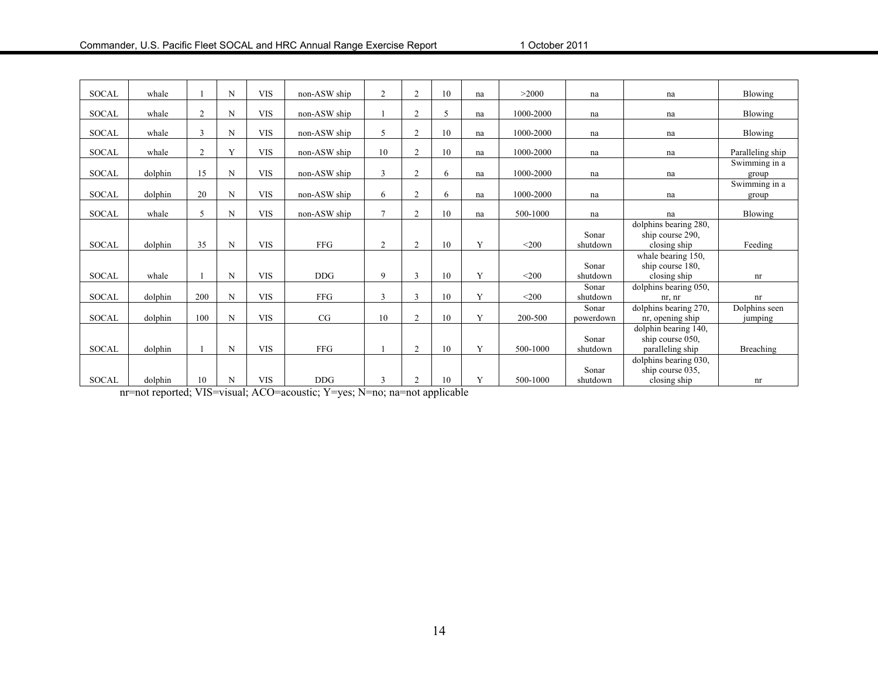| | | | | | | | | | | | | | |
|---|---|---|---|---|---|---|---|---|---|---|---|---|---|
| SOCAL | whale | 1 | N | VIS | non-ASW ship | 2 | 2 | 10 | na | >2000 | na | na | Blowing |
| SOCAL | whale | 2 | N | VIS | non-ASW ship | 1 | 2 | 5 | na | 1000-2000 | na | na | Blowing |
| SOCAL | whale | 3 | N | VIS | non-ASW ship | 5 | 2 | 10 | na | 1000-2000 | na | na | Blowing |
| SOCAL | whale | 2 | Y | VIS | non-ASW ship | 10 | 2 | 10 | na | 1000-2000 | na | na | Paralleling ship |
| SOCAL | dolphin | 15 | N | VIS | non-ASW ship | 3 | 2 | 6 | na | 1000-2000 | na | na | Swimming in a group |
| SOCAL | dolphin | 20 | N | VIS | non-ASW ship | 6 | 2 | 6 | na | 1000-2000 | na | na | Swimming in a group |
| SOCAL | whale | 5 | N | VIS | non-ASW ship | 7 | 2 | 10 | na | 500-1000 | na | na | Blowing |
| SOCAL | dolphin | 35 | N | VIS | FFG | 2 | 2 | 10 | Y | <200 | Sonar shutdown | dolphins bearing 280, ship course 290, closing ship | Feeding |
| SOCAL | whale | 1 | N | VIS | DDG | 9 | 3 | 10 | Y | <200 | Sonar shutdown | whale bearing 150, ship course 180, closing ship | nr |
| SOCAL | dolphin | 200 | N | VIS | FFG | 3 | 3 | 10 | Y | <200 | Sonar shutdown | dolphins bearing 050, nr, nr | nr |
| SOCAL | dolphin | 100 | N | VIS | CG | 10 | 2 | 10 | Y | 200-500 | Sonar powerdown | dolphins bearing 270, nr, opening ship | Dolphins seen jumping |
| SOCAL | dolphin | 1 | N | VIS | FFG | 1 | 2 | 10 | Y | 500-1000 | Sonar shutdown | dolphin bearing 140, ship course 050, paralleling ship | Breaching |
| SOCAL | dolphin | 10 | N | VIS | DDG | 3 | 2 | 10 | Y | 500-1000 | Sonar shutdown | dolphins bearing 030, ship course 035, closing ship | nr |

nr=not reported; VIS=visual; ACO=acoustic; Y=yes; N=no; na=not applicable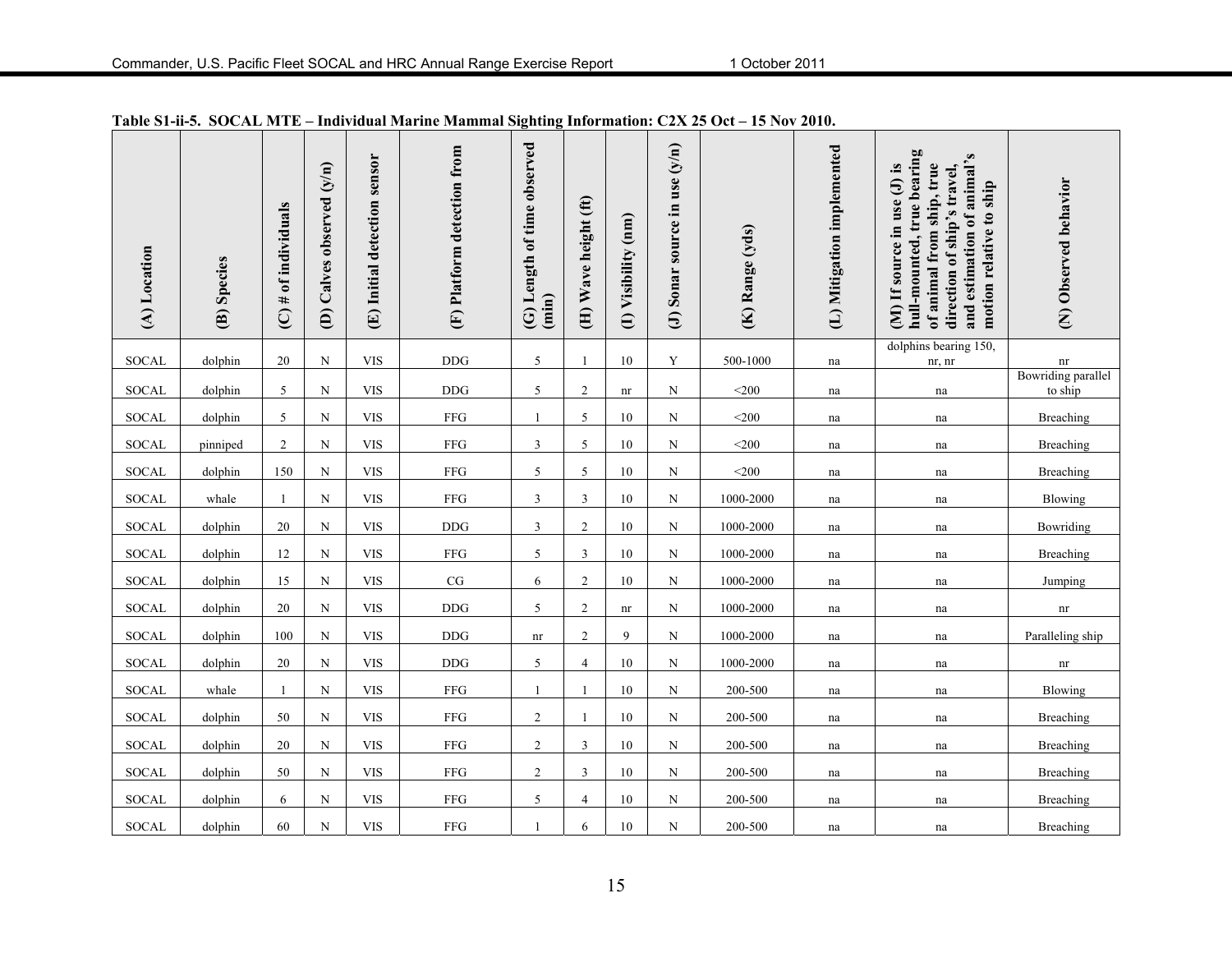**Table S1-ii-5. SOCAL MTE – Individual Marine Mammal Sighting Information: C2X 25 Oct – 15 Nov 2010.**

| (A) Location | (B) Species | (C) # of individuals | (D) Calves observed (y/n) | (E) Initial detection sensor | (F) Platform detection from | (G) Length of time observed (min) | (H) Wave height (ft) | (I) Visibility (nm) | (J) Sonar source in use (y/n) | (K) Range (yds) | (L) Mitigation implemented | (M) If source in use (J) is hull-mounted, true bearing of animal from ship, true direction of ship's travel, and estimation of animal's motion relative to ship | (N) Observed behavior |
|---|---|---|---|---|---|---|---|---|---|---|---|---|---|
| SOCAL | dolphin | 20 | N | VIS | DDG | 5 | 1 | 10 | Y | 500-1000 | na | dolphins bearing 150, nr, nr | nr |
| SOCAL | dolphin | 5 | N | VIS | DDG | 5 | 2 | nr | N | <200 | na | na | Bowriding parallel to ship |
| SOCAL | dolphin | 5 | N | VIS | FFG | 1 | 5 | 10 | N | <200 | na | na | Breaching |
| SOCAL | pinniped | 2 | N | VIS | FFG | 3 | 5 | 10 | N | <200 | na | na | Breaching |
| SOCAL | dolphin | 150 | N | VIS | FFG | 5 | 5 | 10 | N | <200 | na | na | Breaching |
| SOCAL | whale | 1 | N | VIS | FFG | 3 | 3 | 10 | N | 1000-2000 | na | na | Blowing |
| SOCAL | dolphin | 20 | N | VIS | DDG | 3 | 2 | 10 | N | 1000-2000 | na | na | Bowriding |
| SOCAL | dolphin | 12 | N | VIS | FFG | 5 | 3 | 10 | N | 1000-2000 | na | na | Breaching |
| SOCAL | dolphin | 15 | N | VIS | CG | 6 | 2 | 10 | N | 1000-2000 | na | na | Jumping |
| SOCAL | dolphin | 20 | N | VIS | DDG | 5 | 2 | nr | N | 1000-2000 | na | na | nr |
| SOCAL | dolphin | 100 | N | VIS | DDG | nr | 2 | 9 | N | 1000-2000 | na | na | Paralleling ship |
| SOCAL | dolphin | 20 | N | VIS | DDG | 5 | 4 | 10 | N | 1000-2000 | na | na | nr |
| SOCAL | whale | 1 | N | VIS | FFG | 1 | 1 | 10 | N | 200-500 | na | na | Blowing |
| SOCAL | dolphin | 50 | N | VIS | FFG | 2 | 1 | 10 | N | 200-500 | na | na | Breaching |
| SOCAL | dolphin | 20 | N | VIS | FFG | 2 | 3 | 10 | N | 200-500 | na | na | Breaching |
| SOCAL | dolphin | 50 | N | VIS | FFG | 2 | 3 | 10 | N | 200-500 | na | na | Breaching |
| SOCAL | dolphin | 6 | N | VIS | FFG | 5 | 4 | 10 | N | 200-500 | na | na | Breaching |
| SOCAL | dolphin | 60 | N | VIS | FFG | 1 | 6 | 10 | N | 200-500 | na | na | Breaching |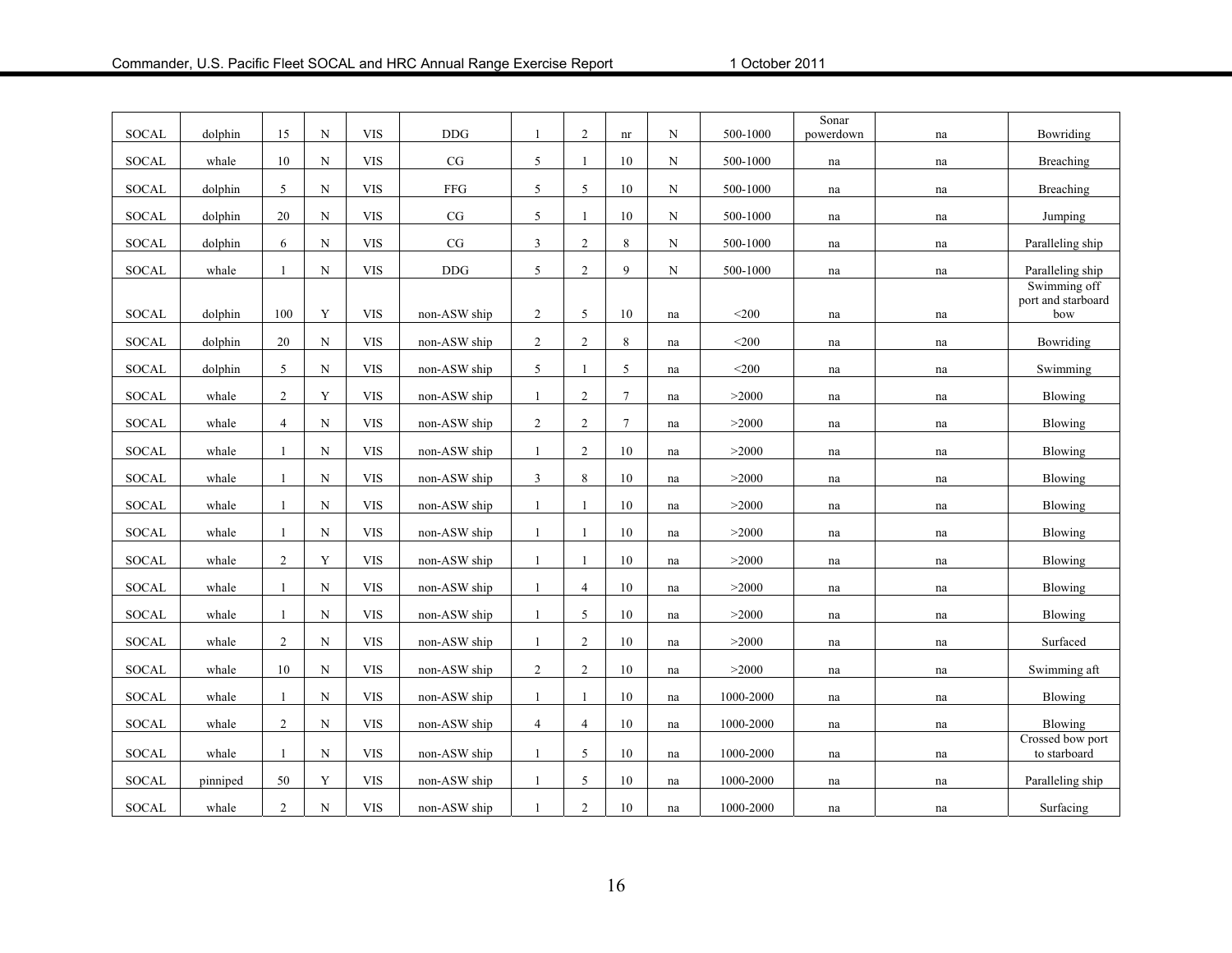| | | | | | | | | | | | | | |
|---|---|---|---|---|---|---|---|---|---|---|---|---|---|
| SOCAL | dolphin | 15 | N | VIS | DDG | 1 | 2 | nr | N | 500-1000 | Sonar powerdown | na | Bowriding |
| SOCAL | whale | 10 | N | VIS | CG | 5 | 1 | 10 | N | 500-1000 | na | na | Breaching |
| SOCAL | dolphin | 5 | N | VIS | FFG | 5 | 5 | 10 | N | 500-1000 | na | na | Breaching |
| SOCAL | dolphin | 20 | N | VIS | CG | 5 | 1 | 10 | N | 500-1000 | na | na | Jumping |
| SOCAL | dolphin | 6 | N | VIS | CG | 3 | 2 | 8 | N | 500-1000 | na | na | Paralleling ship |
| SOCAL | whale | 1 | N | VIS | DDG | 5 | 2 | 9 | N | 500-1000 | na | na | Paralleling ship |
| SOCAL | dolphin | 100 | Y | VIS | non-ASW ship | 2 | 5 | 10 | na | <200 | na | na | Swimming off port and starboard bow |
| SOCAL | dolphin | 20 | N | VIS | non-ASW ship | 2 | 2 | 8 | na | <200 | na | na | Bowriding |
| SOCAL | dolphin | 5 | N | VIS | non-ASW ship | 5 | 1 | 5 | na | <200 | na | na | Swimming |
| SOCAL | whale | 2 | Y | VIS | non-ASW ship | 1 | 2 | 7 | na | >2000 | na | na | Blowing |
| SOCAL | whale | 4 | N | VIS | non-ASW ship | 2 | 2 | 7 | na | >2000 | na | na | Blowing |
| SOCAL | whale | 1 | N | VIS | non-ASW ship | 1 | 2 | 10 | na | >2000 | na | na | Blowing |
| SOCAL | whale | 1 | N | VIS | non-ASW ship | 3 | 8 | 10 | na | >2000 | na | na | Blowing |
| SOCAL | whale | 1 | N | VIS | non-ASW ship | 1 | 1 | 10 | na | >2000 | na | na | Blowing |
| SOCAL | whale | 1 | N | VIS | non-ASW ship | 1 | 1 | 10 | na | >2000 | na | na | Blowing |
| SOCAL | whale | 2 | Y | VIS | non-ASW ship | 1 | 1 | 10 | na | >2000 | na | na | Blowing |
| SOCAL | whale | 1 | N | VIS | non-ASW ship | 1 | 4 | 10 | na | >2000 | na | na | Blowing |
| SOCAL | whale | 1 | N | VIS | non-ASW ship | 1 | 5 | 10 | na | >2000 | na | na | Blowing |
| SOCAL | whale | 2 | N | VIS | non-ASW ship | 1 | 2 | 10 | na | >2000 | na | na | Surfaced |
| SOCAL | whale | 10 | N | VIS | non-ASW ship | 2 | 2 | 10 | na | >2000 | na | na | Swimming aft |
| SOCAL | whale | 1 | N | VIS | non-ASW ship | 1 | 1 | 10 | na | 1000-2000 | na | na | Blowing |
| SOCAL | whale | 2 | N | VIS | non-ASW ship | 4 | 4 | 10 | na | 1000-2000 | na | na | Blowing |
| SOCAL | whale | 1 | N | VIS | non-ASW ship | 1 | 5 | 10 | na | 1000-2000 | na | na | Crossed bow port to starboard |
| SOCAL | pinniped | 50 | Y | VIS | non-ASW ship | 1 | 5 | 10 | na | 1000-2000 | na | na | Paralleling ship |
| SOCAL | whale | 2 | N | VIS | non-ASW ship | 1 | 2 | 10 | na | 1000-2000 | na | na | Surfacing |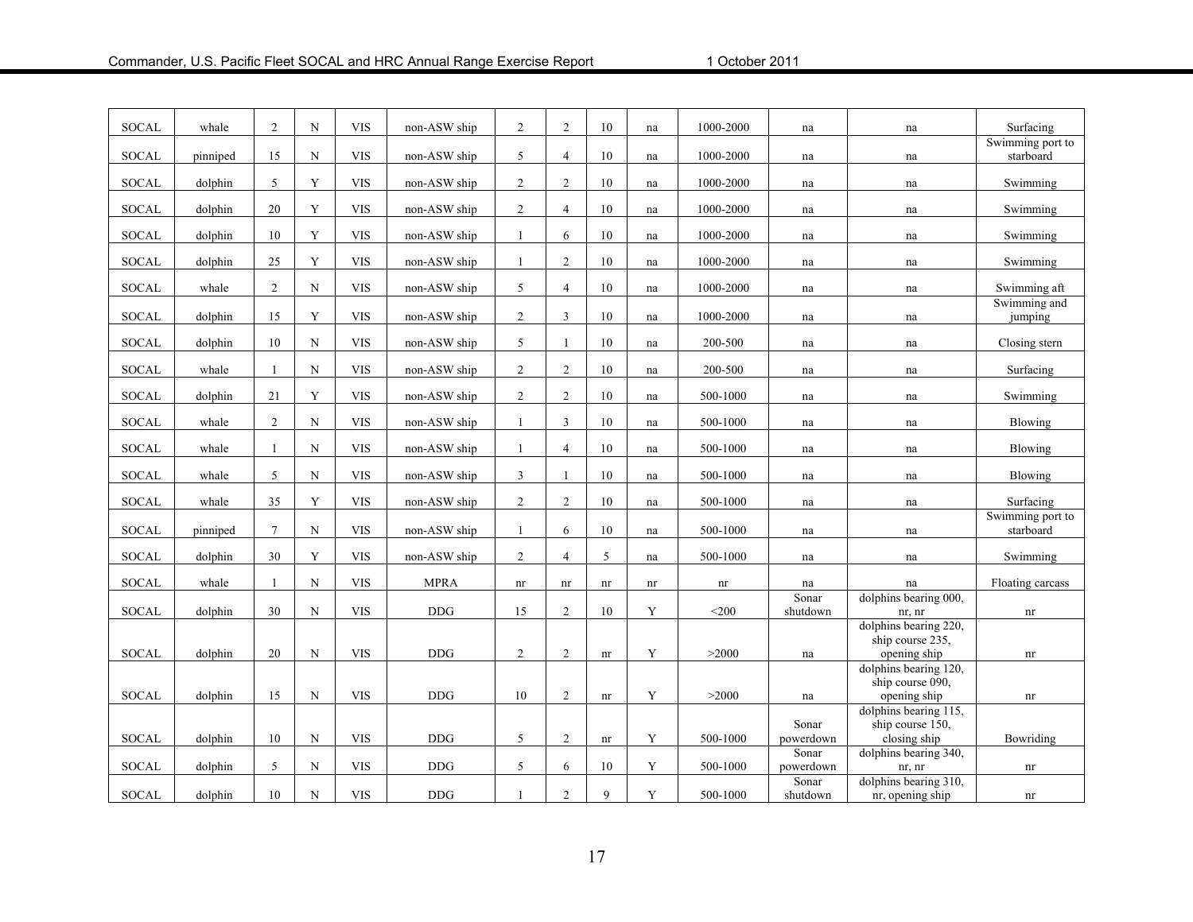| | | | | | | | | | | | | | |
|---|---|---|---|---|---|---|---|---|---|---|---|---|---|
| SOCAL | whale | 2 | N | VIS | non-ASW ship | 2 | 2 | 10 | na | 1000-2000 | na | na | Surfacing |
| SOCAL | pinniped | 15 | N | VIS | non-ASW ship | 5 | 4 | 10 | na | 1000-2000 | na | na | Swimming port to starboard |
| SOCAL | dolphin | 5 | Y | VIS | non-ASW ship | 2 | 2 | 10 | na | 1000-2000 | na | na | Swimming |
| SOCAL | dolphin | 20 | Y | VIS | non-ASW ship | 2 | 4 | 10 | na | 1000-2000 | na | na | Swimming |
| SOCAL | dolphin | 10 | Y | VIS | non-ASW ship | 1 | 6 | 10 | na | 1000-2000 | na | na | Swimming |
| SOCAL | dolphin | 25 | Y | VIS | non-ASW ship | 1 | 2 | 10 | na | 1000-2000 | na | na | Swimming |
| SOCAL | whale | 2 | N | VIS | non-ASW ship | 5 | 4 | 10 | na | 1000-2000 | na | na | Swimming aft |
| SOCAL | dolphin | 15 | Y | VIS | non-ASW ship | 2 | 3 | 10 | na | 1000-2000 | na | na | Swimming and jumping |
| SOCAL | dolphin | 10 | N | VIS | non-ASW ship | 5 | 1 | 10 | na | 200-500 | na | na | Closing stern |
| SOCAL | whale | 1 | N | VIS | non-ASW ship | 2 | 2 | 10 | na | 200-500 | na | na | Surfacing |
| SOCAL | dolphin | 21 | Y | VIS | non-ASW ship | 2 | 2 | 10 | na | 500-1000 | na | na | Swimming |
| SOCAL | whale | 2 | N | VIS | non-ASW ship | 1 | 3 | 10 | na | 500-1000 | na | na | Blowing |
| SOCAL | whale | 1 | N | VIS | non-ASW ship | 1 | 4 | 10 | na | 500-1000 | na | na | Blowing |
| SOCAL | whale | 5 | N | VIS | non-ASW ship | 3 | 1 | 10 | na | 500-1000 | na | na | Blowing |
| SOCAL | whale | 35 | Y | VIS | non-ASW ship | 2 | 2 | 10 | na | 500-1000 | na | na | Surfacing |
| SOCAL | pinniped | 7 | N | VIS | non-ASW ship | 1 | 6 | 10 | na | 500-1000 | na | na | Swimming port to starboard |
| SOCAL | dolphin | 30 | Y | VIS | non-ASW ship | 2 | 4 | 5 | na | 500-1000 | na | na | Swimming |
| SOCAL | whale | 1 | N | VIS | MPRA | nr | nr | nr | nr | nr | na | na | Floating carcass |
| SOCAL | dolphin | 30 | N | VIS | DDG | 15 | 2 | 10 | Y | <200 | Sonar shutdown | dolphins bearing 000, nr, nr | nr |
| SOCAL | dolphin | 20 | N | VIS | DDG | 2 | 2 | nr | Y | >2000 | na | dolphins bearing 220, ship course 235, opening ship | nr |
| SOCAL | dolphin | 15 | N | VIS | DDG | 10 | 2 | nr | Y | >2000 | na | dolphins bearing 120, ship course 090, opening ship | nr |
| SOCAL | dolphin | 10 | N | VIS | DDG | 5 | 2 | nr | Y | 500-1000 | Sonar powerdown | dolphins bearing 115, ship course 150, closing ship | Bowriding |
| SOCAL | dolphin | 5 | N | VIS | DDG | 5 | 6 | 10 | Y | 500-1000 | Sonar powerdown | dolphins bearing 340, nr, nr | nr |
| SOCAL | dolphin | 10 | N | VIS | DDG | 1 | 2 | 9 | Y | 500-1000 | Sonar shutdown | dolphins bearing 310, nr, opening ship | nr |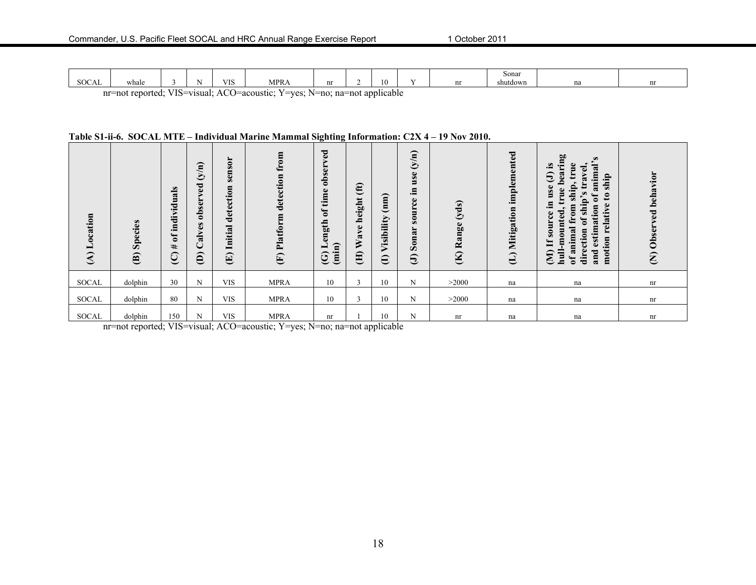| | | | | | | | | | | | | | |
|---|---|---|---|---|---|---|---|---|---|---|---|---|---|
| SOCAL | whale | 3 | N | VIS | MPRA | nr | 2 | 10 | Y | nr | Sonar shutdown | na | nr |

nr=not reported; VIS=visual; ACO=acoustic; Y=yes; N=no; na=not applicable

**Table S1-ii-6. SOCAL MTE – Individual Marine Mammal Sighting Information: C2X 4 – 19 Nov 2010.**

| (A) Location | (B) Species | (C) # of individuals | (D) Calves observed (y/n) | (E) Initial detection sensor | (F) Platform detection from | (G) Length of time observed (min) | (H) Wave height (ft) | (I) Visibility (nm) | (J) Sonar source in use (y/n) | (K) Range (yds) | (L) Mitigation implemented | (M) If source in use (J) is hull-mounted, true bearing of animal from ship, true direction of ship's travel, and estimation of animal's motion relative to ship | (N) Observed behavior |
|---|---|---|---|---|---|---|---|---|---|---|---|---|---|
| SOCAL | dolphin | 30 | N | VIS | MPRA | 10 | 3 | 10 | N | >2000 | na | na | nr |
| SOCAL | dolphin | 80 | N | VIS | MPRA | 10 | 3 | 10 | N | >2000 | na | na | nr |
| SOCAL | dolphin | 150 | N | VIS | MPRA | nr | 1 | 10 | N | nr | na | na | nr |

nr=not reported; VIS=visual; ACO=acoustic; Y=yes; N=no; na=not applicable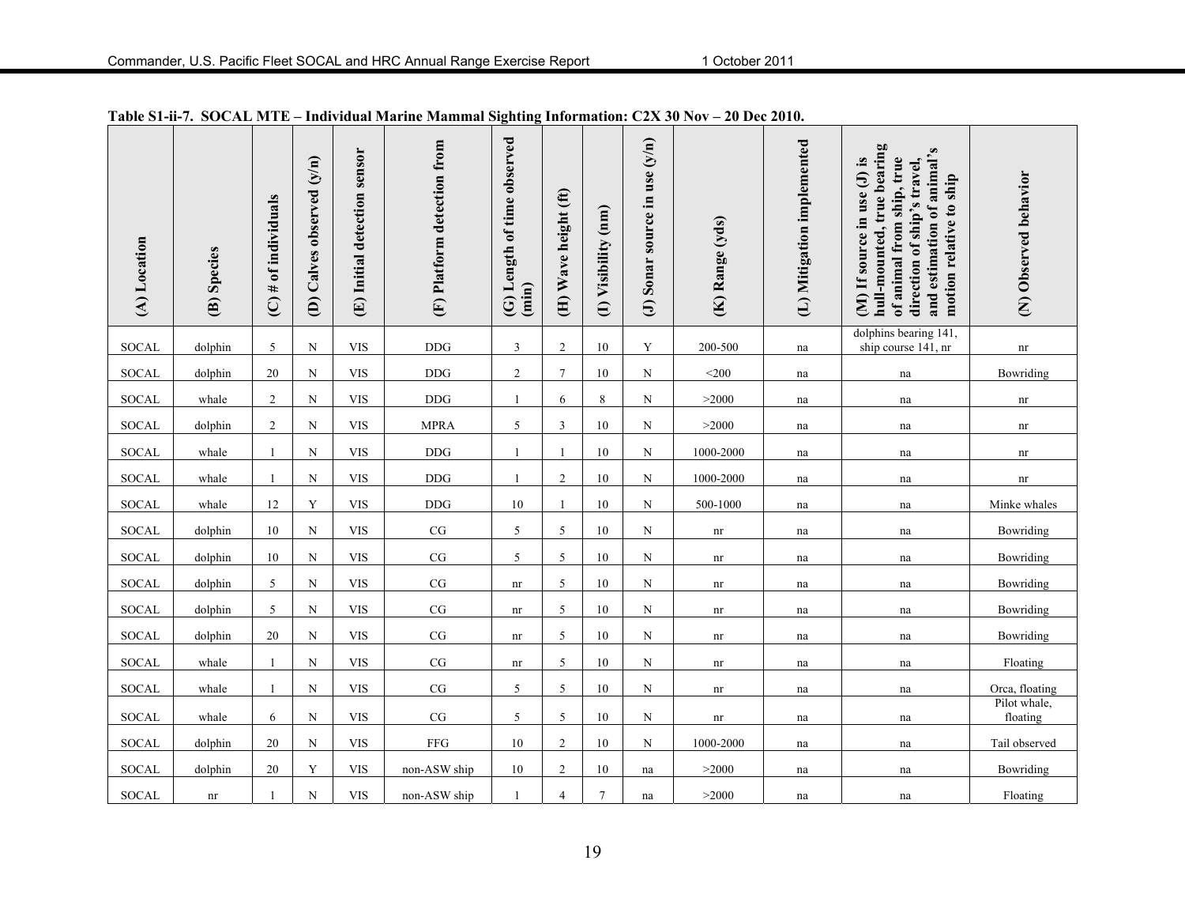**Table S1-ii-7. SOCAL MTE – Individual Marine Mammal Sighting Information: C2X 30 Nov – 20 Dec 2010.**

| (A) Location | (B) Species | (C) # of individuals | (D) Calves observed (y/n) | (E) Initial detection sensor | (F) Platform detection from | (G) Length of time observed (min) | (H) Wave height (ft) | (I) Visibility (nm) | (J) Sonar source in use (y/n) | (K) Range (yds) | (L) Mitigation implemented | (M) If source in use (J) is hull-mounted, true bearing of animal from ship, true direction of ship's travel, and estimation of animal's motion relative to ship | (N) Observed behavior |
|---|---|---|---|---|---|---|---|---|---|---|---|---|---|
| SOCAL | dolphin | 5 | N | VIS | DDG | 3 | 2 | 10 | Y | 200-500 | na | dolphins bearing 141, ship course 141, nr | nr |
| SOCAL | dolphin | 20 | N | VIS | DDG | 2 | 7 | 10 | N | <200 | na | na | Bowriding |
| SOCAL | whale | 2 | N | VIS | DDG | 1 | 6 | 8 | N | >2000 | na | na | nr |
| SOCAL | dolphin | 2 | N | VIS | MPRA | 5 | 3 | 10 | N | >2000 | na | na | nr |
| SOCAL | whale | 1 | N | VIS | DDG | 1 | 1 | 10 | N | 1000-2000 | na | na | nr |
| SOCAL | whale | 1 | N | VIS | DDG | 1 | 2 | 10 | N | 1000-2000 | na | na | nr |
| SOCAL | whale | 12 | Y | VIS | DDG | 10 | 1 | 10 | N | 500-1000 | na | na | Minke whales |
| SOCAL | dolphin | 10 | N | VIS | CG | 5 | 5 | 10 | N | nr | na | na | Bowriding |
| SOCAL | dolphin | 10 | N | VIS | CG | 5 | 5 | 10 | N | nr | na | na | Bowriding |
| SOCAL | dolphin | 5 | N | VIS | CG | nr | 5 | 10 | N | nr | na | na | Bowriding |
| SOCAL | dolphin | 5 | N | VIS | CG | nr | 5 | 10 | N | nr | na | na | Bowriding |
| SOCAL | dolphin | 20 | N | VIS | CG | nr | 5 | 10 | N | nr | na | na | Bowriding |
| SOCAL | whale | 1 | N | VIS | CG | nr | 5 | 10 | N | nr | na | na | Floating |
| SOCAL | whale | 1 | N | VIS | CG | 5 | 5 | 10 | N | nr | na | na | Orca, floating |
| SOCAL | whale | 6 | N | VIS | CG | 5 | 5 | 10 | N | nr | na | na | Pilot whale, floating |
| SOCAL | dolphin | 20 | N | VIS | FFG | 10 | 2 | 10 | N | 1000-2000 | na | na | Tail observed |
| SOCAL | dolphin | 20 | Y | VIS | non-ASW ship | 10 | 2 | 10 | na | >2000 | na | na | Bowriding |
| SOCAL | nr | 1 | N | VIS | non-ASW ship | 1 | 4 | 7 | na | >2000 | na | na | Floating |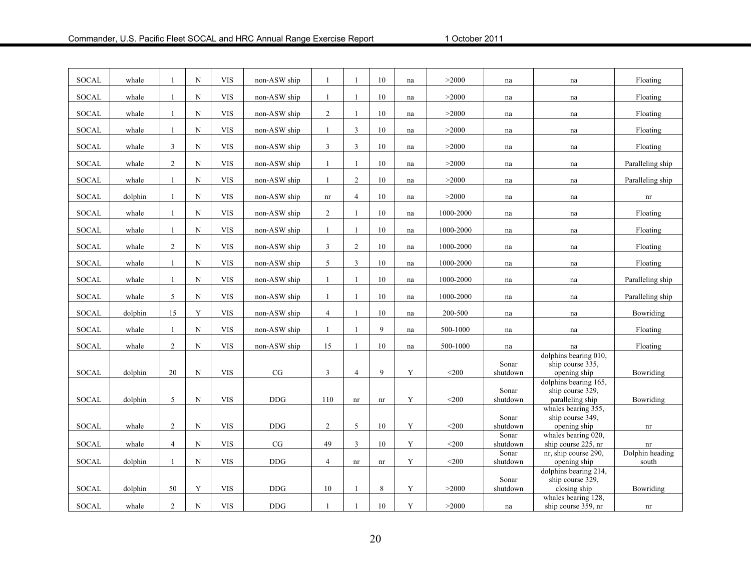| | | | | | | | | | | | | | |
|---|---|---|---|---|---|---|---|---|---|---|---|---|---|
| SOCAL | whale | 1 | N | VIS | non-ASW ship | 1 | 1 | 10 | na | >2000 | na | na | Floating |
| SOCAL | whale | 1 | N | VIS | non-ASW ship | 1 | 1 | 10 | na | >2000 | na | na | Floating |
| SOCAL | whale | 1 | N | VIS | non-ASW ship | 2 | 1 | 10 | na | >2000 | na | na | Floating |
| SOCAL | whale | 1 | N | VIS | non-ASW ship | 1 | 3 | 10 | na | >2000 | na | na | Floating |
| SOCAL | whale | 3 | N | VIS | non-ASW ship | 3 | 3 | 10 | na | >2000 | na | na | Floating |
| SOCAL | whale | 2 | N | VIS | non-ASW ship | 1 | 1 | 10 | na | >2000 | na | na | Paralleling ship |
| SOCAL | whale | 1 | N | VIS | non-ASW ship | 1 | 2 | 10 | na | >2000 | na | na | Paralleling ship |
| SOCAL | dolphin | 1 | N | VIS | non-ASW ship | nr | 4 | 10 | na | >2000 | na | na | nr |
| SOCAL | whale | 1 | N | VIS | non-ASW ship | 2 | 1 | 10 | na | 1000-2000 | na | na | Floating |
| SOCAL | whale | 1 | N | VIS | non-ASW ship | 1 | 1 | 10 | na | 1000-2000 | na | na | Floating |
| SOCAL | whale | 2 | N | VIS | non-ASW ship | 3 | 2 | 10 | na | 1000-2000 | na | na | Floating |
| SOCAL | whale | 1 | N | VIS | non-ASW ship | 5 | 3 | 10 | na | 1000-2000 | na | na | Floating |
| SOCAL | whale | 1 | N | VIS | non-ASW ship | 1 | 1 | 10 | na | 1000-2000 | na | na | Paralleling ship |
| SOCAL | whale | 5 | N | VIS | non-ASW ship | 1 | 1 | 10 | na | 1000-2000 | na | na | Paralleling ship |
| SOCAL | dolphin | 15 | Y | VIS | non-ASW ship | 4 | 1 | 10 | na | 200-500 | na | na | Bowriding |
| SOCAL | whale | 1 | N | VIS | non-ASW ship | 1 | 1 | 9 | na | 500-1000 | na | na | Floating |
| SOCAL | whale | 2 | N | VIS | non-ASW ship | 15 | 1 | 10 | na | 500-1000 | na | na | Floating |
| SOCAL | dolphin | 20 | N | VIS | CG | 3 | 4 | 9 | Y | <200 | Sonar shutdown | dolphins bearing 010, ship course 335, opening ship | Bowriding |
| SOCAL | dolphin | 5 | N | VIS | DDG | 110 | nr | nr | Y | <200 | Sonar shutdown | dolphins bearing 165, ship course 329, paralleling ship | Bowriding |
| SOCAL | whale | 2 | N | VIS | DDG | 2 | 5 | 10 | Y | <200 | Sonar shutdown | whales bearing 355, ship course 349, opening ship | nr |
| SOCAL | whale | 4 | N | VIS | CG | 49 | 3 | 10 | Y | <200 | Sonar shutdown | whales bearing 020, ship course 225, nr | nr |
| SOCAL | dolphin | 1 | N | VIS | DDG | 4 | nr | nr | Y | <200 | Sonar shutdown | nr, ship course 290, opening ship | Dolphin heading south |
| SOCAL | dolphin | 50 | Y | VIS | DDG | 10 | 1 | 8 | Y | >2000 | Sonar shutdown | dolphins bearing 214, ship course 329, closing ship | Bowriding |
| SOCAL | whale | 2 | N | VIS | DDG | 1 | 1 | 10 | Y | >2000 | na | whales bearing 128, ship course 359, nr | nr |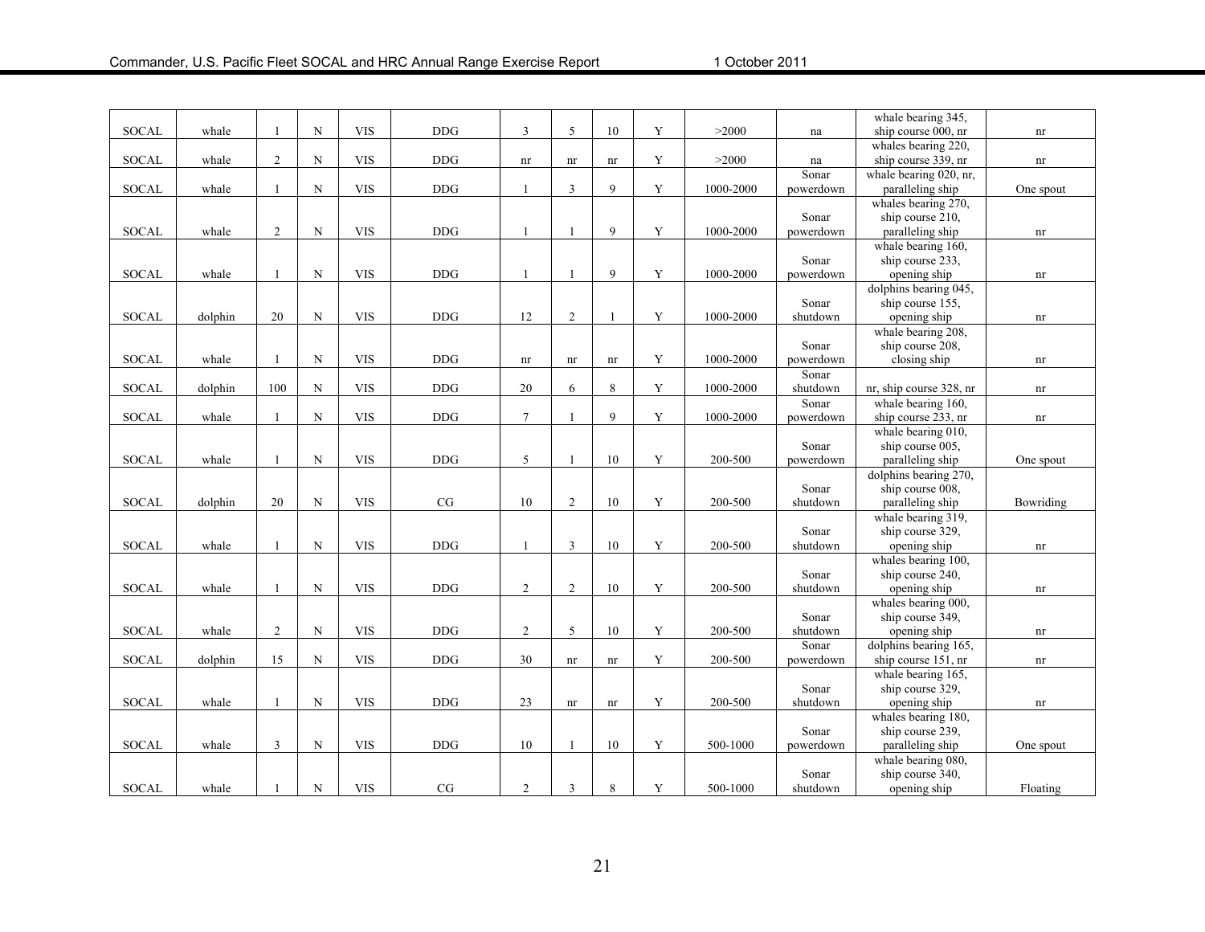| | | | | | | | | | | | | | |
|---|---|---|---|---|---|---|---|---|---|---|---|---|---|
| SOCAL | whale | 1 | N | VIS | DDG | 3 | 5 | 10 | Y | >2000 | na | whale bearing 345, ship course 000, nr | nr |
| SOCAL | whale | 2 | N | VIS | DDG | nr | nr | nr | Y | >2000 | na | whales bearing 220, ship course 339, nr | nr |
| SOCAL | whale | 1 | N | VIS | DDG | 1 | 3 | 9 | Y | 1000-2000 | Sonar powerdown | whale bearing 020, nr, paralleling ship | One spout |
| SOCAL | whale | 2 | N | VIS | DDG | 1 | 1 | 9 | Y | 1000-2000 | Sonar powerdown | whales bearing 270, ship course 210, paralleling ship | nr |
| SOCAL | whale | 1 | N | VIS | DDG | 1 | 1 | 9 | Y | 1000-2000 | Sonar powerdown | whale bearing 160, ship course 233, opening ship | nr |
| SOCAL | dolphin | 20 | N | VIS | DDG | 12 | 2 | 1 | Y | 1000-2000 | Sonar shutdown | dolphins bearing 045, ship course 155, opening ship | nr |
| SOCAL | whale | 1 | N | VIS | DDG | nr | nr | nr | Y | 1000-2000 | Sonar powerdown | whale bearing 208, ship course 208, closing ship | nr |
| SOCAL | dolphin | 100 | N | VIS | DDG | 20 | 6 | 8 | Y | 1000-2000 | Sonar shutdown | nr, ship course 328, nr | nr |
| SOCAL | whale | 1 | N | VIS | DDG | 7 | 1 | 9 | Y | 1000-2000 | Sonar powerdown | whale bearing 160, ship course 233, nr | nr |
| SOCAL | whale | 1 | N | VIS | DDG | 5 | 1 | 10 | Y | 200-500 | Sonar powerdown | whale bearing 010, ship course 005, paralleling ship | One spout |
| SOCAL | dolphin | 20 | N | VIS | CG | 10 | 2 | 10 | Y | 200-500 | Sonar shutdown | dolphins bearing 270, ship course 008, paralleling ship | Bowriding |
| SOCAL | whale | 1 | N | VIS | DDG | 1 | 3 | 10 | Y | 200-500 | Sonar shutdown | whale bearing 319, ship course 329, opening ship | nr |
| SOCAL | whale | 1 | N | VIS | DDG | 2 | 2 | 10 | Y | 200-500 | Sonar shutdown | whales bearing 100, ship course 240, opening ship | nr |
| SOCAL | whale | 2 | N | VIS | DDG | 2 | 5 | 10 | Y | 200-500 | Sonar shutdown | whales bearing 000, ship course 349, opening ship | nr |
| SOCAL | dolphin | 15 | N | VIS | DDG | 30 | nr | nr | Y | 200-500 | Sonar powerdown | dolphins bearing 165, ship course 151, nr | nr |
| SOCAL | whale | 1 | N | VIS | DDG | 23 | nr | nr | Y | 200-500 | Sonar shutdown | whale bearing 165, ship course 329, opening ship | nr |
| SOCAL | whale | 3 | N | VIS | DDG | 10 | 1 | 10 | Y | 500-1000 | Sonar powerdown | whales bearing 180, ship course 239, paralleling ship | One spout |
| SOCAL | whale | 1 | N | VIS | CG | 2 | 3 | 8 | Y | 500-1000 | Sonar shutdown | whale bearing 080, ship course 340, opening ship | Floating |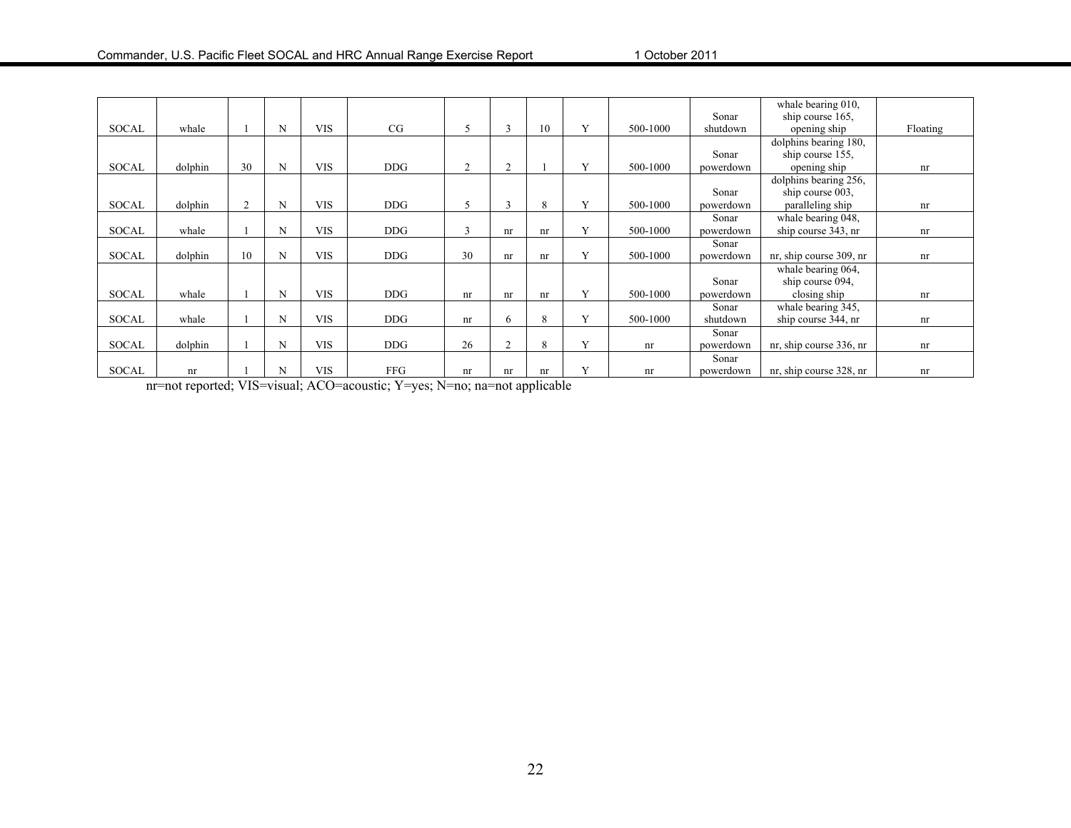| | | | | | | | | | | | | | |
|---|---|---|---|---|---|---|---|---|---|---|---|---|---|
| SOCAL | whale | 1 | N | VIS | CG | 5 | 3 | 10 | Y | 500-1000 | Sonar shutdown | whale bearing 010, ship course 165, opening ship | Floating |
| SOCAL | dolphin | 30 | N | VIS | DDG | 2 | 2 | 1 | Y | 500-1000 | Sonar powerdown | dolphins bearing 180, ship course 155, opening ship | nr |
| SOCAL | dolphin | 2 | N | VIS | DDG | 5 | 3 | 8 | Y | 500-1000 | Sonar powerdown | dolphins bearing 256, ship course 003, paralleling ship | nr |
| SOCAL | whale | 1 | N | VIS | DDG | 3 | nr | nr | Y | 500-1000 | Sonar powerdown | whale bearing 048, ship course 343, nr | nr |
| SOCAL | dolphin | 10 | N | VIS | DDG | 30 | nr | nr | Y | 500-1000 | Sonar powerdown | nr, ship course 309, nr | nr |
| SOCAL | whale | 1 | N | VIS | DDG | nr | nr | nr | Y | 500-1000 | Sonar powerdown | whale bearing 064, ship course 094, closing ship | nr |
| SOCAL | whale | 1 | N | VIS | DDG | nr | 6 | 8 | Y | 500-1000 | Sonar shutdown | whale bearing 345, ship course 344, nr | nr |
| SOCAL | dolphin | 1 | N | VIS | DDG | 26 | 2 | 8 | Y | nr | Sonar powerdown | nr, ship course 336, nr | nr |
| SOCAL | nr | 1 | N | VIS | FFG | nr | nr | nr | Y | nr | Sonar powerdown | nr, ship course 328, nr | nr |

nr=not reported; VIS=visual; ACO=acoustic; Y=yes; N=no; na=not applicable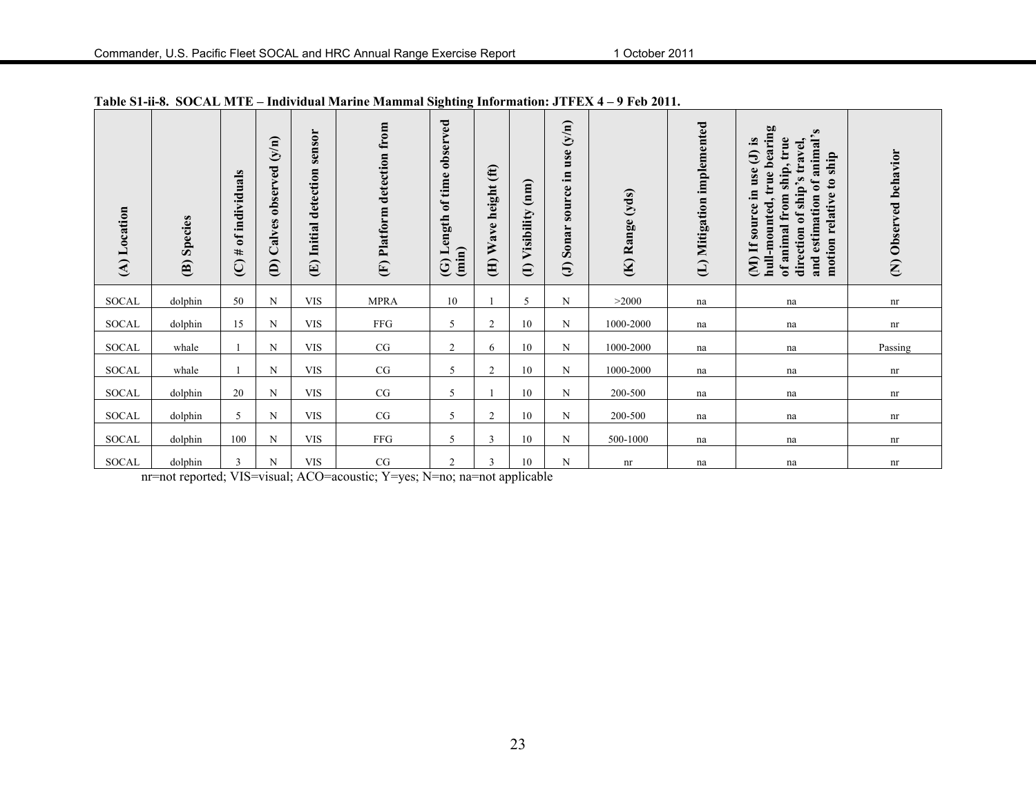**Table S1-ii-8. SOCAL MTE – Individual Marine Mammal Sighting Information: JTFEX 4 – 9 Feb 2011.**

| (A) Location | (B) Species | (C) # of individuals | (D) Calves observed (y/n) | (E) Initial detection sensor | (F) Platform detection from | (G) Length of time observed (min) | (H) Wave height (ft) | (I) Visibility (nm) | (J) Sonar source in use (y/n) | (K) Range (yds) | (L) Mitigation implemented | (M) If source in use (J) is hull-mounted, true bearing of animal from ship, true direction of ship's travel, and estimation of animal's motion relative to ship | (N) Observed behavior |
|---|---|---|---|---|---|---|---|---|---|---|---|---|---|
| SOCAL | dolphin | 50 | N | VIS | MPRA | 10 | 1 | 5 | N | >2000 | na | na | nr |
| SOCAL | dolphin | 15 | N | VIS | FFG | 5 | 2 | 10 | N | 1000-2000 | na | na | nr |
| SOCAL | whale | 1 | N | VIS | CG | 2 | 6 | 10 | N | 1000-2000 | na | na | Passing |
| SOCAL | whale | 1 | N | VIS | CG | 5 | 2 | 10 | N | 1000-2000 | na | na | nr |
| SOCAL | dolphin | 20 | N | VIS | CG | 5 | 1 | 10 | N | 200-500 | na | na | nr |
| SOCAL | dolphin | 5 | N | VIS | CG | 5 | 2 | 10 | N | 200-500 | na | na | nr |
| SOCAL | dolphin | 100 | N | VIS | FFG | 5 | 3 | 10 | N | 500-1000 | na | na | nr |
| SOCAL | dolphin | 3 | N | VIS | CG | 2 | 3 | 10 | N | nr | na | na | nr |

nr=not reported; VIS=visual; ACO=acoustic; Y=yes; N=no; na=not applicable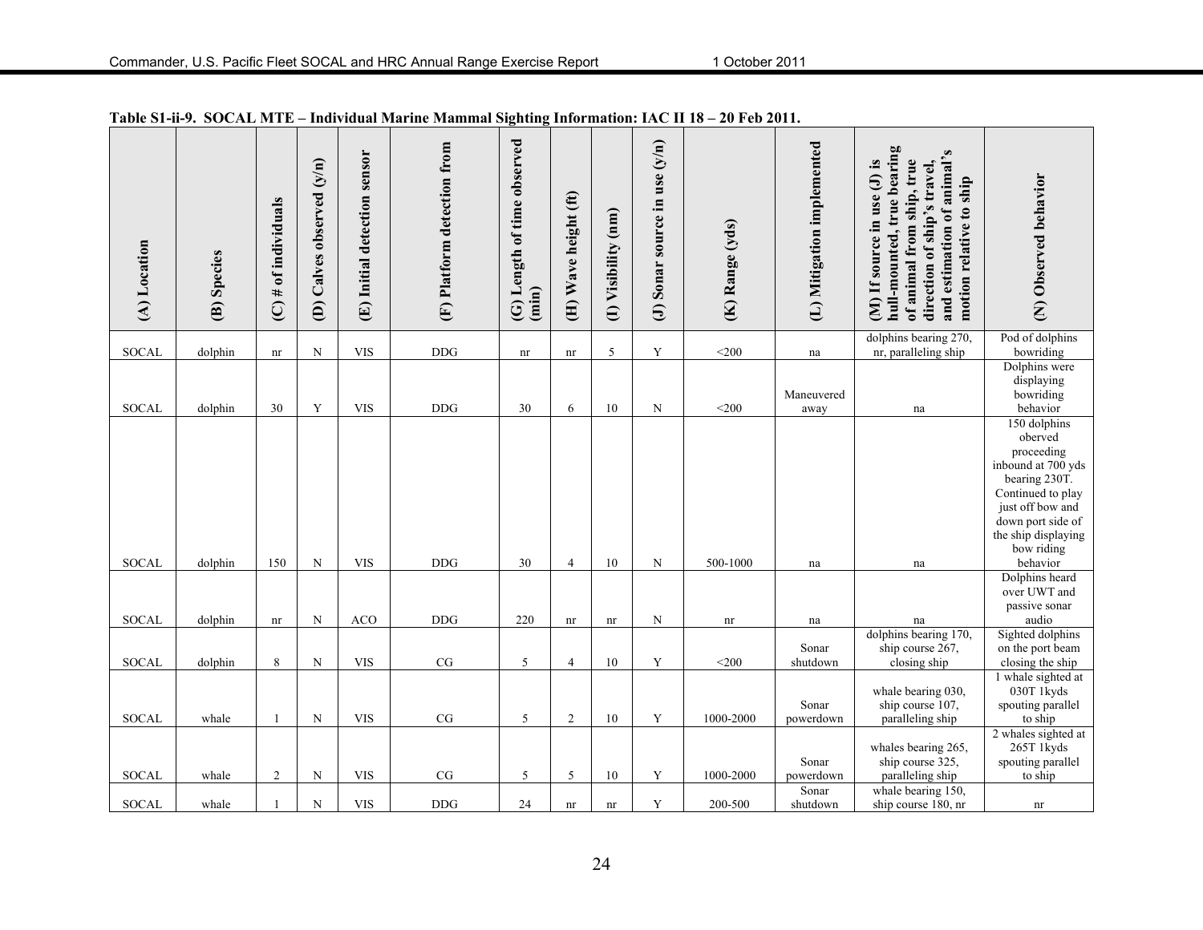**Table S1-ii-9. SOCAL MTE – Individual Marine Mammal Sighting Information: IAC II 18 – 20 Feb 2011.**

| (A) Location | (B) Species | (C) # of individuals | (D) Calves observed (y/n) | (E) Initial detection sensor | (F) Platform detection from | (G) Length of time observed (min) | (H) Wave height (ft) | (I) Visibility (nm) | (J) Sonar source in use (y/n) | (K) Range (yds) | (L) Mitigation implemented | (M) If source in use (J) is hull-mounted, true bearing of animal from ship, true direction of ship's travel, and estimation of animal's motion relative to ship | (N) Observed behavior |
|---|---|---|---|---|---|---|---|---|---|---|---|---|---|
| SOCAL | dolphin | nr | N | VIS | DDG | nr | nr | 5 | Y | <200 | na | dolphins bearing 270, nr, paralleling ship | Pod of dolphins bowriding |
| SOCAL | dolphin | 30 | Y | VIS | DDG | 30 | 6 | 10 | N | <200 | Maneuvered away | na | Dolphins were displaying bowriding behavior |
| SOCAL | dolphin | 150 | N | VIS | DDG | 30 | 4 | 10 | N | 500-1000 | na | na | 150 dolphins oberved proceeding inbound at 700 yds bearing 230T. Continued to play just off bow and down port side of the ship displaying bow riding behavior |
| SOCAL | dolphin | nr | N | ACO | DDG | 220 | nr | nr | N | nr | na | na | Dolphins heard over UWT and passive sonar audio |
| SOCAL | dolphin | 8 | N | VIS | CG | 5 | 4 | 10 | Y | <200 | Sonar shutdown | dolphins bearing 170, ship course 267, closing ship | Sighted dolphins on the port beam closing the ship |
| SOCAL | whale | 1 | N | VIS | CG | 5 | 2 | 10 | Y | 1000-2000 | Sonar powerdown | whale bearing 030, ship course 107, paralleling ship | 1 whale sighted at 030T 1kyds spouting parallel to ship |
| SOCAL | whale | 2 | N | VIS | CG | 5 | 5 | 10 | Y | 1000-2000 | Sonar powerdown | whales bearing 265, ship course 325, paralleling ship | 2 whales sighted at 265T 1kyds spouting parallel to ship |
| SOCAL | whale | 1 | N | VIS | DDG | 24 | nr | nr | Y | 200-500 | Sonar shutdown | whale bearing 150, ship course 180, nr | nr |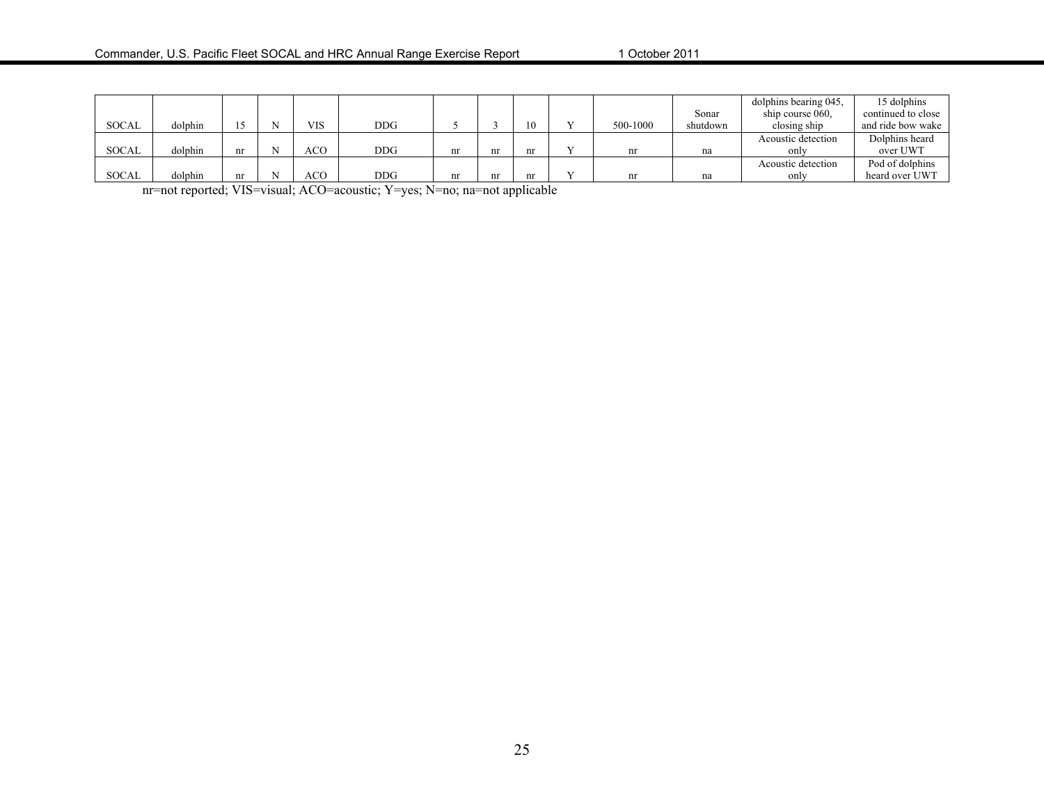| | | | | | | | | | | | | | |
|---|---|---|---|---|---|---|---|---|---|---|---|---|---|
| SOCAL | dolphin | 15 | N | VIS | DDG | 5 | 3 | 10 | Y | 500-1000 | Sonar shutdown | dolphins bearing 045, ship course 060, closing ship | 15 dolphins continued to close and ride bow wake |
| SOCAL | dolphin | nr | N | ACO | DDG | nr | nr | nr | Y | nr | na | Acoustic detection only | Dolphins heard over UWT |
| SOCAL | dolphin | nr | N | ACO | DDG | nr | nr | nr | Y | nr | na | Acoustic detection only | Pod of dolphins heard over UWT |

nr=not reported; VIS=visual; ACO=acoustic; Y=yes; N=no; na=not applicable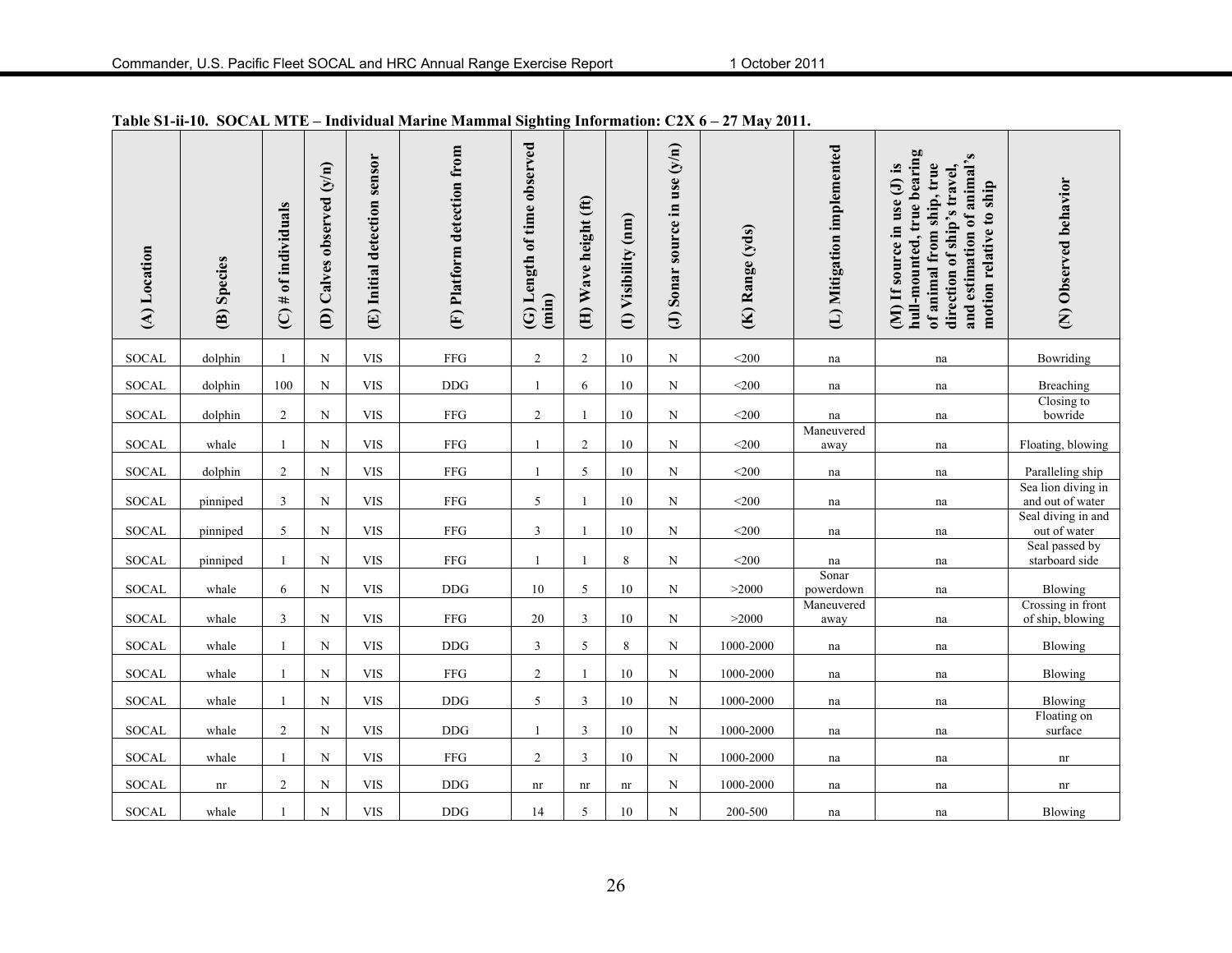**Table S1-ii-10. SOCAL MTE – Individual Marine Mammal Sighting Information: C2X 6 – 27 May 2011.**

| (A) Location | (B) Species | (C) # of individuals | (D) Calves observed (y/n) | (E) Initial detection sensor | (F) Platform detection from | (G) Length of time observed (min) | (H) Wave height (ft) | (I) Visibility (nm) | (J) Sonar source in use (y/n) | (K) Range (yds) | (L) Mitigation implemented | (M) If source in use (J) is hull-mounted, true bearing of animal from ship, true direction of ship's travel, and estimation of animal's motion relative to ship | (N) Observed behavior |
|---|---|---|---|---|---|---|---|---|---|---|---|---|---|
| SOCAL | dolphin | 1 | N | VIS | FFG | 2 | 2 | 10 | N | <200 | na | na | Bowriding |
| SOCAL | dolphin | 100 | N | VIS | DDG | 1 | 6 | 10 | N | <200 | na | na | Breaching |
| SOCAL | dolphin | 2 | N | VIS | FFG | 2 | 1 | 10 | N | <200 | na | na | Closing to bowride |
| SOCAL | whale | 1 | N | VIS | FFG | 1 | 2 | 10 | N | <200 | Maneuvered away | na | Floating, blowing |
| SOCAL | dolphin | 2 | N | VIS | FFG | 1 | 5 | 10 | N | <200 | na | na | Paralleling ship |
| SOCAL | pinniped | 3 | N | VIS | FFG | 5 | 1 | 10 | N | <200 | na | na | Sea lion diving in and out of water |
| SOCAL | pinniped | 5 | N | VIS | FFG | 3 | 1 | 10 | N | <200 | na | na | Seal diving in and out of water |
| SOCAL | pinniped | 1 | N | VIS | FFG | 1 | 1 | 8 | N | <200 | na | na | Seal passed by starboard side |
| SOCAL | whale | 6 | N | VIS | DDG | 10 | 5 | 10 | N | >2000 | Sonar powerdown | na | Blowing |
| SOCAL | whale | 3 | N | VIS | FFG | 20 | 3 | 10 | N | >2000 | Maneuvered away | na | Crossing in front of ship, blowing |
| SOCAL | whale | 1 | N | VIS | DDG | 3 | 5 | 8 | N | 1000-2000 | na | na | Blowing |
| SOCAL | whale | 1 | N | VIS | FFG | 2 | 1 | 10 | N | 1000-2000 | na | na | Blowing |
| SOCAL | whale | 1 | N | VIS | DDG | 5 | 3 | 10 | N | 1000-2000 | na | na | Blowing |
| SOCAL | whale | 2 | N | VIS | DDG | 1 | 3 | 10 | N | 1000-2000 | na | na | Floating on surface |
| SOCAL | whale | 1 | N | VIS | FFG | 2 | 3 | 10 | N | 1000-2000 | na | na | nr |
| SOCAL | nr | 2 | N | VIS | DDG | nr | nr | nr | N | 1000-2000 | na | na | nr |
| SOCAL | whale | 1 | N | VIS | DDG | 14 | 5 | 10 | N | 200-500 | na | na | Blowing |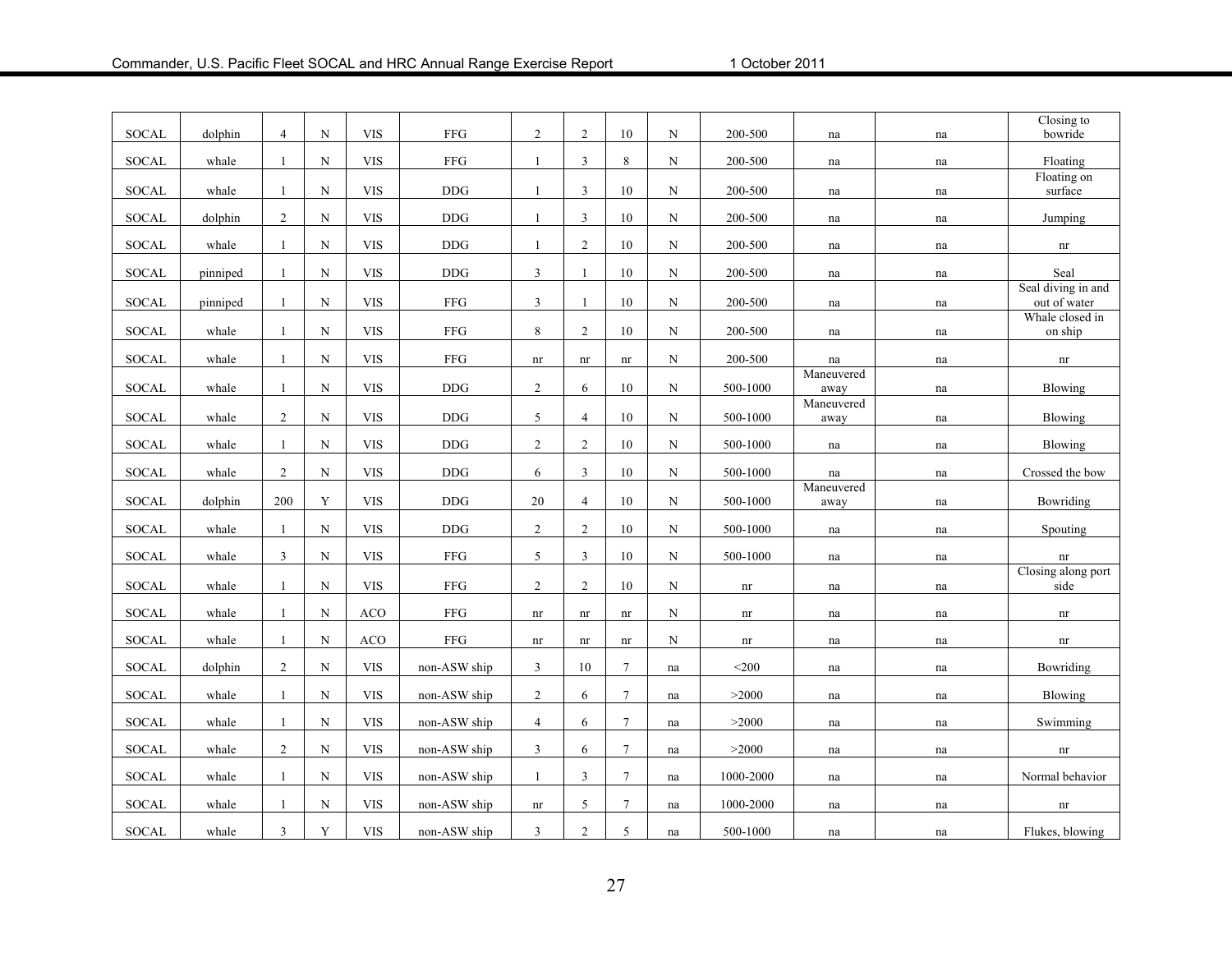| | | | | | | | | | | | | | |
|---|---|---|---|---|---|---|---|---|---|---|---|---|---|
| SOCAL | dolphin | 4 | N | VIS | FFG | 2 | 2 | 10 | N | 200-500 | na | na | Closing to bowride |
| SOCAL | whale | 1 | N | VIS | FFG | 1 | 3 | 8 | N | 200-500 | na | na | Floating |
| SOCAL | whale | 1 | N | VIS | DDG | 1 | 3 | 10 | N | 200-500 | na | na | Floating on surface |
| SOCAL | dolphin | 2 | N | VIS | DDG | 1 | 3 | 10 | N | 200-500 | na | na | Jumping |
| SOCAL | whale | 1 | N | VIS | DDG | 1 | 2 | 10 | N | 200-500 | na | na | nr |
| SOCAL | pinniped | 1 | N | VIS | DDG | 3 | 1 | 10 | N | 200-500 | na | na | Seal |
| SOCAL | pinniped | 1 | N | VIS | FFG | 3 | 1 | 10 | N | 200-500 | na | na | Seal diving in and out of water |
| SOCAL | whale | 1 | N | VIS | FFG | 8 | 2 | 10 | N | 200-500 | na | na | Whale closed in on ship |
| SOCAL | whale | 1 | N | VIS | FFG | nr | nr | nr | N | 200-500 | na | na | nr |
| SOCAL | whale | 1 | N | VIS | DDG | 2 | 6 | 10 | N | 500-1000 | Maneuvered away | na | Blowing |
| SOCAL | whale | 2 | N | VIS | DDG | 5 | 4 | 10 | N | 500-1000 | Maneuvered away | na | Blowing |
| SOCAL | whale | 1 | N | VIS | DDG | 2 | 2 | 10 | N | 500-1000 | na | na | Blowing |
| SOCAL | whale | 2 | N | VIS | DDG | 6 | 3 | 10 | N | 500-1000 | na | na | Crossed the bow |
| SOCAL | dolphin | 200 | Y | VIS | DDG | 20 | 4 | 10 | N | 500-1000 | Maneuvered away | na | Bowriding |
| SOCAL | whale | 1 | N | VIS | DDG | 2 | 2 | 10 | N | 500-1000 | na | na | Spouting |
| SOCAL | whale | 3 | N | VIS | FFG | 5 | 3 | 10 | N | 500-1000 | na | na | nr |
| SOCAL | whale | 1 | N | VIS | FFG | 2 | 2 | 10 | N | nr | na | na | Closing along port side |
| SOCAL | whale | 1 | N | ACO | FFG | nr | nr | nr | N | nr | na | na | nr |
| SOCAL | whale | 1 | N | ACO | FFG | nr | nr | nr | N | nr | na | na | nr |
| SOCAL | dolphin | 2 | N | VIS | non-ASW ship | 3 | 10 | 7 | na | <200 | na | na | Bowriding |
| SOCAL | whale | 1 | N | VIS | non-ASW ship | 2 | 6 | 7 | na | >2000 | na | na | Blowing |
| SOCAL | whale | 1 | N | VIS | non-ASW ship | 4 | 6 | 7 | na | >2000 | na | na | Swimming |
| SOCAL | whale | 2 | N | VIS | non-ASW ship | 3 | 6 | 7 | na | >2000 | na | na | nr |
| SOCAL | whale | 1 | N | VIS | non-ASW ship | 1 | 3 | 7 | na | 1000-2000 | na | na | Normal behavior |
| SOCAL | whale | 1 | N | VIS | non-ASW ship | nr | 5 | 7 | na | 1000-2000 | na | na | nr |
| SOCAL | whale | 3 | Y | VIS | non-ASW ship | 3 | 2 | 5 | na | 500-1000 | na | na | Flukes, blowing |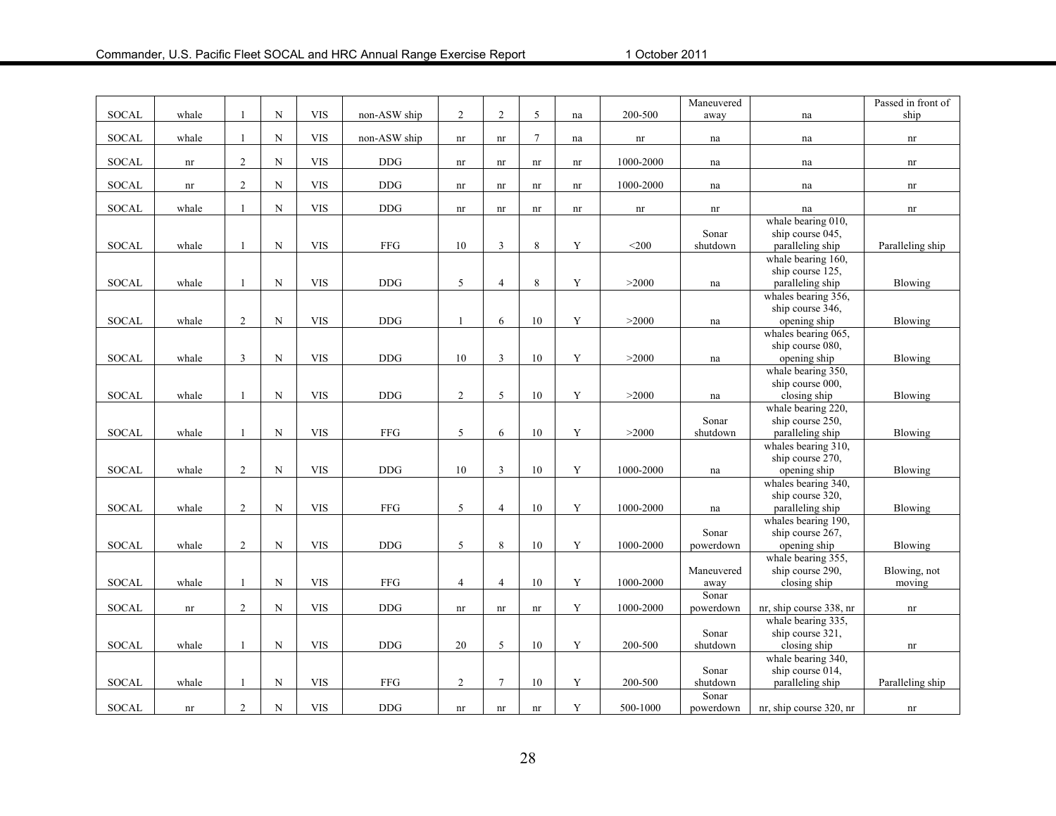| | | | | | | | | | | | | | |
|---|---|---|---|---|---|---|---|---|---|---|---|---|---|
| SOCAL | whale | 1 | N | VIS | non-ASW ship | 2 | 2 | 5 | na | 200-500 | Maneuvered away | na | Passed in front of ship |
| SOCAL | whale | 1 | N | VIS | non-ASW ship | nr | nr | 7 | na | nr | na | na | nr |
| SOCAL | nr | 2 | N | VIS | DDG | nr | nr | nr | nr | 1000-2000 | na | na | nr |
| SOCAL | nr | 2 | N | VIS | DDG | nr | nr | nr | nr | 1000-2000 | na | na | nr |
| SOCAL | whale | 1 | N | VIS | DDG | nr | nr | nr | nr | nr | nr | na | nr |
| SOCAL | whale | 1 | N | VIS | FFG | 10 | 3 | 8 | Y | <200 | Sonar shutdown | whale bearing 010, ship course 045, paralleling ship | Paralleling ship |
| SOCAL | whale | 1 | N | VIS | DDG | 5 | 4 | 8 | Y | >2000 | na | whale bearing 160, ship course 125, paralleling ship | Blowing |
| SOCAL | whale | 2 | N | VIS | DDG | 1 | 6 | 10 | Y | >2000 | na | whales bearing 356, ship course 346, opening ship | Blowing |
| SOCAL | whale | 3 | N | VIS | DDG | 10 | 3 | 10 | Y | >2000 | na | whales bearing 065, ship course 080, opening ship | Blowing |
| SOCAL | whale | 1 | N | VIS | DDG | 2 | 5 | 10 | Y | >2000 | na | whale bearing 350, ship course 000, closing ship | Blowing |
| SOCAL | whale | 1 | N | VIS | FFG | 5 | 6 | 10 | Y | >2000 | Sonar shutdown | whale bearing 220, ship course 250, paralleling ship | Blowing |
| SOCAL | whale | 2 | N | VIS | DDG | 10 | 3 | 10 | Y | 1000-2000 | na | whales bearing 310, ship course 270, opening ship | Blowing |
| SOCAL | whale | 2 | N | VIS | FFG | 5 | 4 | 10 | Y | 1000-2000 | na | whales bearing 340, ship course 320, paralleling ship | Blowing |
| SOCAL | whale | 2 | N | VIS | DDG | 5 | 8 | 10 | Y | 1000-2000 | Sonar powerdown | whales bearing 190, ship course 267, opening ship | Blowing |
| SOCAL | whale | 1 | N | VIS | FFG | 4 | 4 | 10 | Y | 1000-2000 | Maneuvered away | whale bearing 355, ship course 290, closing ship | Blowing, not moving |
| SOCAL | nr | 2 | N | VIS | DDG | nr | nr | nr | Y | 1000-2000 | Sonar powerdown | nr, ship course 338, nr | nr |
| SOCAL | whale | 1 | N | VIS | DDG | 20 | 5 | 10 | Y | 200-500 | Sonar shutdown | whale bearing 335, ship course 321, closing ship | nr |
| SOCAL | whale | 1 | N | VIS | FFG | 2 | 7 | 10 | Y | 200-500 | Sonar shutdown | whale bearing 340, ship course 014, paralleling ship | Paralleling ship |
| SOCAL | nr | 2 | N | VIS | DDG | nr | nr | nr | Y | 500-1000 | Sonar powerdown | nr, ship course 320, nr | nr |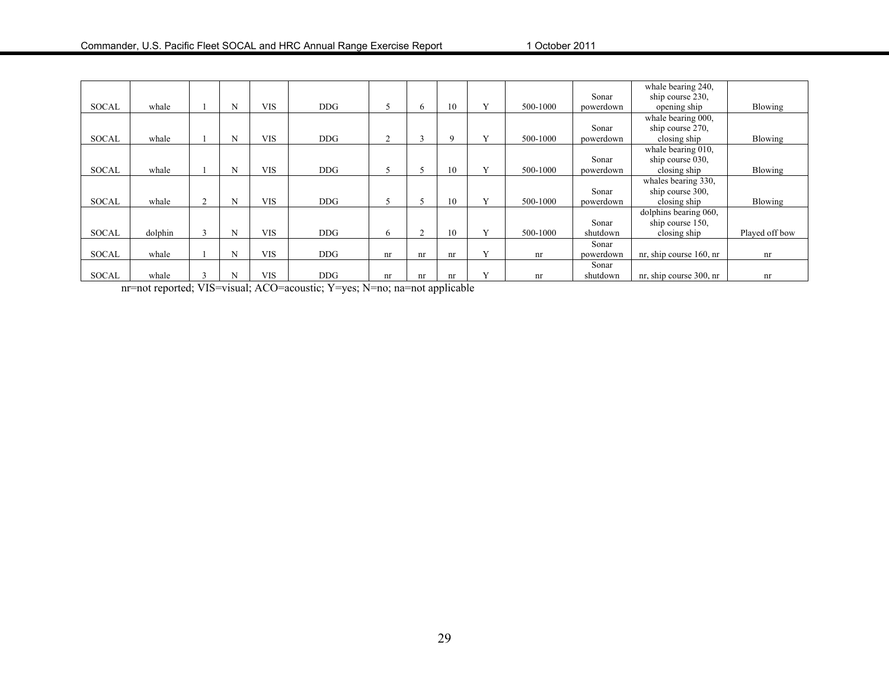| | | | | | | | | | | | | | |
|---|---|---|---|---|---|---|---|---|---|---|---|---|---|
| SOCAL | whale | 1 | N | VIS | DDG | 5 | 6 | 10 | Y | 500-1000 | Sonar powerdown | whale bearing 240, ship course 230, opening ship | Blowing |
| SOCAL | whale | 1 | N | VIS | DDG | 2 | 3 | 9 | Y | 500-1000 | Sonar powerdown | whale bearing 000, ship course 270, closing ship | Blowing |
| SOCAL | whale | 1 | N | VIS | DDG | 5 | 5 | 10 | Y | 500-1000 | Sonar powerdown | whale bearing 010, ship course 030, closing ship | Blowing |
| SOCAL | whale | 2 | N | VIS | DDG | 5 | 5 | 10 | Y | 500-1000 | Sonar powerdown | whales bearing 330, ship course 300, closing ship | Blowing |
| SOCAL | dolphin | 3 | N | VIS | DDG | 6 | 2 | 10 | Y | 500-1000 | Sonar shutdown | dolphins bearing 060, ship course 150, closing ship | Played off bow |
| SOCAL | whale | 1 | N | VIS | DDG | nr | nr | nr | Y | nr | Sonar powerdown | nr, ship course 160, nr | nr |
| SOCAL | whale | 3 | N | VIS | DDG | nr | nr | nr | Y | nr | Sonar shutdown | nr, ship course 300, nr | nr |

nr=not reported; VIS=visual; ACO=acoustic; Y=yes; N=no; na=not applicable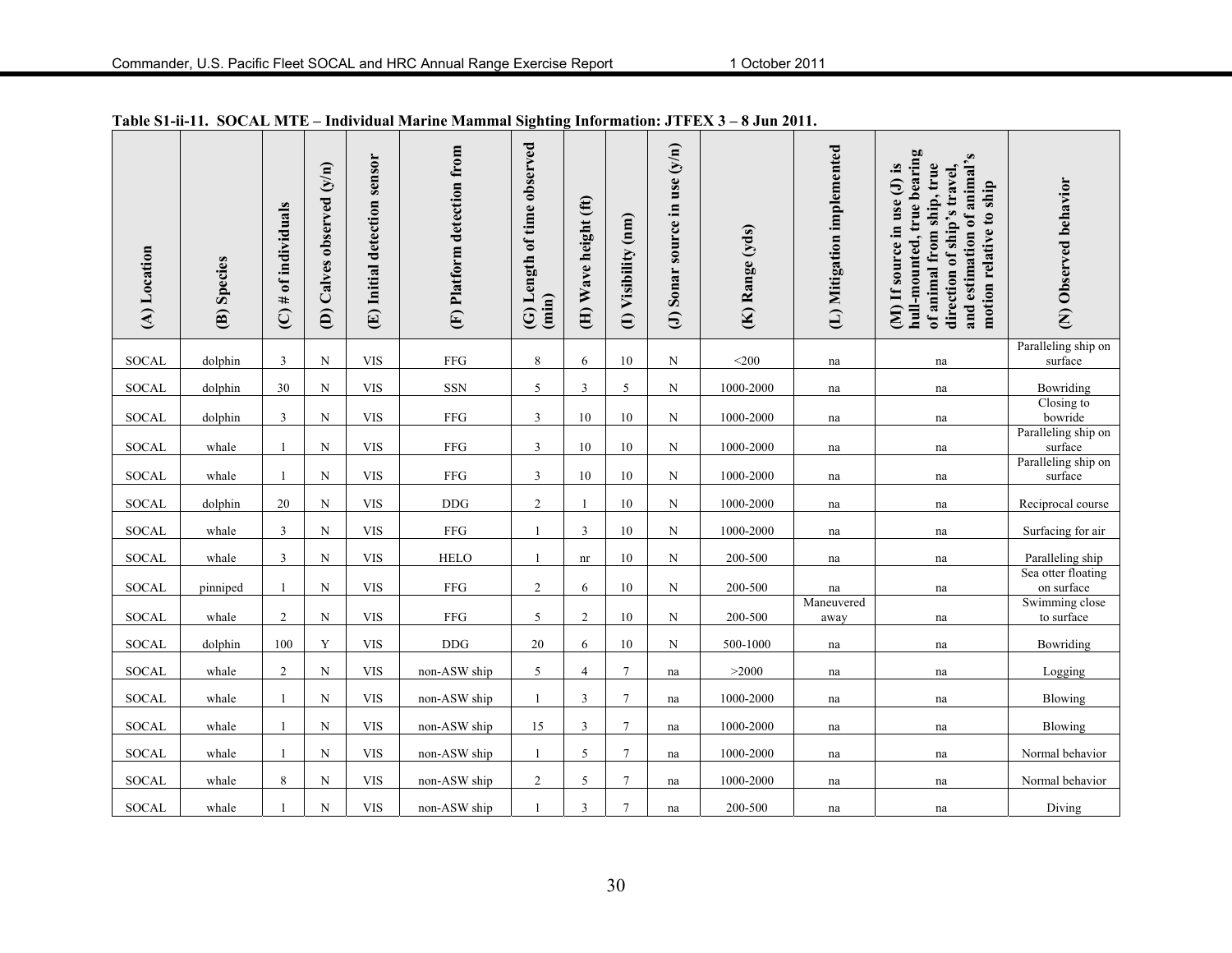**Table S1-ii-11. SOCAL MTE – Individual Marine Mammal Sighting Information: JTFEX 3 – 8 Jun 2011.**

| (A) Location | (B) Species | (C) # of individuals | (D) Calves observed (y/n) | (E) Initial detection sensor | (F) Platform detection from | (G) Length of time observed (min) | (H) Wave height (ft) | (I) Visibility (nm) | (J) Sonar source in use (y/n) | (K) Range (yds) | (L) Mitigation implemented | (M) If source in use (J) is hull-mounted, true bearing of animal from ship, true direction of ship's travel, and estimation of animal's motion relative to ship | (N) Observed behavior |
|---|---|---|---|---|---|---|---|---|---|---|---|---|---|
| SOCAL | dolphin | 3 | N | VIS | FFG | 8 | 6 | 10 | N | <200 | na | na | Paralleling ship on surface |
| SOCAL | dolphin | 30 | N | VIS | SSN | 5 | 3 | 5 | N | 1000-2000 | na | na | Bowriding |
| SOCAL | dolphin | 3 | N | VIS | FFG | 3 | 10 | 10 | N | 1000-2000 | na | na | Closing to bowride |
| SOCAL | whale | 1 | N | VIS | FFG | 3 | 10 | 10 | N | 1000-2000 | na | na | Paralleling ship on surface |
| SOCAL | whale | 1 | N | VIS | FFG | 3 | 10 | 10 | N | 1000-2000 | na | na | Paralleling ship on surface |
| SOCAL | dolphin | 20 | N | VIS | DDG | 2 | 1 | 10 | N | 1000-2000 | na | na | Reciprocal course |
| SOCAL | whale | 3 | N | VIS | FFG | 1 | 3 | 10 | N | 1000-2000 | na | na | Surfacing for air |
| SOCAL | whale | 3 | N | VIS | HELO | 1 | nr | 10 | N | 200-500 | na | na | Paralleling ship |
| SOCAL | pinniped | 1 | N | VIS | FFG | 2 | 6 | 10 | N | 200-500 | na | na | Sea otter floating on surface |
| SOCAL | whale | 2 | N | VIS | FFG | 5 | 2 | 10 | N | 200-500 | Maneuvered away | na | Swimming close to surface |
| SOCAL | dolphin | 100 | Y | VIS | DDG | 20 | 6 | 10 | N | 500-1000 | na | na | Bowriding |
| SOCAL | whale | 2 | N | VIS | non-ASW ship | 5 | 4 | 7 | na | >2000 | na | na | Logging |
| SOCAL | whale | 1 | N | VIS | non-ASW ship | 1 | 3 | 7 | na | 1000-2000 | na | na | Blowing |
| SOCAL | whale | 1 | N | VIS | non-ASW ship | 15 | 3 | 7 | na | 1000-2000 | na | na | Blowing |
| SOCAL | whale | 1 | N | VIS | non-ASW ship | 1 | 5 | 7 | na | 1000-2000 | na | na | Normal behavior |
| SOCAL | whale | 8 | N | VIS | non-ASW ship | 2 | 5 | 7 | na | 1000-2000 | na | na | Normal behavior |
| SOCAL | whale | 1 | N | VIS | non-ASW ship | 1 | 3 | 7 | na | 200-500 | na | na | Diving |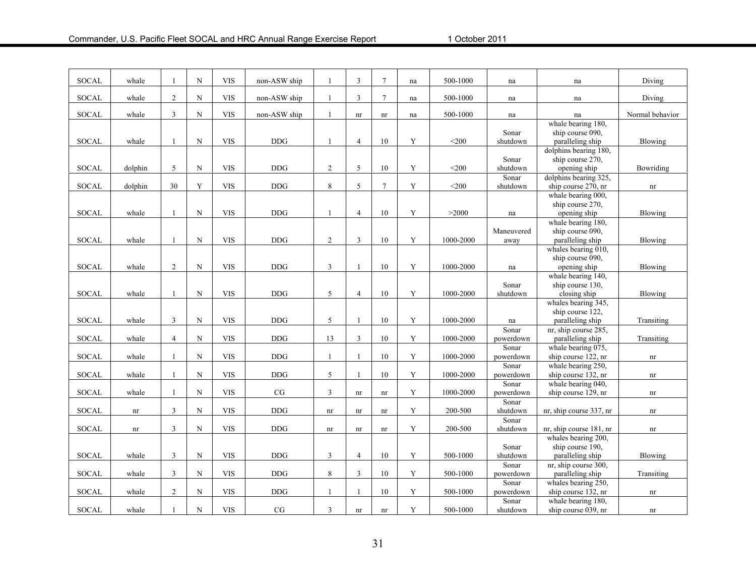| | | | | | | | | | | | | | |
|---|---|---|---|---|---|---|---|---|---|---|---|---|---|
| SOCAL | whale | 1 | N | VIS | non-ASW ship | 1 | 3 | 7 | na | 500-1000 | na | na | Diving |
| SOCAL | whale | 2 | N | VIS | non-ASW ship | 1 | 3 | 7 | na | 500-1000 | na | na | Diving |
| SOCAL | whale | 3 | N | VIS | non-ASW ship | 1 | nr | nr | na | 500-1000 | na | na | Normal behavior |
| SOCAL | whale | 1 | N | VIS | DDG | 1 | 4 | 10 | Y | <200 | Sonar shutdown | whale bearing 180, ship course 090, paralleling ship | Blowing |
| SOCAL | dolphin | 5 | N | VIS | DDG | 2 | 5 | 10 | Y | <200 | Sonar shutdown | dolphins bearing 180, ship course 270, opening ship | Bowriding |
| SOCAL | dolphin | 30 | Y | VIS | DDG | 8 | 5 | 7 | Y | <200 | Sonar shutdown | dolphins bearing 325, ship course 270, nr | nr |
| SOCAL | whale | 1 | N | VIS | DDG | 1 | 4 | 10 | Y | >2000 | na | whale bearing 000, ship course 270, opening ship | Blowing |
| SOCAL | whale | 1 | N | VIS | DDG | 2 | 3 | 10 | Y | 1000-2000 | Maneuvered away | whale bearing 180, ship course 090, paralleling ship | Blowing |
| SOCAL | whale | 2 | N | VIS | DDG | 3 | 1 | 10 | Y | 1000-2000 | na | whales bearing 010, ship course 090, opening ship | Blowing |
| SOCAL | whale | 1 | N | VIS | DDG | 5 | 4 | 10 | Y | 1000-2000 | Sonar shutdown | whale bearing 140, ship course 130, closing ship | Blowing |
| SOCAL | whale | 3 | N | VIS | DDG | 5 | 1 | 10 | Y | 1000-2000 | na | whales bearing 345, ship course 122, paralleling ship | Transiting |
| SOCAL | whale | 4 | N | VIS | DDG | 13 | 3 | 10 | Y | 1000-2000 | Sonar powerdown | nr, ship course 285, paralleling ship | Transiting |
| SOCAL | whale | 1 | N | VIS | DDG | 1 | 1 | 10 | Y | 1000-2000 | Sonar powerdown | whale bearing 075, ship course 122, nr | nr |
| SOCAL | whale | 1 | N | VIS | DDG | 5 | 1 | 10 | Y | 1000-2000 | Sonar powerdown | whale bearing 250, ship course 132, nr | nr |
| SOCAL | whale | 1 | N | VIS | CG | 3 | nr | nr | Y | 1000-2000 | Sonar powerdown | whale bearing 040, ship course 129, nr | nr |
| SOCAL | nr | 3 | N | VIS | DDG | nr | nr | nr | Y | 200-500 | Sonar shutdown | nr, ship course 337, nr | nr |
| SOCAL | nr | 3 | N | VIS | DDG | nr | nr | nr | Y | 200-500 | Sonar shutdown | nr, ship course 181, nr | nr |
| SOCAL | whale | 3 | N | VIS | DDG | 3 | 4 | 10 | Y | 500-1000 | Sonar shutdown | whales bearing 200, ship course 190, paralleling ship | Blowing |
| SOCAL | whale | 3 | N | VIS | DDG | 8 | 3 | 10 | Y | 500-1000 | Sonar powerdown | nr, ship course 300, paralleling ship | Transiting |
| SOCAL | whale | 2 | N | VIS | DDG | 1 | 1 | 10 | Y | 500-1000 | Sonar powerdown | whales bearing 250, ship course 132, nr | nr |
| SOCAL | whale | 1 | N | VIS | CG | 3 | nr | nr | Y | 500-1000 | Sonar shutdown | whale bearing 180, ship course 039, nr | nr |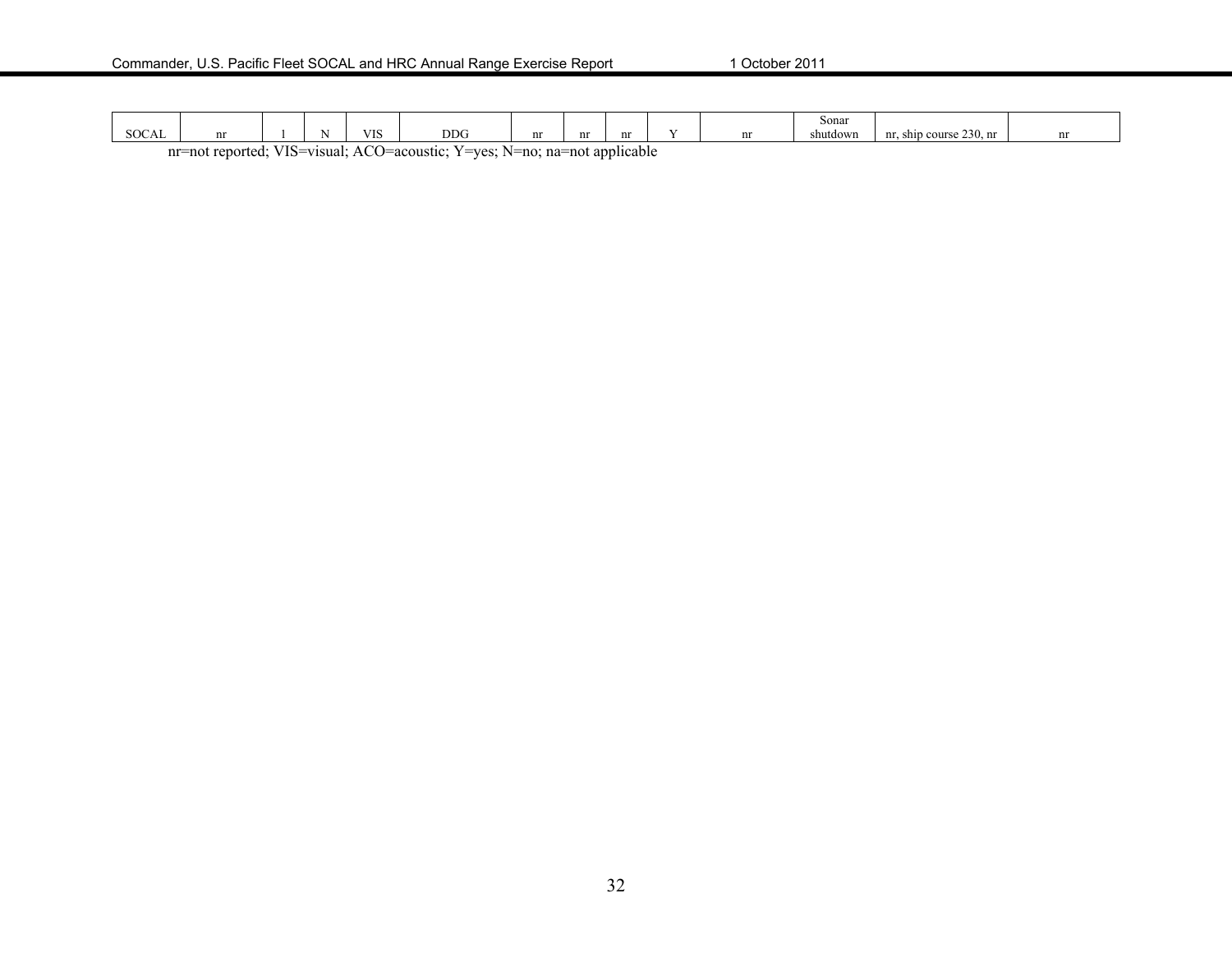| | | | | | | | | | | | | | |
|---|---|---|---|---|---|---|---|---|---|---|---|---|---|
| SOCAL | nr | 1 | N | VIS | DDG | nr | nr | nr | Y | nr | Sonar shutdown | nr, ship course 230, nr | nr |

nr=not reported; VIS=visual; ACO=acoustic; Y=yes; N=no; na=not applicable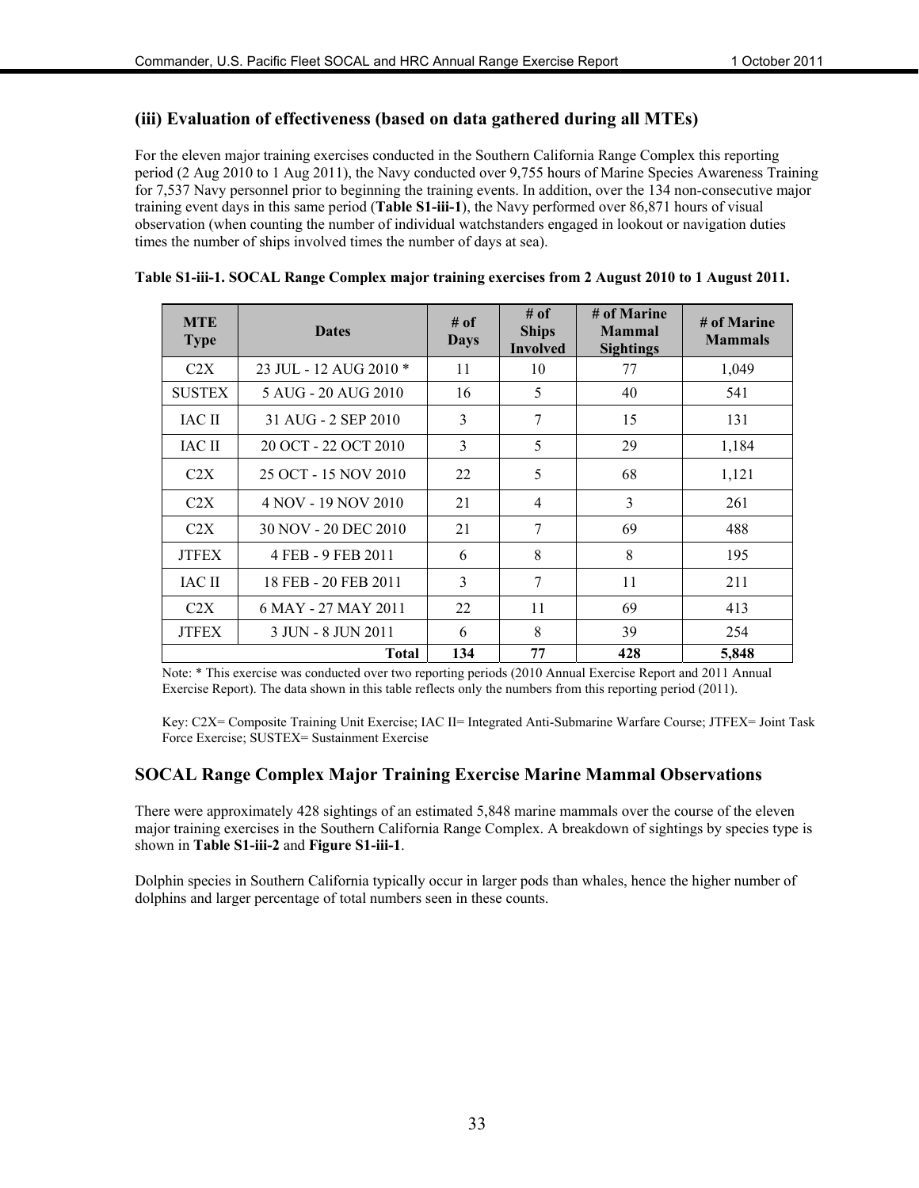### (iii) Evaluation of effectiveness (based on data gathered during all MTEs)

For the eleven major training exercises conducted in the Southern California Range Complex this reporting period (2 Aug 2010 to 1 Aug 2011), the Navy conducted over 9,755 hours of Marine Species Awareness Training for 7,537 Navy personnel prior to beginning the training events. In addition, over the 134 non-consecutive major training event days in this same period (**Table S1-iii-1**), the Navy performed over 86,871 hours of visual observation (when counting the number of individual watchstanders engaged in lookout or navigation duties times the number of ships involved times the number of days at sea).

**Table S1-iii-1. SOCAL Range Complex major training exercises from 2 August 2010 to 1 August 2011.**

| MTE Type | Dates | # of Days | # of Ships Involved | # of Marine Mammal Sightings | # of Marine Mammals |
|---|---|---|---|---|---|
| C2X | 23 JUL - 12 AUG 2010 * | 11 | 10 | 77 | 1,049 |
| SUSTEX | 5 AUG - 20 AUG 2010 | 16 | 5 | 40 | 541 |
| IAC II | 31 AUG - 2 SEP 2010 | 3 | 7 | 15 | 131 |
| IAC II | 20 OCT - 22 OCT 2010 | 3 | 5 | 29 | 1,184 |
| C2X | 25 OCT - 15 NOV 2010 | 22 | 5 | 68 | 1,121 |
| C2X | 4 NOV - 19 NOV 2010 | 21 | 4 | 3 | 261 |
| C2X | 30 NOV - 20 DEC 2010 | 21 | 7 | 69 | 488 |
| JTFEX | 4 FEB - 9 FEB 2011 | 6 | 8 | 8 | 195 |
| IAC II | 18 FEB - 20 FEB 2011 | 3 | 7 | 11 | 211 |
| C2X | 6 MAY - 27 MAY 2011 | 22 | 11 | 69 | 413 |
| JTFEX | 3 JUN - 8 JUN 2011 | 6 | 8 | 39 | 254 |
| | **Total** | **134** | **77** | **428** | **5,848** |

Note: * This exercise was conducted over two reporting periods (2010 Annual Exercise Report and 2011 Annual Exercise Report). The data shown in this table reflects only the numbers from this reporting period (2011).

Key: C2X= Composite Training Unit Exercise; IAC II= Integrated Anti-Submarine Warfare Course; JTFEX= Joint Task Force Exercise; SUSTEX= Sustainment Exercise

## SOCAL Range Complex Major Training Exercise Marine Mammal Observations

There were approximately 428 sightings of an estimated 5,848 marine mammals over the course of the eleven major training exercises in the Southern California Range Complex. A breakdown of sightings by species type is shown in **Table S1-iii-2** and **Figure S1-iii-1**.

Dolphin species in Southern California typically occur in larger pods than whales, hence the higher number of dolphins and larger percentage of total numbers seen in these counts.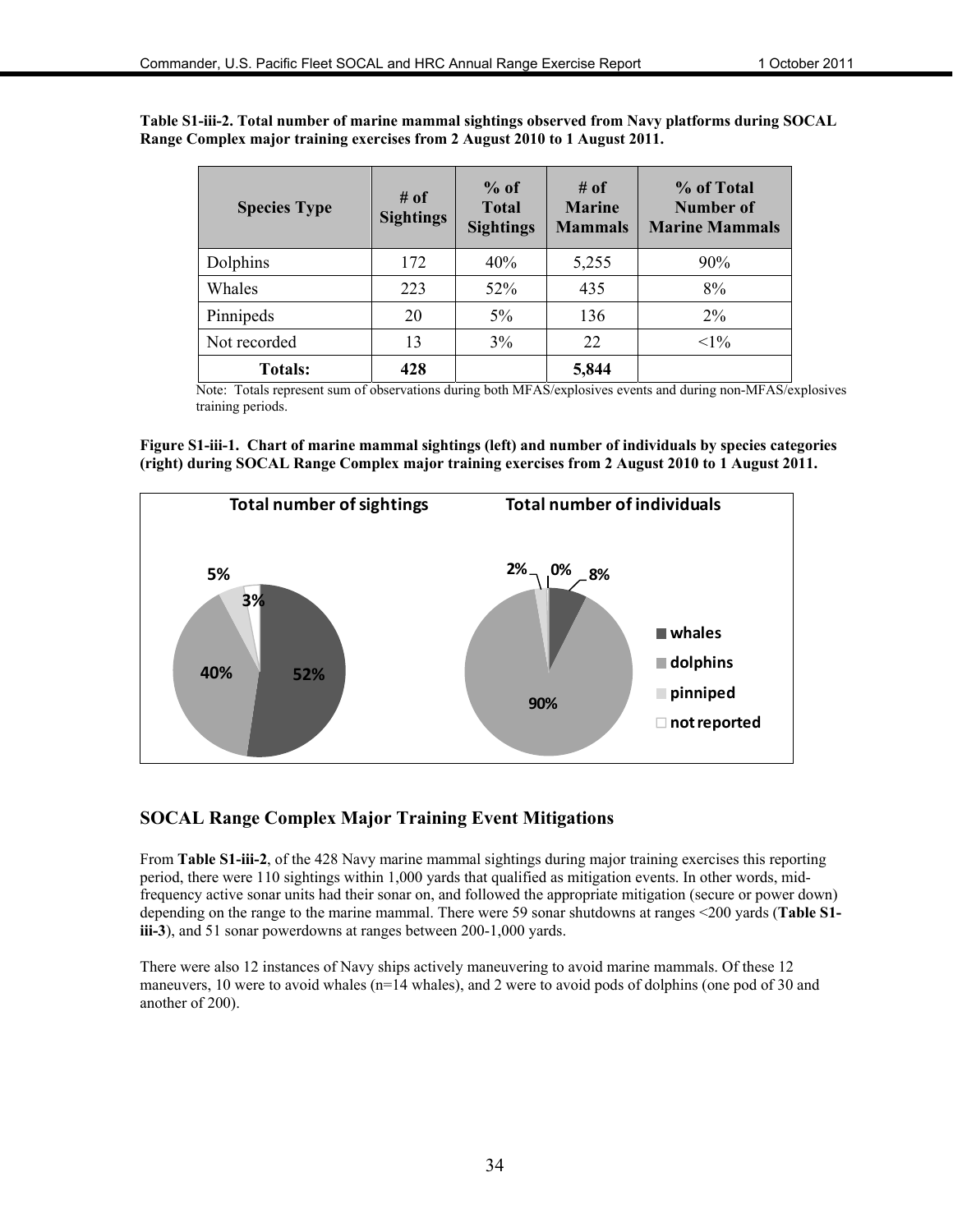**Table S1-iii-2. Total number of marine mammal sightings observed from Navy platforms during SOCAL Range Complex major training exercises from 2 August 2010 to 1 August 2011.**

| Species Type | # of Sightings | % of Total Sightings | # of Marine Mammals | % of Total Number of Marine Mammals |
|---|---|---|---|---|
| Dolphins | 172 | 40% | 5,255 | 90% |
| Whales | 223 | 52% | 435 | 8% |
| Pinnipeds | 20 | 5% | 136 | 2% |
| Not recorded | 13 | 3% | 22 | <1% |
| **Totals:** | **428** | | **5,844** | |

Note: Totals represent sum of observations during both MFAS/explosives events and during non-MFAS/explosives training periods.

**Figure S1-iii-1. Chart of marine mammal sightings (left) and number of individuals by species categories (right) during SOCAL Range Complex major training exercises from 2 August 2010 to 1 August 2011.**

## SOCAL Range Complex Major Training Event Mitigations

From **Table S1-iii-2**, of the 428 Navy marine mammal sightings during major training exercises this reporting period, there were 110 sightings within 1,000 yards that qualified as mitigation events. In other words, mid-frequency active sonar units had their sonar on, and followed the appropriate mitigation (secure or power down) depending on the range to the marine mammal. There were 59 sonar shutdowns at ranges <200 yards (**Table S1-iii-3**), and 51 sonar powerdowns at ranges between 200-1,000 yards.

There were also 12 instances of Navy ships actively maneuvering to avoid marine mammals. Of these 12 maneuvers, 10 were to avoid whales (n=14 whales), and 2 were to avoid pods of dolphins (one pod of 30 and another of 200).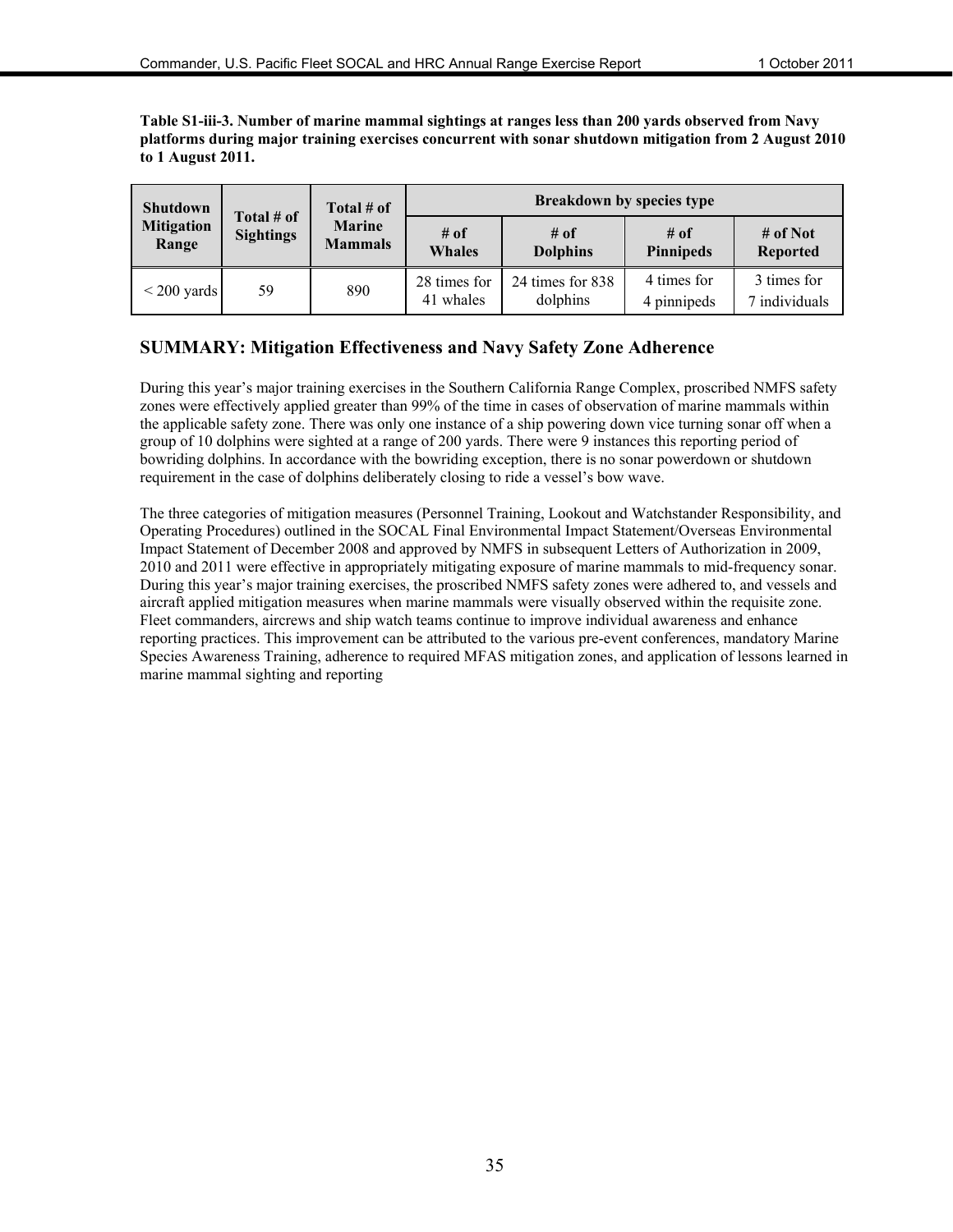**Table S1-iii-3. Number of marine mammal sightings at ranges less than 200 yards observed from Navy platforms during major training exercises concurrent with sonar shutdown mitigation from 2 August 2010 to 1 August 2011.**

| Shutdown Mitigation Range | Total # of Sightings | Total # of Marine Mammals | Breakdown by species type | | | |
|---|---|---|---|---|---|---|
| | | | # of Whales | # of Dolphins | # of Pinnipeds | # of Not Reported |
| < 200 yards | 59 | 890 | 28 times for 41 whales | 24 times for 838 dolphins | 4 times for 4 pinnipeds | 3 times for 7 individuals |

## SUMMARY: Mitigation Effectiveness and Navy Safety Zone Adherence

During this year's major training exercises in the Southern California Range Complex, proscribed NMFS safety zones were effectively applied greater than 99% of the time in cases of observation of marine mammals within the applicable safety zone. There was only one instance of a ship powering down vice turning sonar off when a group of 10 dolphins were sighted at a range of 200 yards. There were 9 instances this reporting period of bowriding dolphins. In accordance with the bowriding exception, there is no sonar powerdown or shutdown requirement in the case of dolphins deliberately closing to ride a vessel's bow wave.

The three categories of mitigation measures (Personnel Training, Lookout and Watchstander Responsibility, and Operating Procedures) outlined in the SOCAL Final Environmental Impact Statement/Overseas Environmental Impact Statement of December 2008 and approved by NMFS in subsequent Letters of Authorization in 2009, 2010 and 2011 were effective in appropriately mitigating exposure of marine mammals to mid-frequency sonar. During this year's major training exercises, the proscribed NMFS safety zones were adhered to, and vessels and aircraft applied mitigation measures when marine mammals were visually observed within the requisite zone. Fleet commanders, aircrews and ship watch teams continue to improve individual awareness and enhance reporting practices. This improvement can be attributed to the various pre-event conferences, mandatory Marine Species Awareness Training, adherence to required MFAS mitigation zones, and application of lessons learned in marine mammal sighting and reporting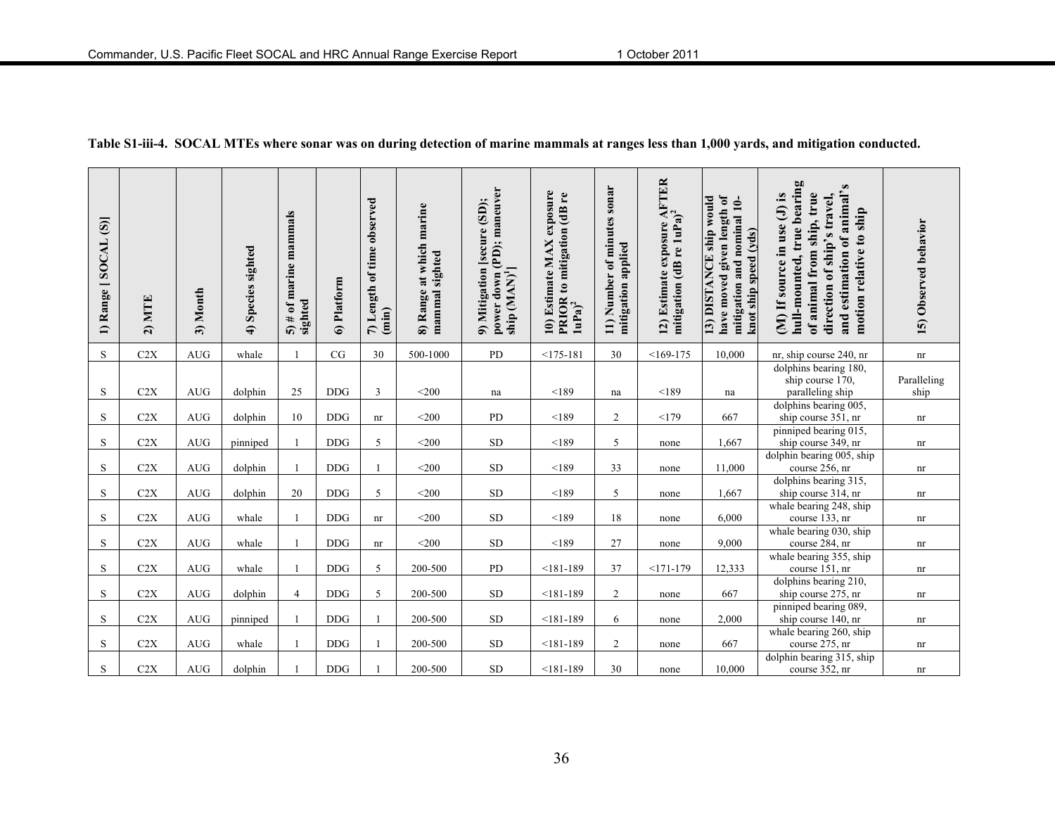**Table S1-iii-4. SOCAL MTEs where sonar was on during detection of marine mammals at ranges less than 1,000 yards, and mitigation conducted.**

| 1) Range [ SOCAL (S)] | 2) MTE | 3) Month | 4) Species sighted | 5) # of marine mammals sighted | 6) Platform | 7) Length of time observed (min) | 8) Range at which marine mammal sighted | 9) Mitigation [secure (SD); power down (PD); maneuver ship (MAN)[1]] | 10) Estimate MAX exposure PRIOR to mitigation (dB re 1uPa)[2] | 11) Number of minutes sonar mitigation applied | 12) Estimate exposure AFTER mitigation (dB re 1uPa)[2] | 13) DISTANCE ship would have moved given length of mitigation and nominal 10-knot ship speed (yds) | (M) If source in use (J) is hull-mounted, true bearing of animal from ship, true direction of ship's travel, and estimation of animal's motion relative to ship | 15) Observed behavior |
|---|---|---|---|---|---|---|---|---|---|---|---|---|---|---|
| S | C2X | AUG | whale | 1 | CG | 30 | 500-1000 | PD | <175-181 | 30 | <169-175 | 10,000 | nr, ship course 240, nr | nr |
| S | C2X | AUG | dolphin | 25 | DDG | 3 | <200 | na | <189 | na | <189 | na | dolphins bearing 180, ship course 170, paralleling ship | Paralleling ship |
| S | C2X | AUG | dolphin | 10 | DDG | nr | <200 | PD | <189 | 2 | <179 | 667 | dolphins bearing 005, ship course 351, nr | nr |
| S | C2X | AUG | pinniped | 1 | DDG | 5 | <200 | SD | <189 | 5 | none | 1,667 | pinniped bearing 015, ship course 349, nr | nr |
| S | C2X | AUG | dolphin | 1 | DDG | 1 | <200 | SD | <189 | 33 | none | 11,000 | dolphin bearing 005, ship course 256, nr | nr |
| S | C2X | AUG | dolphin | 20 | DDG | 5 | <200 | SD | <189 | 5 | none | 1,667 | dolphins bearing 315, ship course 314, nr | nr |
| S | C2X | AUG | whale | 1 | DDG | nr | <200 | SD | <189 | 18 | none | 6,000 | whale bearing 248, ship course 133, nr | nr |
| S | C2X | AUG | whale | 1 | DDG | nr | <200 | SD | <189 | 27 | none | 9,000 | whale bearing 030, ship course 284, nr | nr |
| S | C2X | AUG | whale | 1 | DDG | 5 | 200-500 | PD | <181-189 | 37 | <171-179 | 12,333 | whale bearing 355, ship course 151, nr | nr |
| S | C2X | AUG | dolphin | 4 | DDG | 5 | 200-500 | SD | <181-189 | 2 | none | 667 | dolphins bearing 210, ship course 275, nr | nr |
| S | C2X | AUG | pinniped | 1 | DDG | 1 | 200-500 | SD | <181-189 | 6 | none | 2,000 | pinniped bearing 089, ship course 140, nr | nr |
| S | C2X | AUG | whale | 1 | DDG | 1 | 200-500 | SD | <181-189 | 2 | none | 667 | whale bearing 260, ship course 275, nr | nr |
| S | C2X | AUG | dolphin | 1 | DDG | 1 | 200-500 | SD | <181-189 | 30 | none | 10,000 | dolphin bearing 315, ship course 352, nr | nr |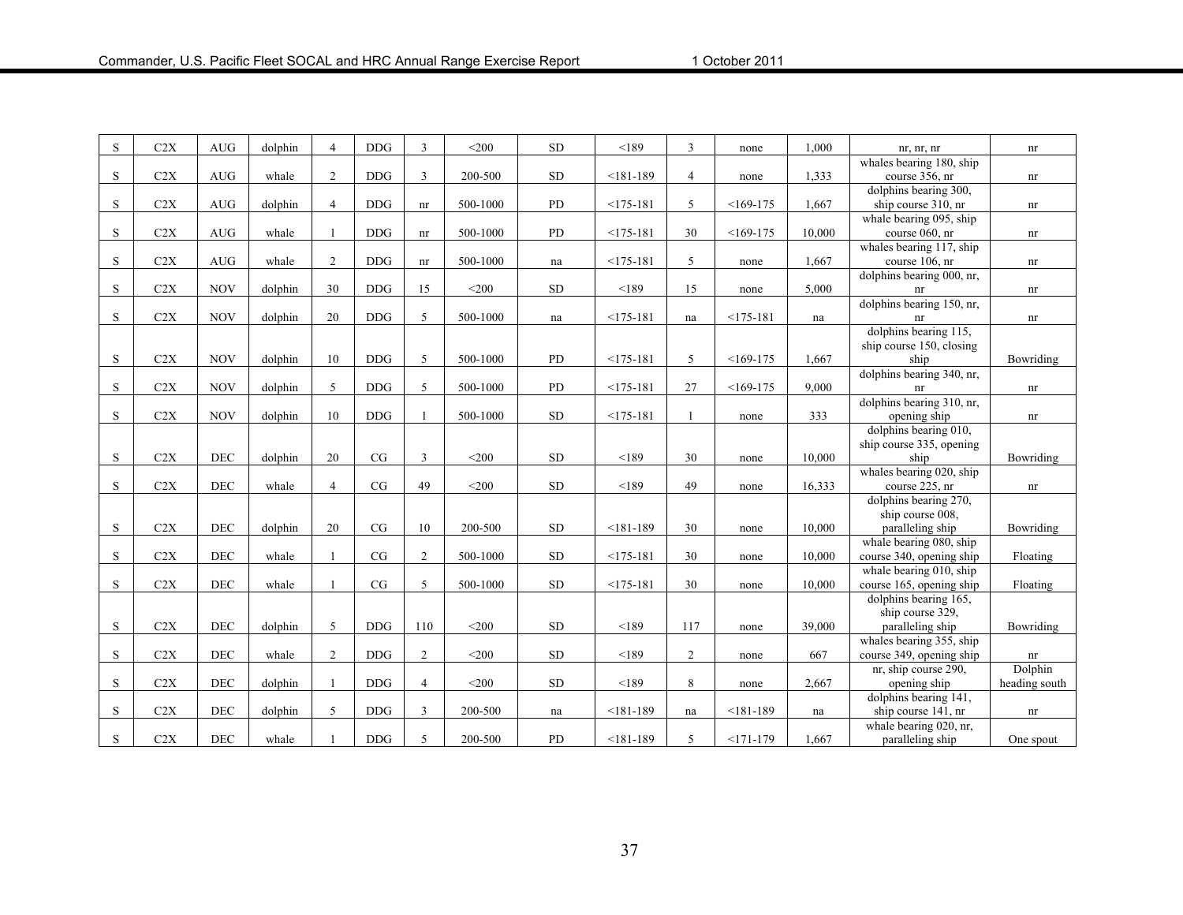| S | C2X | AUG | dolphin | 4 | DDG | 3 | <200 | SD | <189 | 3 | none | 1,000 | nr, nr, nr | nr |
|---|---|---|---|---|---|---|---|---|---|---|---|---|---|---|
| S | C2X | AUG | whale | 2 | DDG | 3 | 200-500 | SD | <181-189 | 4 | none | 1,333 | whales bearing 180, ship course 356, nr | nr |
| S | C2X | AUG | dolphin | 4 | DDG | nr | 500-1000 | PD | <175-181 | 5 | <169-175 | 1,667 | dolphins bearing 300, ship course 310, nr | nr |
| S | C2X | AUG | whale | 1 | DDG | nr | 500-1000 | PD | <175-181 | 30 | <169-175 | 10,000 | whale bearing 095, ship course 060, nr | nr |
| S | C2X | AUG | whale | 2 | DDG | nr | 500-1000 | na | <175-181 | 5 | none | 1,667 | whales bearing 117, ship course 106, nr | nr |
| S | C2X | NOV | dolphin | 30 | DDG | 15 | <200 | SD | <189 | 15 | none | 5,000 | dolphins bearing 000, nr, nr | nr |
| S | C2X | NOV | dolphin | 20 | DDG | 5 | 500-1000 | na | <175-181 | na | <175-181 | na | dolphins bearing 150, nr, nr | nr |
| S | C2X | NOV | dolphin | 10 | DDG | 5 | 500-1000 | PD | <175-181 | 5 | <169-175 | 1,667 | dolphins bearing 115, ship course 150, closing ship | Bowriding |
| S | C2X | NOV | dolphin | 5 | DDG | 5 | 500-1000 | PD | <175-181 | 27 | <169-175 | 9,000 | dolphins bearing 340, nr, nr | nr |
| S | C2X | NOV | dolphin | 10 | DDG | 1 | 500-1000 | SD | <175-181 | 1 | none | 333 | dolphins bearing 310, nr, opening ship | nr |
| S | C2X | DEC | dolphin | 20 | CG | 3 | <200 | SD | <189 | 30 | none | 10,000 | dolphins bearing 010, ship course 335, opening ship | Bowriding |
| S | C2X | DEC | whale | 4 | CG | 49 | <200 | SD | <189 | 49 | none | 16,333 | whales bearing 020, ship course 225, nr | nr |
| S | C2X | DEC | dolphin | 20 | CG | 10 | 200-500 | SD | <181-189 | 30 | none | 10,000 | dolphins bearing 270, ship course 008, paralleling ship | Bowriding |
| S | C2X | DEC | whale | 1 | CG | 2 | 500-1000 | SD | <175-181 | 30 | none | 10,000 | whale bearing 080, ship course 340, opening ship | Floating |
| S | C2X | DEC | whale | 1 | CG | 5 | 500-1000 | SD | <175-181 | 30 | none | 10,000 | whale bearing 010, ship course 165, opening ship | Floating |
| S | C2X | DEC | dolphin | 5 | DDG | 110 | <200 | SD | <189 | 117 | none | 39,000 | dolphins bearing 165, ship course 329, paralleling ship | Bowriding |
| S | C2X | DEC | whale | 2 | DDG | 2 | <200 | SD | <189 | 2 | none | 667 | whales bearing 355, ship course 349, opening ship | nr |
| S | C2X | DEC | dolphin | 1 | DDG | 4 | <200 | SD | <189 | 8 | none | 2,667 | nr, ship course 290, opening ship | Dolphin heading south |
| S | C2X | DEC | dolphin | 5 | DDG | 3 | 200-500 | na | <181-189 | na | <181-189 | na | dolphins bearing 141, ship course 141, nr | nr |
| S | C2X | DEC | whale | 1 | DDG | 5 | 200-500 | PD | <181-189 | 5 | <171-179 | 1,667 | whale bearing 020, nr, paralleling ship | One spout |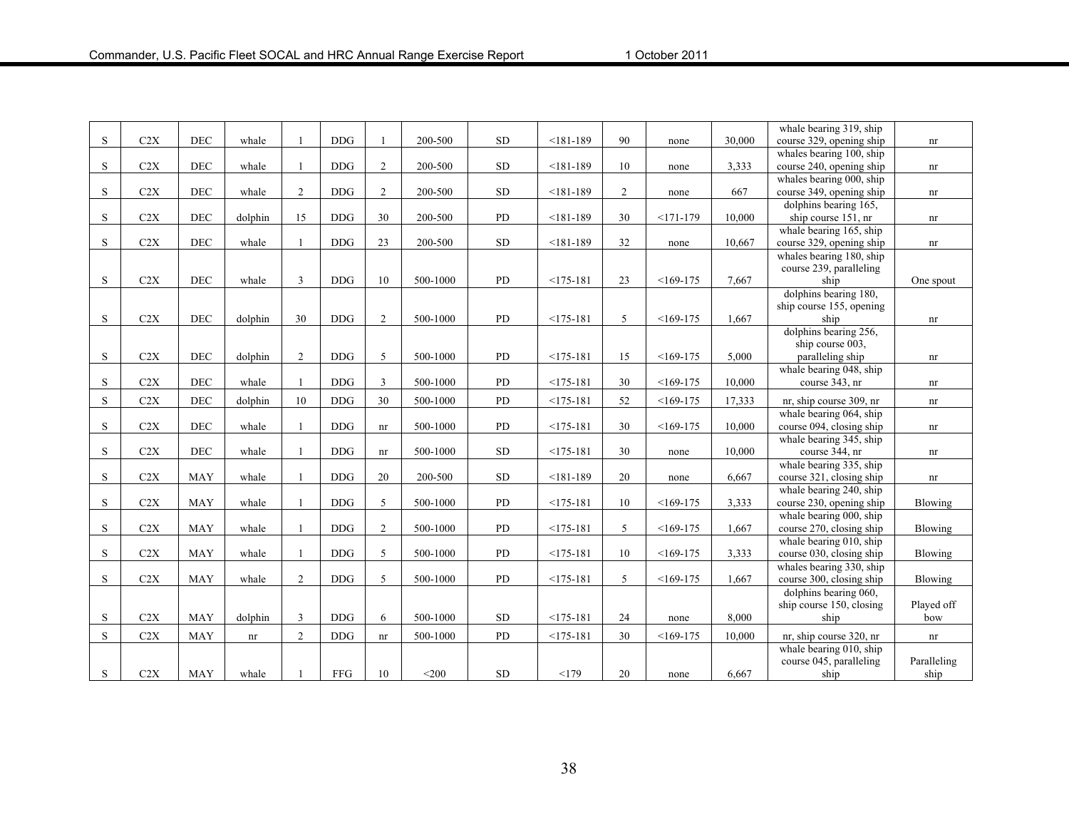| | | | | | | | | | | | | | | |
|---|---|---|---|---|---|---|---|---|---|---|---|---|---|---|
| S | C2X | DEC | whale | 1 | DDG | 1 | 200-500 | SD | <181-189 | 90 | none | 30,000 | whale bearing 319, ship course 329, opening ship | nr |
| S | C2X | DEC | whale | 1 | DDG | 2 | 200-500 | SD | <181-189 | 10 | none | 3,333 | whales bearing 100, ship course 240, opening ship | nr |
| S | C2X | DEC | whale | 2 | DDG | 2 | 200-500 | SD | <181-189 | 2 | none | 667 | whales bearing 000, ship course 349, opening ship | nr |
| S | C2X | DEC | dolphin | 15 | DDG | 30 | 200-500 | PD | <181-189 | 30 | <171-179 | 10,000 | dolphins bearing 165, ship course 151, nr | nr |
| S | C2X | DEC | whale | 1 | DDG | 23 | 200-500 | SD | <181-189 | 32 | none | 10,667 | whale bearing 165, ship course 329, opening ship | nr |
| S | C2X | DEC | whale | 3 | DDG | 10 | 500-1000 | PD | <175-181 | 23 | <169-175 | 7,667 | whales bearing 180, ship course 239, paralleling ship | One spout |
| S | C2X | DEC | dolphin | 30 | DDG | 2 | 500-1000 | PD | <175-181 | 5 | <169-175 | 1,667 | dolphins bearing 180, ship course 155, opening ship | nr |
| S | C2X | DEC | dolphin | 2 | DDG | 5 | 500-1000 | PD | <175-181 | 15 | <169-175 | 5,000 | dolphins bearing 256, ship course 003, paralleling ship | nr |
| S | C2X | DEC | whale | 1 | DDG | 3 | 500-1000 | PD | <175-181 | 30 | <169-175 | 10,000 | whale bearing 048, ship course 343, nr | nr |
| S | C2X | DEC | dolphin | 10 | DDG | 30 | 500-1000 | PD | <175-181 | 52 | <169-175 | 17,333 | nr, ship course 309, nr | nr |
| S | C2X | DEC | whale | 1 | DDG | nr | 500-1000 | PD | <175-181 | 30 | <169-175 | 10,000 | whale bearing 064, ship course 094, closing ship | nr |
| S | C2X | DEC | whale | 1 | DDG | nr | 500-1000 | SD | <175-181 | 30 | none | 10,000 | whale bearing 345, ship course 344, nr | nr |
| S | C2X | MAY | whale | 1 | DDG | 20 | 200-500 | SD | <181-189 | 20 | none | 6,667 | whale bearing 335, ship course 321, closing ship | nr |
| S | C2X | MAY | whale | 1 | DDG | 5 | 500-1000 | PD | <175-181 | 10 | <169-175 | 3,333 | whale bearing 240, ship course 230, opening ship | Blowing |
| S | C2X | MAY | whale | 1 | DDG | 2 | 500-1000 | PD | <175-181 | 5 | <169-175 | 1,667 | whale bearing 000, ship course 270, closing ship | Blowing |
| S | C2X | MAY | whale | 1 | DDG | 5 | 500-1000 | PD | <175-181 | 10 | <169-175 | 3,333 | whale bearing 010, ship course 030, closing ship | Blowing |
| S | C2X | MAY | whale | 2 | DDG | 5 | 500-1000 | PD | <175-181 | 5 | <169-175 | 1,667 | whales bearing 330, ship course 300, closing ship | Blowing |
| S | C2X | MAY | dolphin | 3 | DDG | 6 | 500-1000 | SD | <175-181 | 24 | none | 8,000 | dolphins bearing 060, ship course 150, closing ship | Played off bow |
| S | C2X | MAY | nr | 2 | DDG | nr | 500-1000 | PD | <175-181 | 30 | <169-175 | 10,000 | nr, ship course 320, nr | nr |
| S | C2X | MAY | whale | 1 | FFG | 10 | <200 | SD | <179 | 20 | none | 6,667 | whale bearing 010, ship course 045, paralleling ship | Paralleling ship |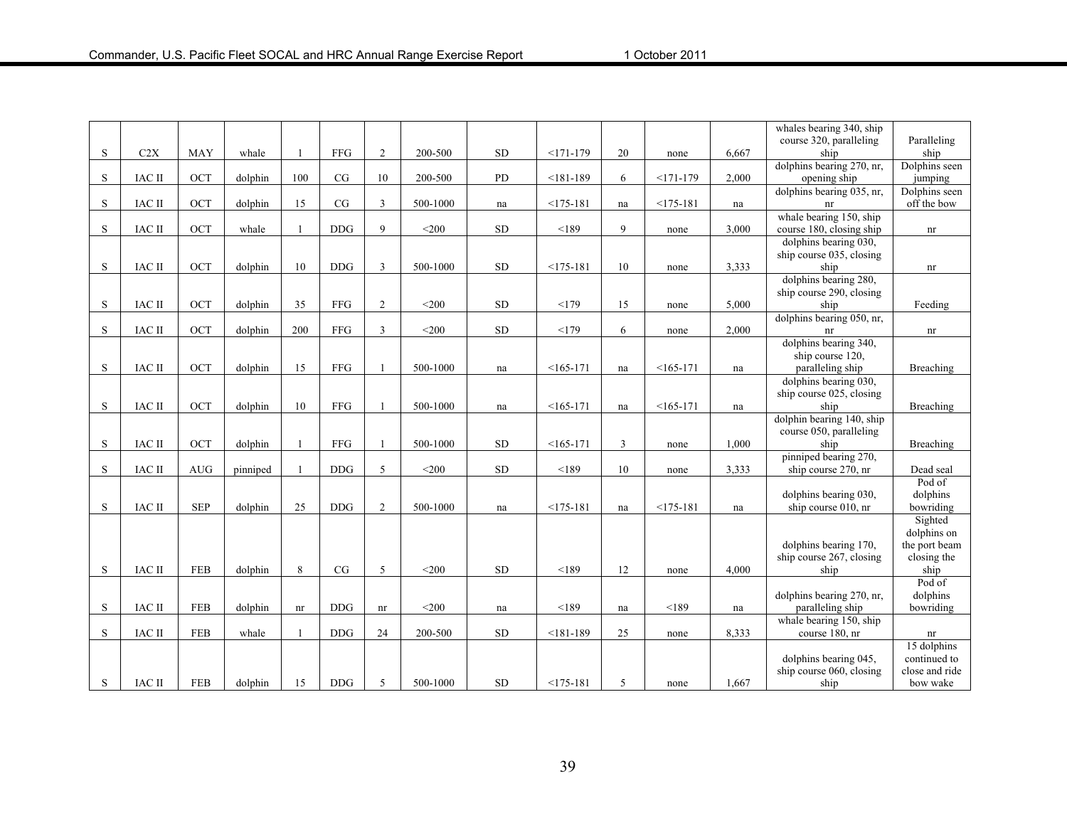| | | | | | | | | | | | | | | |
|---|---|---|---|---|---|---|---|---|---|---|---|---|---|---|
| S | C2X | MAY | whale | 1 | FFG | 2 | 200-500 | SD | <171-179 | 20 | none | 6,667 | whales bearing 340, ship course 320, paralleling ship | Paralleling ship |
| S | IAC II | OCT | dolphin | 100 | CG | 10 | 200-500 | PD | <181-189 | 6 | <171-179 | 2,000 | dolphins bearing 270, nr, opening ship | Dolphins seen jumping |
| S | IAC II | OCT | dolphin | 15 | CG | 3 | 500-1000 | na | <175-181 | na | <175-181 | na | dolphins bearing 035, nr, nr | Dolphins seen off the bow |
| S | IAC II | OCT | whale | 1 | DDG | 9 | <200 | SD | <189 | 9 | none | 3,000 | whale bearing 150, ship course 180, closing ship | nr |
| S | IAC II | OCT | dolphin | 10 | DDG | 3 | 500-1000 | SD | <175-181 | 10 | none | 3,333 | dolphins bearing 030, ship course 035, closing ship | nr |
| S | IAC II | OCT | dolphin | 35 | FFG | 2 | <200 | SD | <179 | 15 | none | 5,000 | dolphins bearing 280, ship course 290, closing ship | Feeding |
| S | IAC II | OCT | dolphin | 200 | FFG | 3 | <200 | SD | <179 | 6 | none | 2,000 | dolphins bearing 050, nr, nr | nr |
| S | IAC II | OCT | dolphin | 15 | FFG | 1 | 500-1000 | na | <165-171 | na | <165-171 | na | dolphins bearing 340, ship course 120, paralleling ship | Breaching |
| S | IAC II | OCT | dolphin | 10 | FFG | 1 | 500-1000 | na | <165-171 | na | <165-171 | na | dolphins bearing 030, ship course 025, closing ship | Breaching |
| S | IAC II | OCT | dolphin | 1 | FFG | 1 | 500-1000 | SD | <165-171 | 3 | none | 1,000 | dolphin bearing 140, ship course 050, paralleling ship | Breaching |
| S | IAC II | AUG | pinniped | 1 | DDG | 5 | <200 | SD | <189 | 10 | none | 3,333 | pinniped bearing 270, ship course 270, nr | Dead seal |
| S | IAC II | SEP | dolphin | 25 | DDG | 2 | 500-1000 | na | <175-181 | na | <175-181 | na | dolphins bearing 030, ship course 010, nr | Pod of dolphins bowriding |
| S | IAC II | FEB | dolphin | 8 | CG | 5 | <200 | SD | <189 | 12 | none | 4,000 | dolphins bearing 170, ship course 267, closing ship | Sighted dolphins on the port beam closing the ship |
| S | IAC II | FEB | dolphin | nr | DDG | nr | <200 | na | <189 | na | <189 | na | dolphins bearing 270, nr, paralleling ship | Pod of dolphins bowriding |
| S | IAC II | FEB | whale | 1 | DDG | 24 | 200-500 | SD | <181-189 | 25 | none | 8,333 | whale bearing 150, ship course 180, nr | nr |
| S | IAC II | FEB | dolphin | 15 | DDG | 5 | 500-1000 | SD | <175-181 | 5 | none | 1,667 | dolphins bearing 045, ship course 060, closing ship | 15 dolphins continued to close and ride bow wake |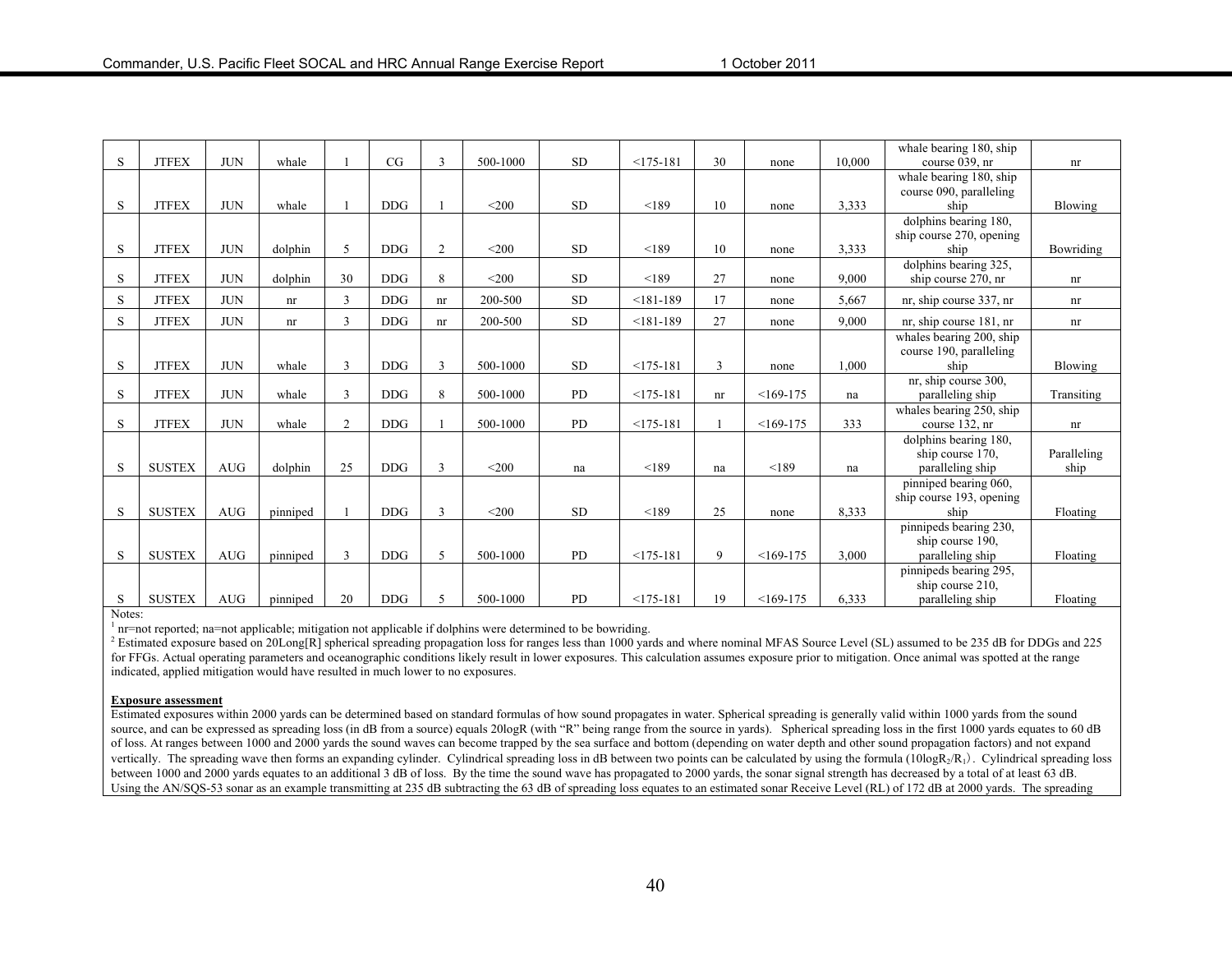| | | | | | | | | | | | | | | |
|---|---|---|---|---|---|---|---|---|---|---|---|---|---|---|
| S | JTFEX | JUN | whale | 1 | CG | 3 | 500-1000 | SD | <175-181 | 30 | none | 10,000 | whale bearing 180, ship course 039, nr | nr |
| S | JTFEX | JUN | whale | 1 | DDG | 1 | <200 | SD | <189 | 10 | none | 3,333 | whale bearing 180, ship course 090, paralleling ship | Blowing |
| S | JTFEX | JUN | dolphin | 5 | DDG | 2 | <200 | SD | <189 | 10 | none | 3,333 | dolphins bearing 180, ship course 270, opening ship | Bowriding |
| S | JTFEX | JUN | dolphin | 30 | DDG | 8 | <200 | SD | <189 | 27 | none | 9,000 | dolphins bearing 325, ship course 270, nr | nr |
| S | JTFEX | JUN | nr | 3 | DDG | nr | 200-500 | SD | <181-189 | 17 | none | 5,667 | nr, ship course 337, nr | nr |
| S | JTFEX | JUN | nr | 3 | DDG | nr | 200-500 | SD | <181-189 | 27 | none | 9,000 | nr, ship course 181, nr | nr |
| S | JTFEX | JUN | whale | 3 | DDG | 3 | 500-1000 | SD | <175-181 | 3 | none | 1,000 | whales bearing 200, ship course 190, paralleling ship | Blowing |
| S | JTFEX | JUN | whale | 3 | DDG | 8 | 500-1000 | PD | <175-181 | nr | <169-175 | na | nr, ship course 300, paralleling ship | Transiting |
| S | JTFEX | JUN | whale | 2 | DDG | 1 | 500-1000 | PD | <175-181 | 1 | <169-175 | 333 | whales bearing 250, ship course 132, nr | nr |
| S | SUSTEX | AUG | dolphin | 25 | DDG | 3 | <200 | na | <189 | na | <189 | na | dolphins bearing 180, ship course 170, paralleling ship | Paralleling ship |
| S | SUSTEX | AUG | pinniped | 1 | DDG | 3 | <200 | SD | <189 | 25 | none | 8,333 | pinniped bearing 060, ship course 193, opening ship | Floating |
| S | SUSTEX | AUG | pinniped | 3 | DDG | 5 | 500-1000 | PD | <175-181 | 9 | <169-175 | 3,000 | pinnipeds bearing 230, ship course 190, paralleling ship | Floating |
| S | SUSTEX | AUG | pinniped | 20 | DDG | 5 | 500-1000 | PD | <175-181 | 19 | <169-175 | 6,333 | pinnipeds bearing 295, ship course 210, paralleling ship | Floating |

Notes:

[1] nr=not reported; na=not applicable; mitigation not applicable if dolphins were determined to be bowriding.

[2] Estimated exposure based on 20Long[R] spherical spreading propagation loss for ranges less than 1000 yards and where nominal MFAS Source Level (SL) assumed to be 235 dB for DDGs and 225 for FFGs. Actual operating parameters and oceanographic conditions likely result in lower exposures. This calculation assumes exposure prior to mitigation. Once animal was spotted at the range indicated, applied mitigation would have resulted in much lower to no exposures.

**Exposure assessment**

Estimated exposures within 2000 yards can be determined based on standard formulas of how sound propagates in water. Spherical spreading is generally valid within 1000 yards from the sound source, and can be expressed as spreading loss (in dB from a source) equals 20logR (with "R" being range from the source in yards). Spherical spreading loss in the first 1000 yards equates to 60 dB of loss. At ranges between 1000 and 2000 yards the sound waves can become trapped by the sea surface and bottom (depending on water depth and other sound propagation factors) and not expand vertically. The spreading wave then forms an expanding cylinder. Cylindrical spreading loss in dB between two points can be calculated by using the formula ($10\log R_2/R_1$). Cylindrical spreading loss between 1000 and 2000 yards equates to an additional 3 dB of loss. By the time the sound wave has propagated to 2000 yards, the sonar signal strength has decreased by a total of at least 63 dB. Using the AN/SQS-53 sonar as an example transmitting at 235 dB subtracting the 63 dB of spreading loss equates to an estimated sonar Receive Level (RL) of 172 dB at 2000 yards. The spreading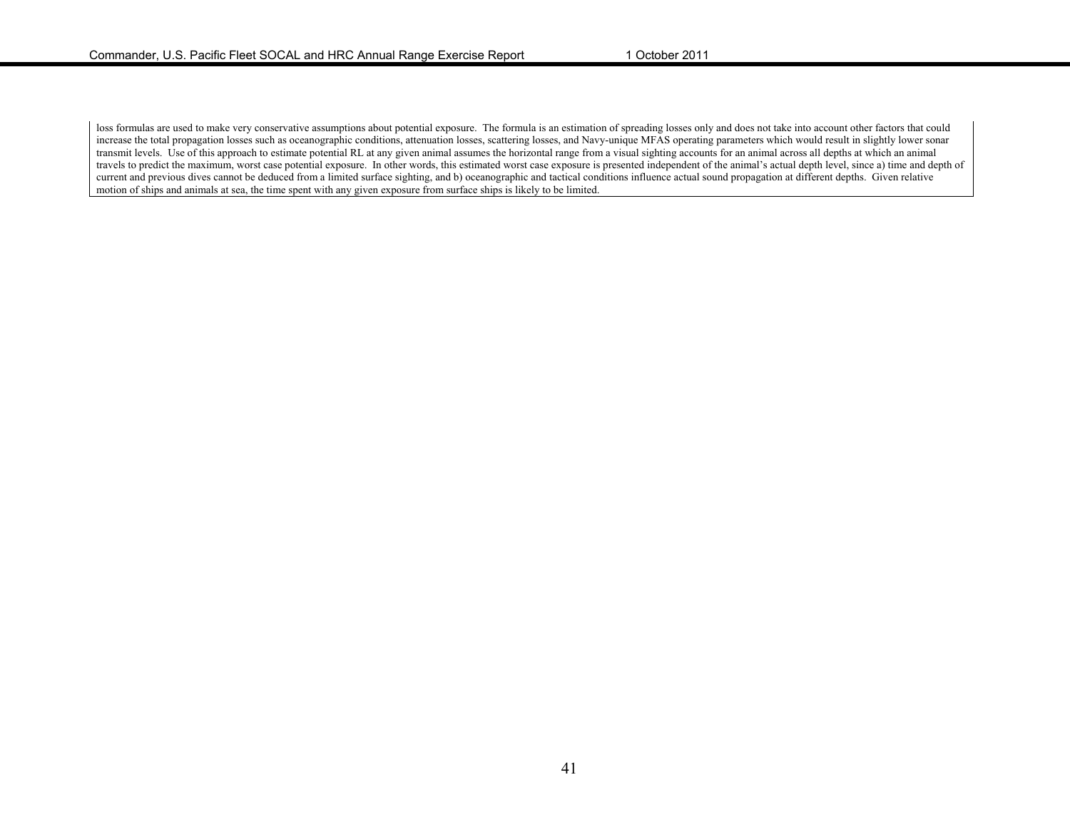loss formulas are used to make very conservative assumptions about potential exposure. The formula is an estimation of spreading losses only and does not take into account other factors that could increase the total propagation losses such as oceanographic conditions, attenuation losses, scattering losses, and Navy-unique MFAS operating parameters which would result in slightly lower sonar transmit levels. Use of this approach to estimate potential RL at any given animal assumes the horizontal range from a visual sighting accounts for an animal across all depths at which an animal travels to predict the maximum, worst case potential exposure. In other words, this estimated worst case exposure is presented independent of the animal's actual depth level, since a) time and depth of current and previous dives cannot be deduced from a limited surface sighting, and b) oceanographic and tactical conditions influence actual sound propagation at different depths. Given relative motion of ships and animals at sea, the time spent with any given exposure from surface ships is likely to be limited.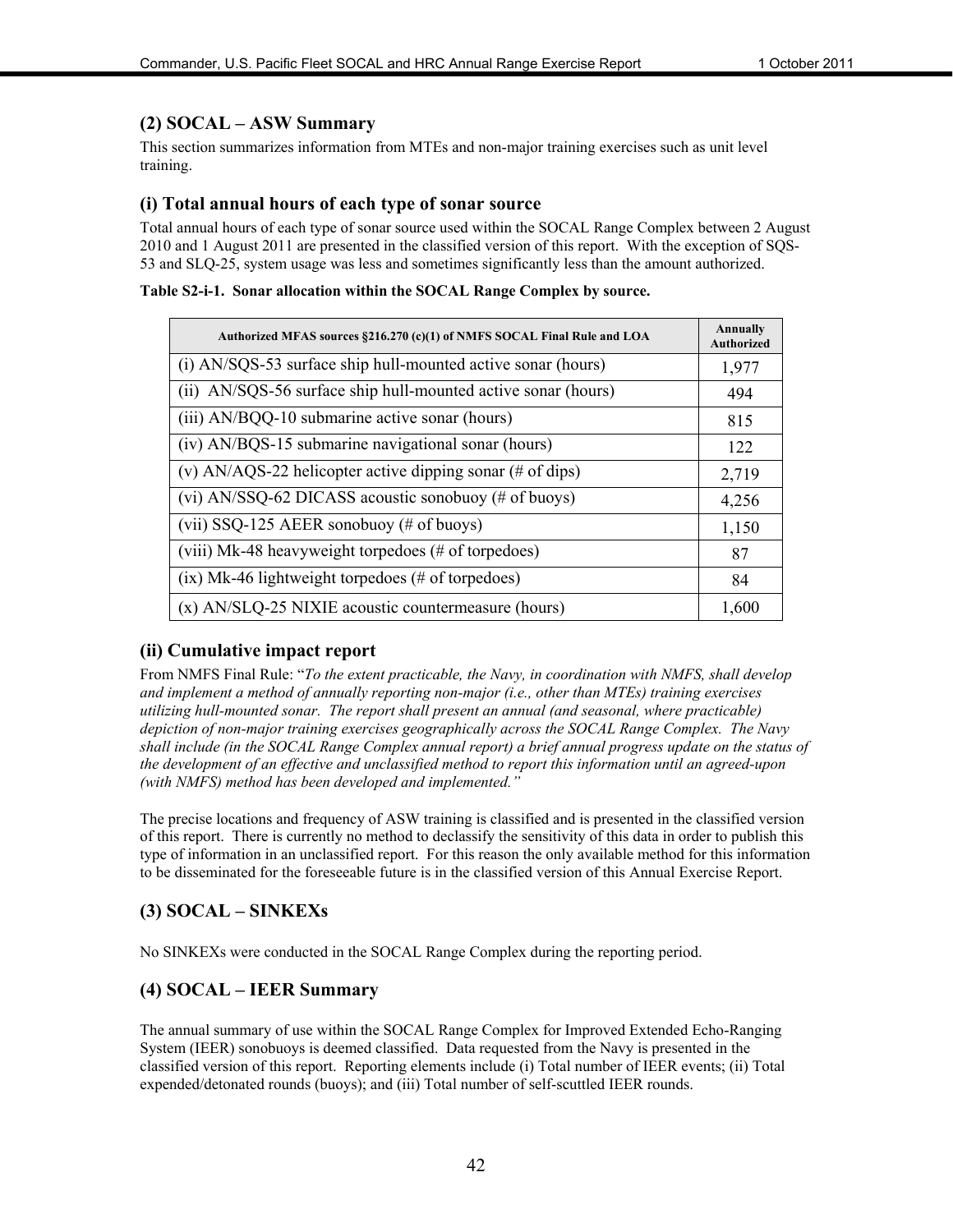## (2) SOCAL – ASW Summary

This section summarizes information from MTEs and non-major training exercises such as unit level training.

### (i) Total annual hours of each type of sonar source

Total annual hours of each type of sonar source used within the SOCAL Range Complex between 2 August 2010 and 1 August 2011 are presented in the classified version of this report. With the exception of SQS-53 and SLQ-25, system usage was less and sometimes significantly less than the amount authorized.

**Table S2-i-1. Sonar allocation within the SOCAL Range Complex by source.**

| Authorized MFAS sources §216.270 (c)(1) of NMFS SOCAL Final Rule and LOA | Annually Authorized |
|---|---|
| (i) AN/SQS-53 surface ship hull-mounted active sonar (hours) | 1,977 |
| (ii) AN/SQS-56 surface ship hull-mounted active sonar (hours) | 494 |
| (iii) AN/BQQ-10 submarine active sonar (hours) | 815 |
| (iv) AN/BQS-15 submarine navigational sonar (hours) | 122 |
| (v) AN/AQS-22 helicopter active dipping sonar (# of dips) | 2,719 |
| (vi) AN/SSQ-62 DICASS acoustic sonobuoy (# of buoys) | 4,256 |
| (vii) SSQ-125 AEER sonobuoy (# of buoys) | 1,150 |
| (viii) Mk-48 heavyweight torpedoes (# of torpedoes) | 87 |
| (ix) Mk-46 lightweight torpedoes (# of torpedoes) | 84 |
| (x) AN/SLQ-25 NIXIE acoustic countermeasure (hours) | 1,600 |

### (ii) Cumulative impact report

From NMFS Final Rule: "*To the extent practicable, the Navy, in coordination with NMFS, shall develop and implement a method of annually reporting non-major (i.e., other than MTEs) training exercises utilizing hull-mounted sonar. The report shall present an annual (and seasonal, where practicable) depiction of non-major training exercises geographically across the SOCAL Range Complex. The Navy shall include (in the SOCAL Range Complex annual report) a brief annual progress update on the status of the development of an effective and unclassified method to report this information until an agreed-upon (with NMFS) method has been developed and implemented.*"

The precise locations and frequency of ASW training is classified and is presented in the classified version of this report. There is currently no method to declassify the sensitivity of this data in order to publish this type of information in an unclassified report. For this reason the only available method for this information to be disseminated for the foreseeable future is in the classified version of this Annual Exercise Report.

## (3) SOCAL – SINKEXs

No SINKEXs were conducted in the SOCAL Range Complex during the reporting period.

## (4) SOCAL – IEER Summary

The annual summary of use within the SOCAL Range Complex for Improved Extended Echo-Ranging System (IEER) sonobuoys is deemed classified. Data requested from the Navy is presented in the classified version of this report. Reporting elements include (i) Total number of IEER events; (ii) Total expended/detonated rounds (buoys); and (iii) Total number of self-scuttled IEER rounds.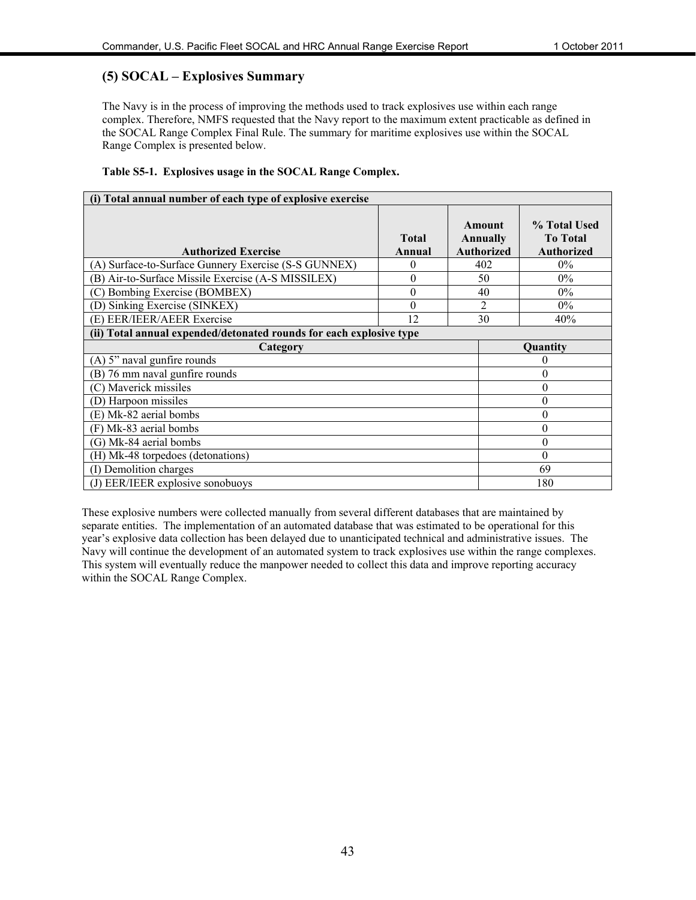### (5) SOCAL – Explosives Summary

The Navy is in the process of improving the methods used to track explosives use within each range complex. Therefore, NMFS requested that the Navy report to the maximum extent practicable as defined in the SOCAL Range Complex Final Rule. The summary for maritime explosives use within the SOCAL Range Complex is presented below.

**Table S5-1. Explosives usage in the SOCAL Range Complex.**

| (i) Total annual number of each type of explosive exercise | | | |
|---|---|---|---|
| **Authorized Exercise** | **Total Annual** | **Amount Annually Authorized** | **% Total Used To Total Authorized** |
| (A) Surface-to-Surface Gunnery Exercise (S-S GUNNEX) | 0 | 402 | 0% |
| (B) Air-to-Surface Missile Exercise (A-S MISSILEX) | 0 | 50 | 0% |
| (C) Bombing Exercise (BOMBEX) | 0 | 40 | 0% |
| (D) Sinking Exercise (SINKEX) | 0 | 2 | 0% |
| (E) EER/IEER/AEER Exercise | 12 | 30 | 40% |
| **(ii) Total annual expended/detonated rounds for each explosive type** | | | |
| **Category** | | | **Quantity** |
| (A) 5" naval gunfire rounds | | | 0 |
| (B) 76 mm naval gunfire rounds | | | 0 |
| (C) Maverick missiles | | | 0 |
| (D) Harpoon missiles | | | 0 |
| (E) Mk-82 aerial bombs | | | 0 |
| (F) Mk-83 aerial bombs | | | 0 |
| (G) Mk-84 aerial bombs | | | 0 |
| (H) Mk-48 torpedoes (detonations) | | | 0 |
| (I) Demolition charges | | | 69 |
| (J) EER/IEER explosive sonobuoys | | | 180 |

These explosive numbers were collected manually from several different databases that are maintained by separate entities. The implementation of an automated database that was estimated to be operational for this year's explosive data collection has been delayed due to unanticipated technical and administrative issues. The Navy will continue the development of an automated system to track explosives use within the range complexes. This system will eventually reduce the manpower needed to collect this data and improve reporting accuracy within the SOCAL Range Complex.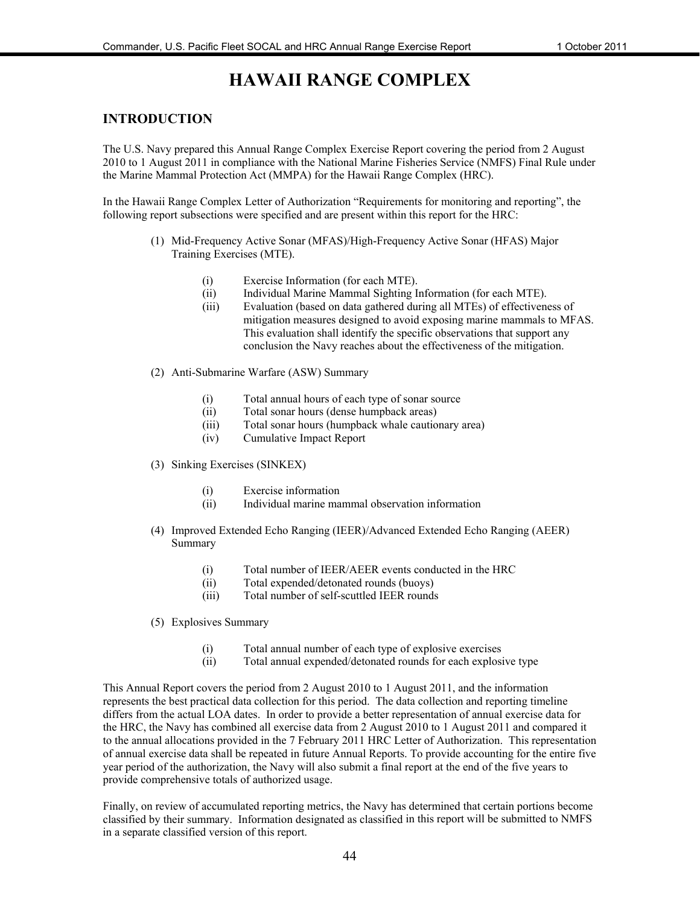# HAWAII RANGE COMPLEX

## INTRODUCTION

The U.S. Navy prepared this Annual Range Complex Exercise Report covering the period from 2 August 2010 to 1 August 2011 in compliance with the National Marine Fisheries Service (NMFS) Final Rule under the Marine Mammal Protection Act (MMPA) for the Hawaii Range Complex (HRC).

In the Hawaii Range Complex Letter of Authorization "Requirements for monitoring and reporting", the following report subsections were specified and are present within this report for the HRC:

(1) Mid-Frequency Active Sonar (MFAS)/High-Frequency Active Sonar (HFAS) Major Training Exercises (MTE).

- (i) Exercise Information (for each MTE).
- (ii) Individual Marine Mammal Sighting Information (for each MTE).
- (iii) Evaluation (based on data gathered during all MTEs) of effectiveness of mitigation measures designed to avoid exposing marine mammals to MFAS. This evaluation shall identify the specific observations that support any conclusion the Navy reaches about the effectiveness of the mitigation.

(2) Anti-Submarine Warfare (ASW) Summary

- (i) Total annual hours of each type of sonar source
- (ii) Total sonar hours (dense humpback areas)
- (iii) Total sonar hours (humpback whale cautionary area)
- (iv) Cumulative Impact Report

(3) Sinking Exercises (SINKEX)

- (i) Exercise information
- (ii) Individual marine mammal observation information

(4) Improved Extended Echo Ranging (IEER)/Advanced Extended Echo Ranging (AEER) Summary

- (i) Total number of IEER/AEER events conducted in the HRC
- (ii) Total expended/detonated rounds (buoys)
- (iii) Total number of self-scuttled IEER rounds

(5) Explosives Summary

- (i) Total annual number of each type of explosive exercises
- (ii) Total annual expended/detonated rounds for each explosive type

This Annual Report covers the period from 2 August 2010 to 1 August 2011, and the information represents the best practical data collection for this period. The data collection and reporting timeline differs from the actual LOA dates. In order to provide a better representation of annual exercise data for the HRC, the Navy has combined all exercise data from 2 August 2010 to 1 August 2011 and compared it to the annual allocations provided in the 7 February 2011 HRC Letter of Authorization. This representation of annual exercise data shall be repeated in future Annual Reports. To provide accounting for the entire five year period of the authorization, the Navy will also submit a final report at the end of the five years to provide comprehensive totals of authorized usage.

Finally, on review of accumulated reporting metrics, the Navy has determined that certain portions become classified by their summary. Information designated as classified in this report will be submitted to NMFS in a separate classified version of this report.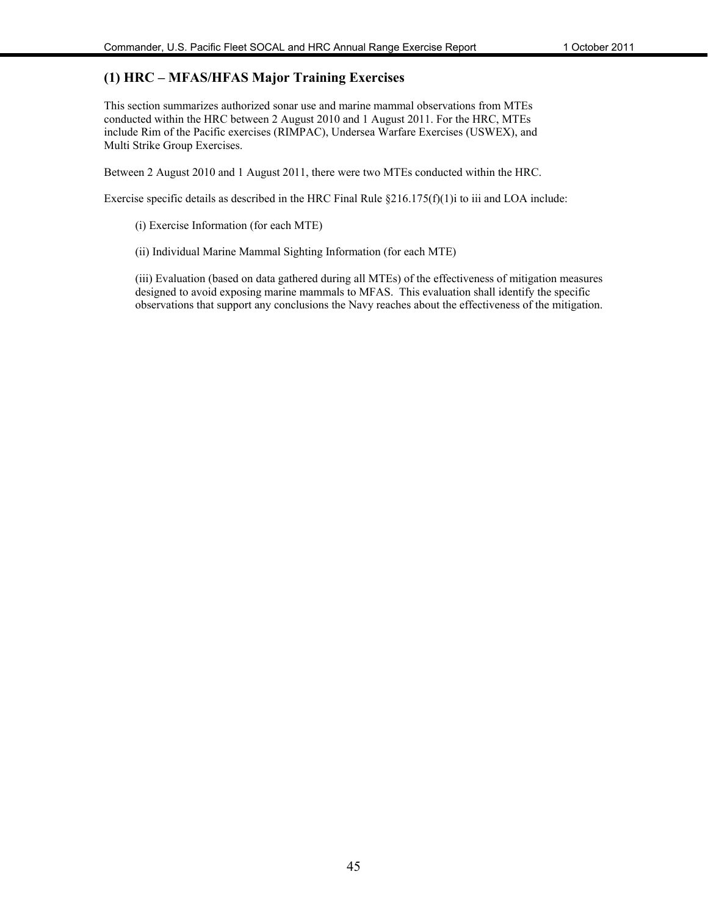### (1) HRC – MFAS/HFAS Major Training Exercises

This section summarizes authorized sonar use and marine mammal observations from MTEs conducted within the HRC between 2 August 2010 and 1 August 2011. For the HRC, MTEs include Rim of the Pacific exercises (RIMPAC), Undersea Warfare Exercises (USWEX), and Multi Strike Group Exercises.

Between 2 August 2010 and 1 August 2011, there were two MTEs conducted within the HRC.

Exercise specific details as described in the HRC Final Rule §216.175(f)(1)i to iii and LOA include:

(i) Exercise Information (for each MTE)

(ii) Individual Marine Mammal Sighting Information (for each MTE)

(iii) Evaluation (based on data gathered during all MTEs) of the effectiveness of mitigation measures designed to avoid exposing marine mammals to MFAS. This evaluation shall identify the specific observations that support any conclusions the Navy reaches about the effectiveness of the mitigation.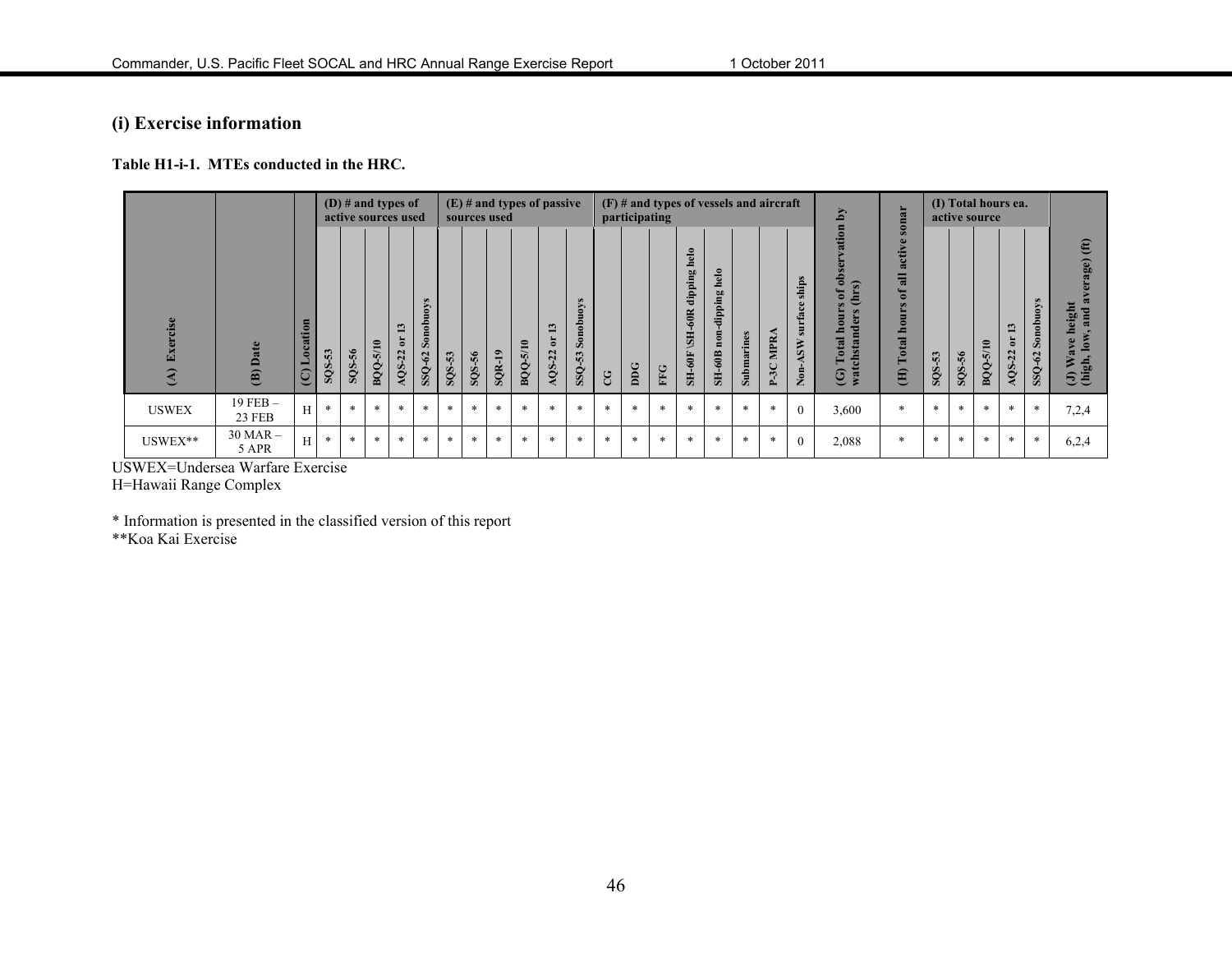### (i) Exercise information

**Table H1-i-1. MTEs conducted in the HRC.**

| (A) Exercise | (B) Date | (C) Location | (D) # and types of active sources used | | | | | (E) # and types of passive sources used | | | | | | (F) # and types of vessels and aircraft participating | | | | | | | | (G) Total hours of observation by watchstanders (hrs) | (H) Total hours of all active sonar | (I) Total hours ea. active source | | | | | (J) Wave height (high, low, and average) (ft) |
|---|---|---|---|---|---|---|---|---|---|---|---|---|---|---|---|---|---|---|---|---|---|---|---|---|---|---|---|---|---|
| | | | SQS-53 | SQS-56 | BQQ-5/10 | AQS-22 or 13 | SSQ-62 Sonobuoys | SQS-53 | SQS-56 | SQR-19 | BQQ-5/10 | AQS-22 or 13 | SSQ-53 Sonobuoys | CG | DDG | FFG | SH-60F \SH-60R dipping helo | SH-60B non-dipping helo | Submarines | P-3C MPRA | Non-ASW surface ships | | | SQS-53 | SQS-56 | BQQ-5/10 | AQS-22 or 13 | SSQ-62 Sonobuoys | |
| USWEX | 19 FEB – 23 FEB | H | * | * | * | * | * | * | * | * | * | * | * | * | * | * | * | * | * | * | 0 | 3,600 | * | * | * | * | * | * | 7,2,4 |
| USWEX** | 30 MAR – 5 APR | H | * | * | * | * | * | * | * | * | * | * | * | * | * | * | * | * | * | * | 0 | 2,088 | * | * | * | * | * | * | 6,2,4 |

USWEX=Undersea Warfare Exercise
H=Hawaii Range Complex

* Information is presented in the classified version of this report
**Koa Kai Exercise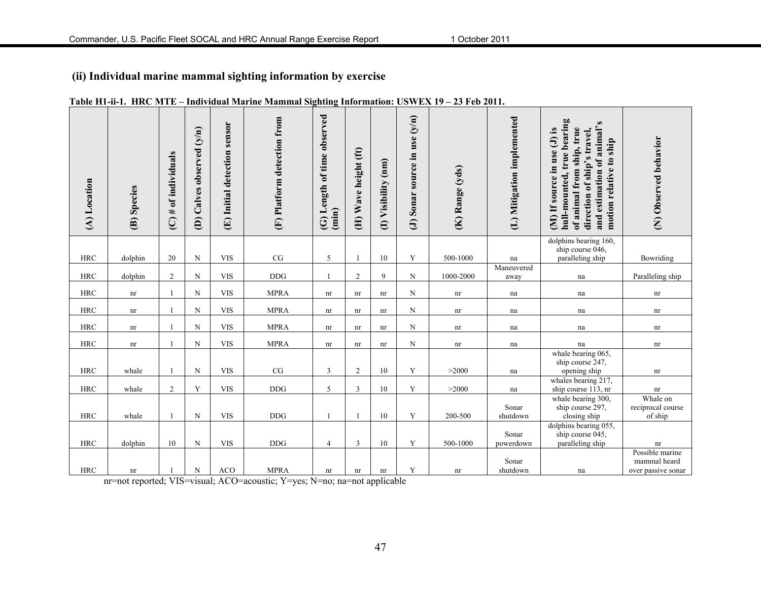### (ii) Individual marine mammal sighting information by exercise

**Table H1-ii-1. HRC MTE – Individual Marine Mammal Sighting Information: USWEX 19 – 23 Feb 2011.**

| (A) Location | (B) Species | (C) # of individuals | (D) Calves observed (y/n) | (E) Initial detection sensor | (F) Platform detection from | (G) Length of time observed (min) | (H) Wave height (ft) | (I) Visibility (nm) | (J) Sonar source in use (y/n) | (K) Range (yds) | (L) Mitigation implemented | (M) If source in use (J) is hull-mounted, true bearing of animal from ship, true direction of ship's travel, and estimation of animal's motion relative to ship | (N) Observed behavior |
|---|---|---|---|---|---|---|---|---|---|---|---|---|---|
| HRC | dolphin | 20 | N | VIS | CG | 5 | 1 | 10 | Y | 500-1000 | na | dolphins bearing 160, ship course 046, paralleling ship | Bowriding |
| HRC | dolphin | 2 | N | VIS | DDG | 1 | 2 | 9 | N | 1000-2000 | Maneuvered away | na | Paralleling ship |
| HRC | nr | 1 | N | VIS | MPRA | nr | nr | nr | N | nr | na | na | nr |
| HRC | nr | 1 | N | VIS | MPRA | nr | nr | nr | N | nr | na | na | nr |
| HRC | nr | 1 | N | VIS | MPRA | nr | nr | nr | N | nr | na | na | nr |
| HRC | nr | 1 | N | VIS | MPRA | nr | nr | nr | N | nr | na | na | nr |
| HRC | whale | 1 | N | VIS | CG | 3 | 2 | 10 | Y | >2000 | na | whale bearing 065, ship course 247, opening ship | nr |
| HRC | whale | 2 | Y | VIS | DDG | 5 | 3 | 10 | Y | >2000 | na | whales bearing 217, ship course 113, nr | nr |
| HRC | whale | 1 | N | VIS | DDG | 1 | 1 | 10 | Y | 200-500 | Sonar shutdown | whale bearing 300, ship course 297, closing ship | Whale on reciprocal course of ship |
| HRC | dolphin | 10 | N | VIS | DDG | 4 | 3 | 10 | Y | 500-1000 | Sonar powerdown | dolphins bearing 055, ship course 045, paralleling ship | nr |
| HRC | nr | 1 | N | ACO | MPRA | nr | nr | nr | Y | nr | Sonar shutdown | na | Possible marine mammal heard over passive sonar |

nr=not reported; VIS=visual; ACO=acoustic; Y=yes; N=no; na=not applicable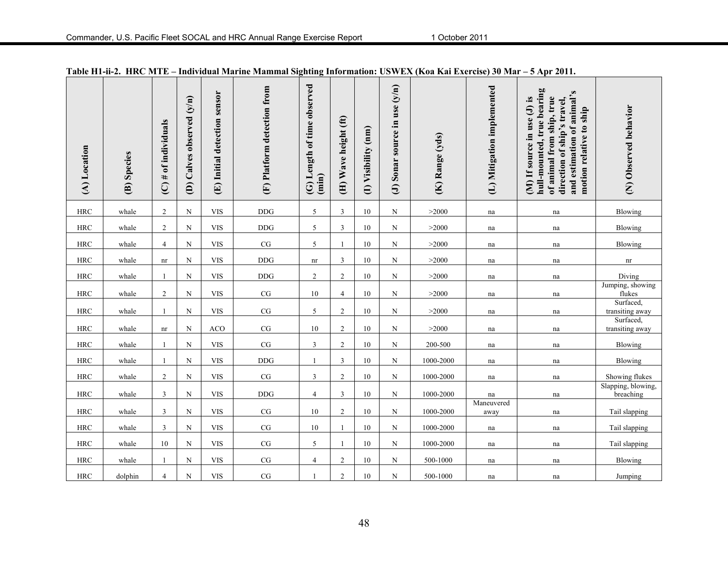**Table H1-ii-2. HRC MTE – Individual Marine Mammal Sighting Information: USWEX (Koa Kai Exercise) 30 Mar – 5 Apr 2011.**

| (A) Location | (B) Species | (C) # of individuals | (D) Calves observed (y/n) | (E) Initial detection sensor | (F) Platform detection from | (G) Length of time observed (min) | (H) Wave height (ft) | (I) Visibility (nm) | (J) Sonar source in use (y/n) | (K) Range (yds) | (L) Mitigation implemented | (M) If source in use (J) is hull-mounted, true bearing of animal from ship, true direction of ship's travel, and estimation of animal's motion relative to ship | (N) Observed behavior |
|---|---|---|---|---|---|---|---|---|---|---|---|---|---|
| HRC | whale | 2 | N | VIS | DDG | 5 | 3 | 10 | N | >2000 | na | na | Blowing |
| HRC | whale | 2 | N | VIS | DDG | 5 | 3 | 10 | N | >2000 | na | na | Blowing |
| HRC | whale | 4 | N | VIS | CG | 5 | 1 | 10 | N | >2000 | na | na | Blowing |
| HRC | whale | nr | N | VIS | DDG | nr | 3 | 10 | N | >2000 | na | na | nr |
| HRC | whale | 1 | N | VIS | DDG | 2 | 2 | 10 | N | >2000 | na | na | Diving |
| HRC | whale | 2 | N | VIS | CG | 10 | 4 | 10 | N | >2000 | na | na | Jumping, showing flukes |
| HRC | whale | 1 | N | VIS | CG | 5 | 2 | 10 | N | >2000 | na | na | Surfaced, transiting away |
| HRC | whale | nr | N | ACO | CG | 10 | 2 | 10 | N | >2000 | na | na | Surfaced, transiting away |
| HRC | whale | 1 | N | VIS | CG | 3 | 2 | 10 | N | 200-500 | na | na | Blowing |
| HRC | whale | 1 | N | VIS | DDG | 1 | 3 | 10 | N | 1000-2000 | na | na | Blowing |
| HRC | whale | 2 | N | VIS | CG | 3 | 2 | 10 | N | 1000-2000 | na | na | Showing flukes |
| HRC | whale | 3 | N | VIS | DDG | 4 | 3 | 10 | N | 1000-2000 | na | na | Slapping, blowing, breaching |
| HRC | whale | 3 | N | VIS | CG | 10 | 2 | 10 | N | 1000-2000 | Maneuvered away | na | Tail slapping |
| HRC | whale | 3 | N | VIS | CG | 10 | 1 | 10 | N | 1000-2000 | na | na | Tail slapping |
| HRC | whale | 10 | N | VIS | CG | 5 | 1 | 10 | N | 1000-2000 | na | na | Tail slapping |
| HRC | whale | 1 | N | VIS | CG | 4 | 2 | 10 | N | 500-1000 | na | na | Blowing |
| HRC | dolphin | 4 | N | VIS | CG | 1 | 2 | 10 | N | 500-1000 | na | na | Jumping |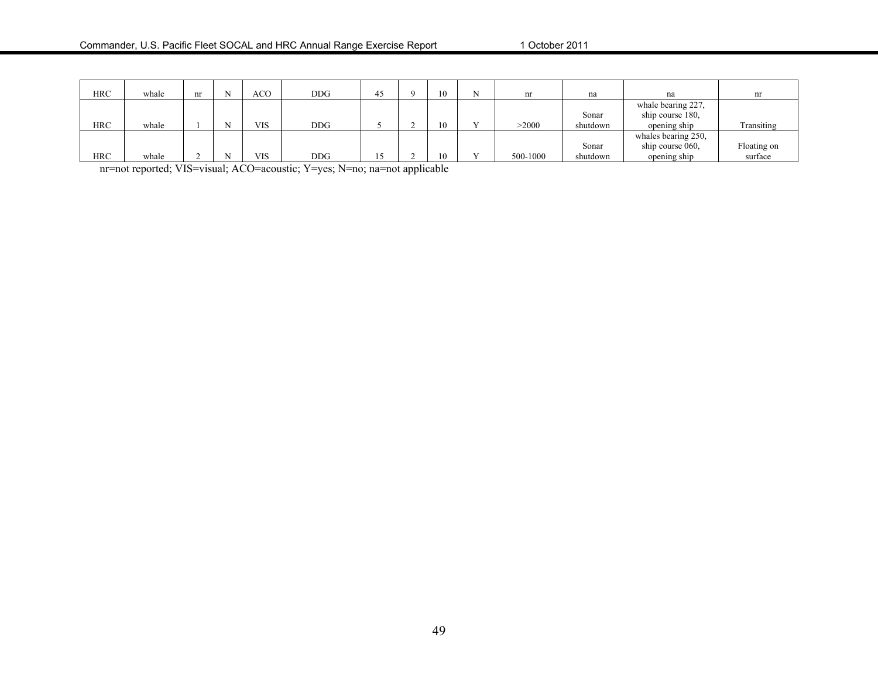| HRC | whale | nr | N | ACO | DDG | 45 | 9 | 10 | N | nr | na | na | nr |
|---|---|---|---|---|---|---|---|---|---|---|---|---|---|
| HRC | whale | 1 | N | VIS | DDG | 5 | 2 | 10 | Y | >2000 | Sonar shutdown | whale bearing 227, ship course 180, opening ship | Transiting |
| HRC | whale | 2 | N | VIS | DDG | 15 | 2 | 10 | Y | 500-1000 | Sonar shutdown | whales bearing 250, ship course 060, opening ship | Floating on surface |

nr=not reported; VIS=visual; ACO=acoustic; Y=yes; N=no; na=not applicable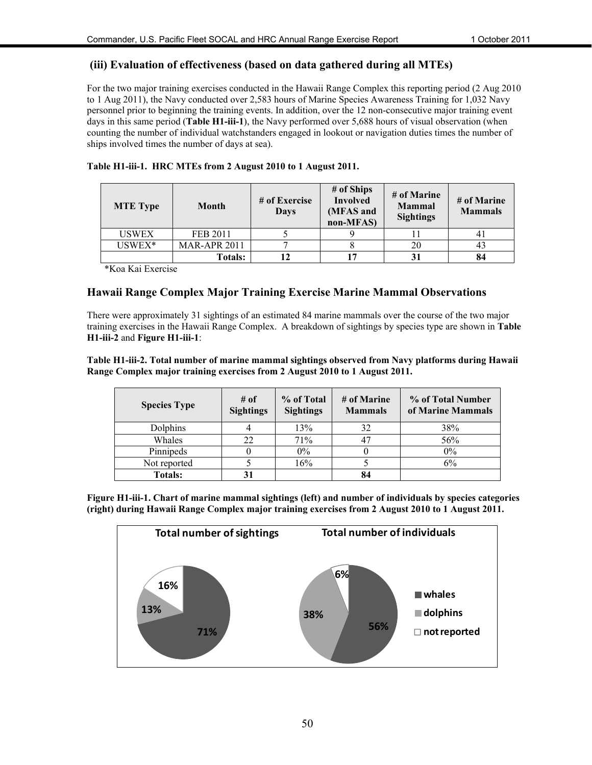### (iii) Evaluation of effectiveness (based on data gathered during all MTEs)

For the two major training exercises conducted in the Hawaii Range Complex this reporting period (2 Aug 2010 to 1 Aug 2011), the Navy conducted over 2,583 hours of Marine Species Awareness Training for 1,032 Navy personnel prior to beginning the training events. In addition, over the 12 non-consecutive major training event days in this same period (**Table H1-iii-1**), the Navy performed over 5,688 hours of visual observation (when counting the number of individual watchstanders engaged in lookout or navigation duties times the number of ships involved times the number of days at sea).

**Table H1-iii-1. HRC MTEs from 2 August 2010 to 1 August 2011.**

| MTE Type | Month | # of Exercise Days | # of Ships Involved (MFAS and non-MFAS) | # of Marine Mammal Sightings | # of Marine Mammals |
|---|---|---|---|---|---|
| USWEX | FEB 2011 | 5 | 9 | 11 | 41 |
| USWEX* | MAR-APR 2011 | 7 | 8 | 20 | 43 |
| | **Totals:** | **12** | **17** | **31** | **84** |

*Koa Kai Exercise

## Hawaii Range Complex Major Training Exercise Marine Mammal Observations

There were approximately 31 sightings of an estimated 84 marine mammals over the course of the two major training exercises in the Hawaii Range Complex. A breakdown of sightings by species type are shown in **Table H1-iii-2** and **Figure H1-iii-1**:

**Table H1-iii-2. Total number of marine mammal sightings observed from Navy platforms during Hawaii Range Complex major training exercises from 2 August 2010 to 1 August 2011.**

| Species Type | # of Sightings | % of Total Sightings | # of Marine Mammals | % of Total Number of Marine Mammals |
|---|---|---|---|---|
| Dolphins | 4 | 13% | 32 | 38% |
| Whales | 22 | 71% | 47 | 56% |
| Pinnipeds | 0 | 0% | 0 | 0% |
| Not reported | 5 | 16% | 5 | 6% |
| **Totals:** | **31** | | **84** | |

**Figure H1-iii-1. Chart of marine mammal sightings (left) and number of individuals by species categories (right) during Hawaii Range Complex major training exercises from 2 August 2010 to 1 August 2011.**

**Total number of sightings**: whales 71%, dolphins 13%, not reported 16%

**Total number of individuals**: whales 56%, dolphins 38%, not reported 6%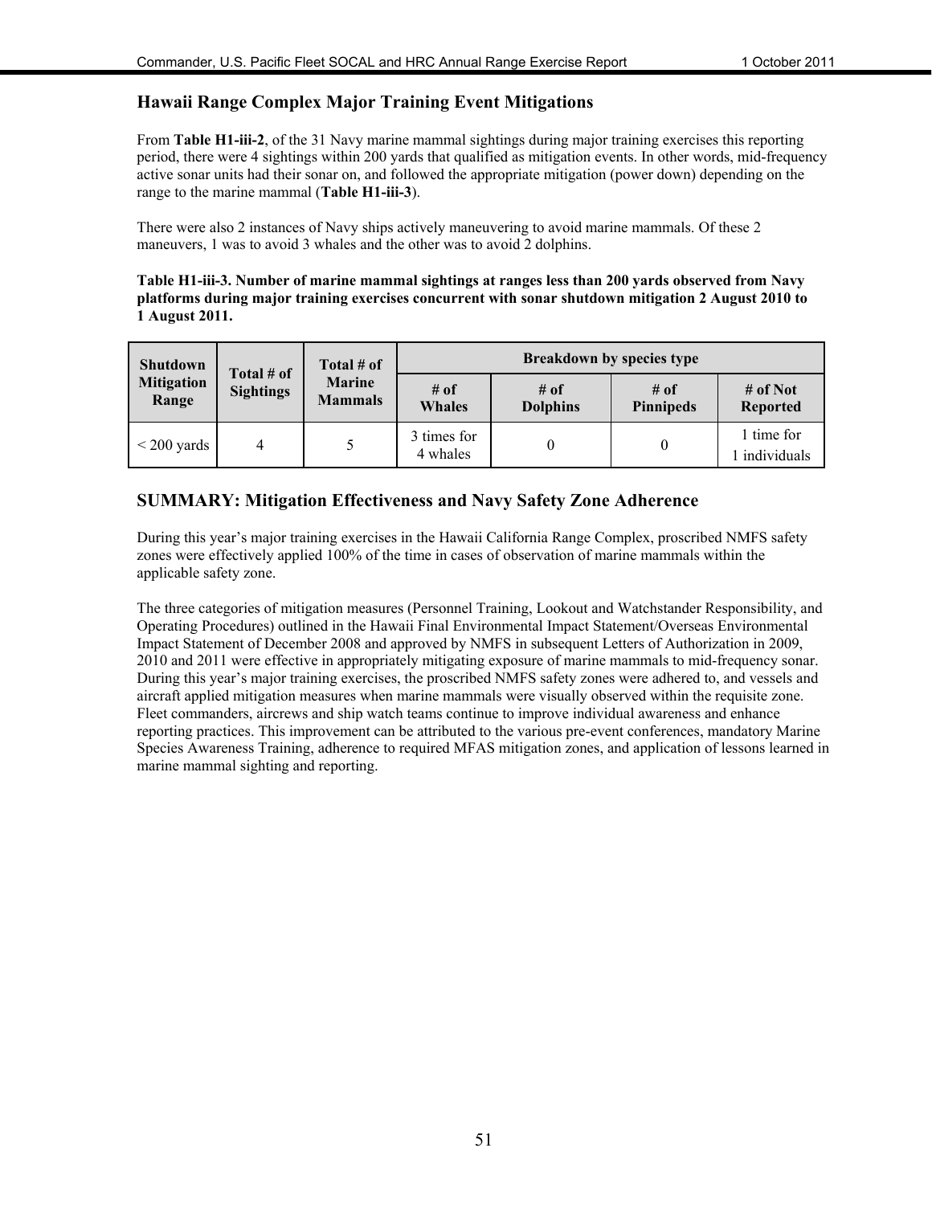## Hawaii Range Complex Major Training Event Mitigations

From **Table H1-iii-2**, of the 31 Navy marine mammal sightings during major training exercises this reporting period, there were 4 sightings within 200 yards that qualified as mitigation events. In other words, mid-frequency active sonar units had their sonar on, and followed the appropriate mitigation (power down) depending on the range to the marine mammal (**Table H1-iii-3**).

There were also 2 instances of Navy ships actively maneuvering to avoid marine mammals. Of these 2 maneuvers, 1 was to avoid 3 whales and the other was to avoid 2 dolphins.

**Table H1-iii-3. Number of marine mammal sightings at ranges less than 200 yards observed from Navy platforms during major training exercises concurrent with sonar shutdown mitigation 2 August 2010 to 1 August 2011.**

| Shutdown Mitigation Range | Total # of Sightings | Total # of Marine Mammals | Breakdown by species type | | | |
|---|---|---|---|---|---|---|
| | | | # of Whales | # of Dolphins | # of Pinnipeds | # of Not Reported |
| < 200 yards | 4 | 5 | 3 times for 4 whales | 0 | 0 | 1 time for 1 individuals |

## SUMMARY: Mitigation Effectiveness and Navy Safety Zone Adherence

During this year's major training exercises in the Hawaii California Range Complex, proscribed NMFS safety zones were effectively applied 100% of the time in cases of observation of marine mammals within the applicable safety zone.

The three categories of mitigation measures (Personnel Training, Lookout and Watchstander Responsibility, and Operating Procedures) outlined in the Hawaii Final Environmental Impact Statement/Overseas Environmental Impact Statement of December 2008 and approved by NMFS in subsequent Letters of Authorization in 2009, 2010 and 2011 were effective in appropriately mitigating exposure of marine mammals to mid-frequency sonar. During this year's major training exercises, the proscribed NMFS safety zones were adhered to, and vessels and aircraft applied mitigation measures when marine mammals were visually observed within the requisite zone. Fleet commanders, aircrews and ship watch teams continue to improve individual awareness and enhance reporting practices. This improvement can be attributed to the various pre-event conferences, mandatory Marine Species Awareness Training, adherence to required MFAS mitigation zones, and application of lessons learned in marine mammal sighting and reporting.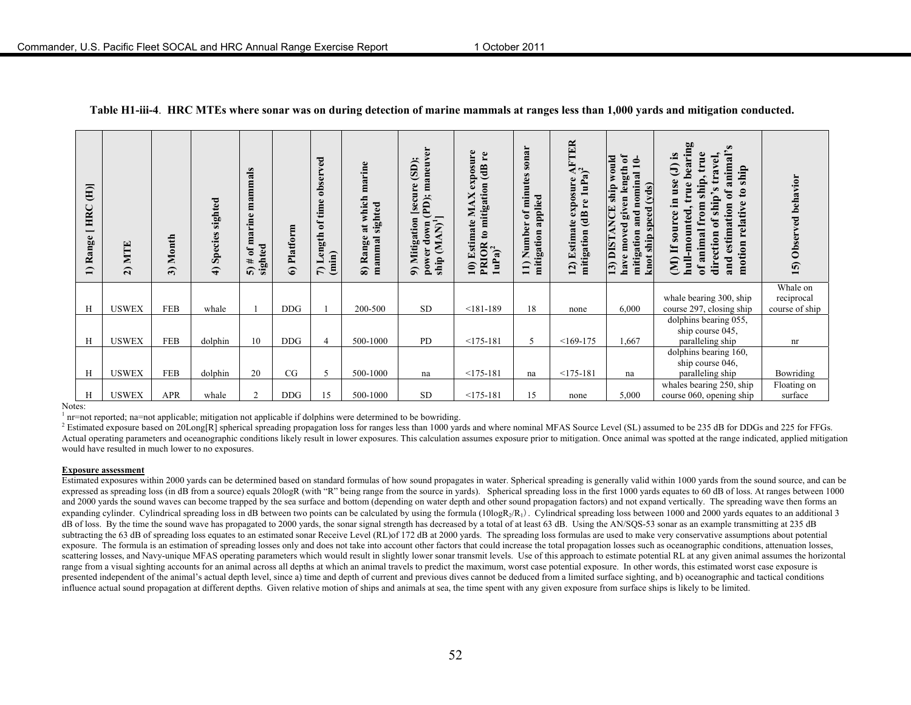**Table H1-iii-4**. **HRC MTEs where sonar was on during detection of marine mammals at ranges less than 1,000 yards and mitigation conducted.**

| 1) Range [ HRC (H)] | 2) MTE | 3) Month | 4) Species sighted | 5) # of marine mammals sighted | 6) Platform | 7) Length of time observed (min) | 8) Range at which marine mammal sighted | 9) Mitigation [secure (SD); power down (PD); maneuver ship (MAN)[1]] | 10) Estimate MAX exposure PRIOR to mitigation (dB re 1uPa)[2] | 11) Number of minutes sonar mitigation applied | 12) Estimate exposure AFTER mitigation (dB re 1uPa)[2] | 13) DISTANCE ship would have moved given length of mitigation and nominal 10-knot ship speed (yds) | (M) If source in use (J) is hull-mounted, true bearing of animal from ship, true direction of ship's travel, and estimation of animal's motion relative to ship | 15) Observed behavior |
|---|---|---|---|---|---|---|---|---|---|---|---|---|---|---|
| H | USWEX | FEB | whale | 1 | DDG | 1 | 200-500 | SD | <181-189 | 18 | none | 6,000 | whale bearing 300, ship course 297, closing ship | Whale on reciprocal course of ship |
| H | USWEX | FEB | dolphin | 10 | DDG | 4 | 500-1000 | PD | <175-181 | 5 | <169-175 | 1,667 | dolphins bearing 055, ship course 045, paralleling ship | nr |
| H | USWEX | FEB | dolphin | 20 | CG | 5 | 500-1000 | na | <175-181 | na | <175-181 | na | dolphins bearing 160, ship course 046, paralleling ship | Bowriding |
| H | USWEX | APR | whale | 2 | DDG | 15 | 500-1000 | SD | <175-181 | 15 | none | 5,000 | whales bearing 250, ship course 060, opening ship | Floating on surface |

Notes:

[1] nr=not reported; na=not applicable; mitigation not applicable if dolphins were determined to be bowriding.

[2] Estimated exposure based on 20Long[R] spherical spreading propagation loss for ranges less than 1000 yards and where nominal MFAS Source Level (SL) assumed to be 235 dB for DDGs and 225 for FFGs. Actual operating parameters and oceanographic conditions likely result in lower exposures. This calculation assumes exposure prior to mitigation. Once animal was spotted at the range indicated, applied mitigation would have resulted in much lower to no exposures.

**Exposure assessment**

Estimated exposures within 2000 yards can be determined based on standard formulas of how sound propagates in water. Spherical spreading is generally valid within 1000 yards from the sound source, and can be expressed as spreading loss (in dB from a source) equals 20logR (with "R" being range from the source in yards). Spherical spreading loss in the first 1000 yards equates to 60 dB of loss. At ranges between 1000 and 2000 yards the sound waves can become trapped by the sea surface and bottom (depending on water depth and other sound propagation factors) and not expand vertically. The spreading wave then forms an expanding cylinder. Cylindrical spreading loss in dB between two points can be calculated by using the formula ($10\log R_2/R_1$). Cylindrical spreading loss between 1000 and 2000 yards equates to an additional 3 dB of loss. By the time the sound wave has propagated to 2000 yards, the sonar signal strength has decreased by a total of at least 63 dB. Using the AN/SQS-53 sonar as an example transmitting at 235 dB subtracting the 63 dB of spreading loss equates to an estimated sonar Receive Level (RL)of 172 dB at 2000 yards. The spreading loss formulas are used to make very conservative assumptions about potential exposure. The formula is an estimation of spreading losses only and does not take into account other factors that could increase the total propagation losses such as oceanographic conditions, attenuation losses, scattering losses, and Navy-unique MFAS operating parameters which would result in slightly lower sonar transmit levels. Use of this approach to estimate potential RL at any given animal assumes the horizontal range from a visual sighting accounts for an animal across all depths at which an animal travels to predict the maximum, worst case potential exposure. In other words, this estimated worst case exposure is presented independent of the animal's actual depth level, since a) time and depth of current and previous dives cannot be deduced from a limited surface sighting, and b) oceanographic and tactical conditions influence actual sound propagation at different depths. Given relative motion of ships and animals at sea, the time spent with any given exposure from surface ships is likely to be limited.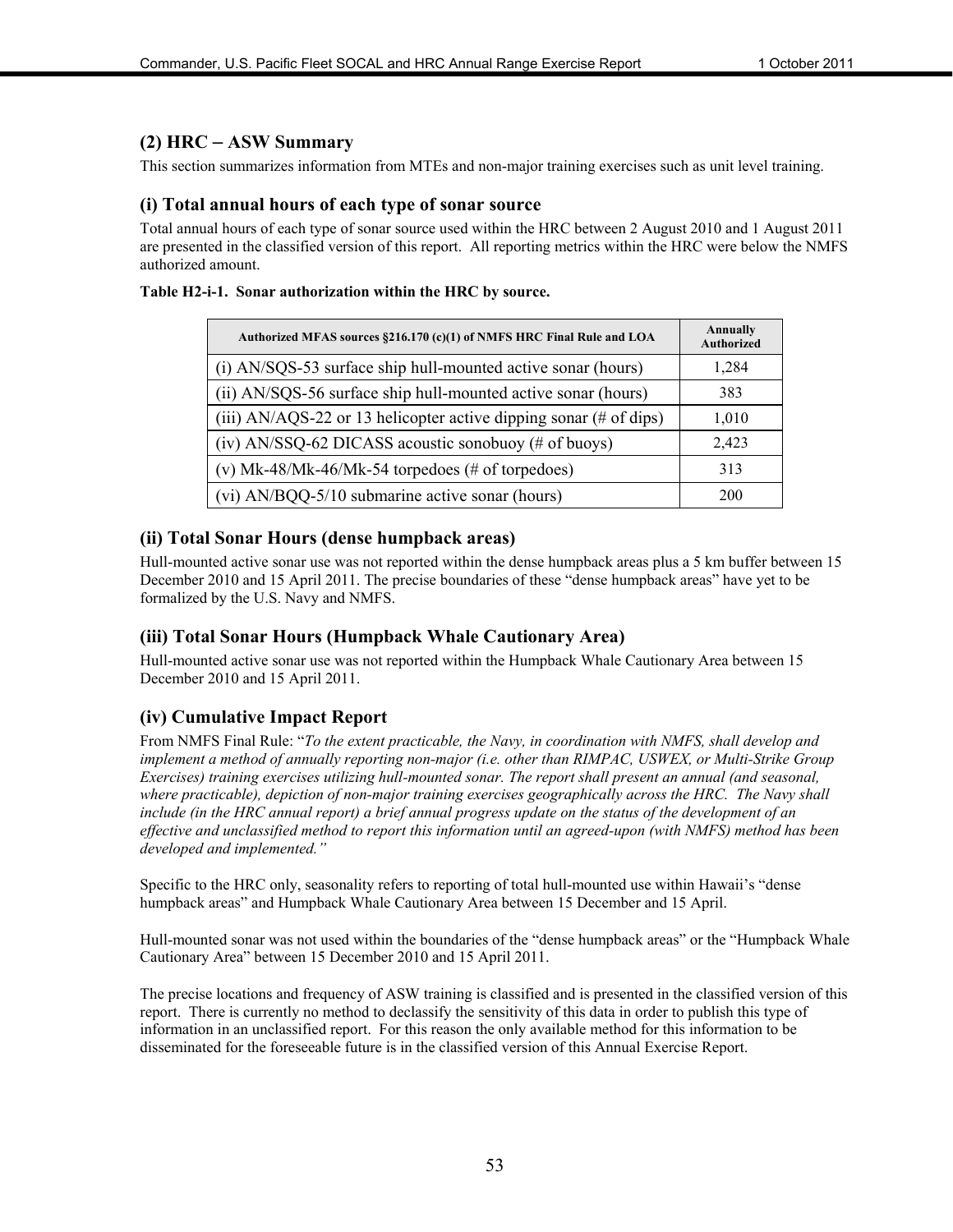### (2) HRC – ASW Summary

This section summarizes information from MTEs and non-major training exercises such as unit level training.

### (i) Total annual hours of each type of sonar source

Total annual hours of each type of sonar source used within the HRC between 2 August 2010 and 1 August 2011 are presented in the classified version of this report. All reporting metrics within the HRC were below the NMFS authorized amount.

**Table H2-i-1. Sonar authorization within the HRC by source.**

| Authorized MFAS sources §216.170 (c)(1) of NMFS HRC Final Rule and LOA | Annually Authorized |
|---|---|
| (i) AN/SQS-53 surface ship hull-mounted active sonar (hours) | 1,284 |
| (ii) AN/SQS-56 surface ship hull-mounted active sonar (hours) | 383 |
| (iii) AN/AQS-22 or 13 helicopter active dipping sonar (# of dips) | 1,010 |
| (iv) AN/SSQ-62 DICASS acoustic sonobuoy (# of buoys) | 2,423 |
| (v) Mk-48/Mk-46/Mk-54 torpedoes (# of torpedoes) | 313 |
| (vi) AN/BQQ-5/10 submarine active sonar (hours) | 200 |

### (ii) Total Sonar Hours (dense humpback areas)

Hull-mounted active sonar use was not reported within the dense humpback areas plus a 5 km buffer between 15 December 2010 and 15 April 2011. The precise boundaries of these "dense humpback areas" have yet to be formalized by the U.S. Navy and NMFS.

### (iii) Total Sonar Hours (Humpback Whale Cautionary Area)

Hull-mounted active sonar use was not reported within the Humpback Whale Cautionary Area between 15 December 2010 and 15 April 2011.

### (iv) Cumulative Impact Report

From NMFS Final Rule: "*To the extent practicable, the Navy, in coordination with NMFS, shall develop and implement a method of annually reporting non-major (i.e. other than RIMPAC, USWEX, or Multi-Strike Group Exercises) training exercises utilizing hull-mounted sonar. The report shall present an annual (and seasonal, where practicable), depiction of non-major training exercises geographically across the HRC. The Navy shall include (in the HRC annual report) a brief annual progress update on the status of the development of an effective and unclassified method to report this information until an agreed-upon (with NMFS) method has been developed and implemented.*"

Specific to the HRC only, seasonality refers to reporting of total hull-mounted use within Hawaii's "dense humpback areas" and Humpback Whale Cautionary Area between 15 December and 15 April.

Hull-mounted sonar was not used within the boundaries of the "dense humpback areas" or the "Humpback Whale Cautionary Area" between 15 December 2010 and 15 April 2011.

The precise locations and frequency of ASW training is classified and is presented in the classified version of this report. There is currently no method to declassify the sensitivity of this data in order to publish this type of information in an unclassified report. For this reason the only available method for this information to be disseminated for the foreseeable future is in the classified version of this Annual Exercise Report.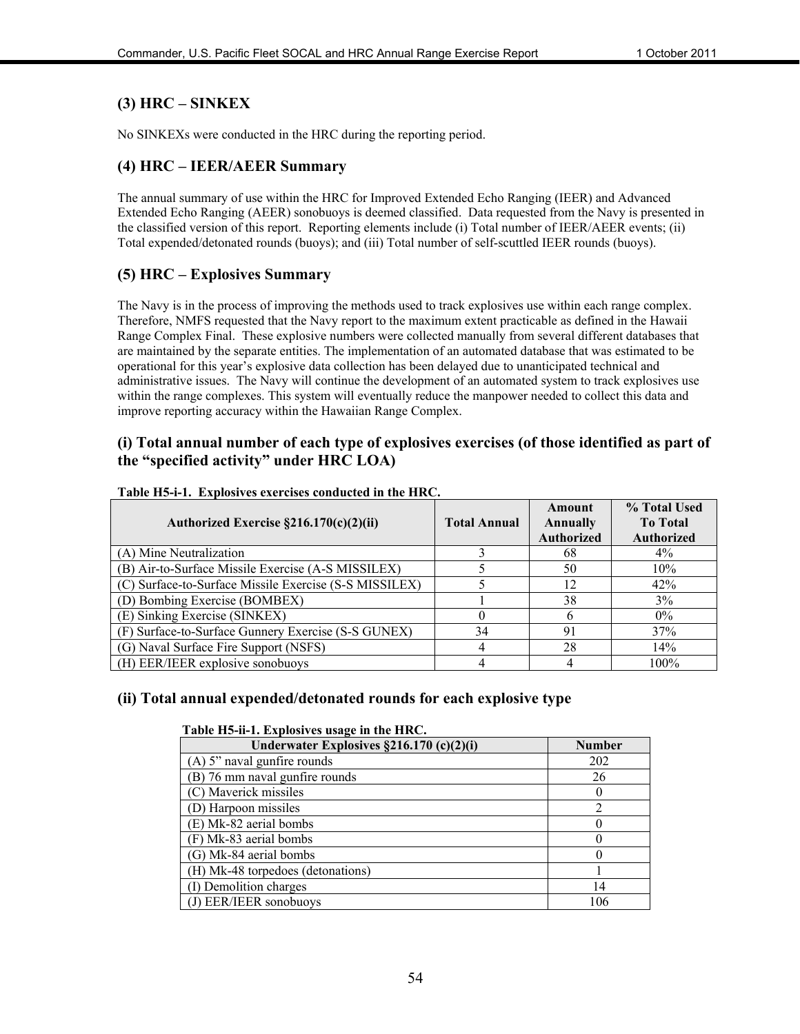## (3) HRC – SINKEX

No SINKEXs were conducted in the HRC during the reporting period.

## (4) HRC – IEER/AEER Summary

The annual summary of use within the HRC for Improved Extended Echo Ranging (IEER) and Advanced Extended Echo Ranging (AEER) sonobuoys is deemed classified. Data requested from the Navy is presented in the classified version of this report. Reporting elements include (i) Total number of IEER/AEER events; (ii) Total expended/detonated rounds (buoys); and (iii) Total number of self-scuttled IEER rounds (buoys).

## (5) HRC – Explosives Summary

The Navy is in the process of improving the methods used to track explosives use within each range complex. Therefore, NMFS requested that the Navy report to the maximum extent practicable as defined in the Hawaii Range Complex Final. These explosive numbers were collected manually from several different databases that are maintained by the separate entities. The implementation of an automated database that was estimated to be operational for this year's explosive data collection has been delayed due to unanticipated technical and administrative issues. The Navy will continue the development of an automated system to track explosives use within the range complexes. This system will eventually reduce the manpower needed to collect this data and improve reporting accuracy within the Hawaiian Range Complex.

### (i) Total annual number of each type of explosives exercises (of those identified as part of the "specified activity" under HRC LOA)

**Table H5-i-1. Explosives exercises conducted in the HRC.**

| Authorized Exercise §216.170(c)(2)(ii) | Total Annual | Amount Annually Authorized | % Total Used To Total Authorized |
|---|---|---|---|
| (A) Mine Neutralization | 3 | 68 | 4% |
| (B) Air-to-Surface Missile Exercise (A-S MISSILEX) | 5 | 50 | 10% |
| (C) Surface-to-Surface Missile Exercise (S-S MISSILEX) | 5 | 12 | 42% |
| (D) Bombing Exercise (BOMBEX) | 1 | 38 | 3% |
| (E) Sinking Exercise (SINKEX) | 0 | 6 | 0% |
| (F) Surface-to-Surface Gunnery Exercise (S-S GUNEX) | 34 | 91 | 37% |
| (G) Naval Surface Fire Support (NSFS) | 4 | 28 | 14% |
| (H) EER/IEER explosive sonobuoys | 4 | 4 | 100% |

### (ii) Total annual expended/detonated rounds for each explosive type

**Table H5-ii-1. Explosives usage in the HRC.**

| Underwater Explosives §216.170 (c)(2)(i) | Number |
|---|---|
| (A) 5" naval gunfire rounds | 202 |
| (B) 76 mm naval gunfire rounds | 26 |
| (C) Maverick missiles | 0 |
| (D) Harpoon missiles | 2 |
| (E) Mk-82 aerial bombs | 0 |
| (F) Mk-83 aerial bombs | 0 |
| (G) Mk-84 aerial bombs | 0 |
| (H) Mk-48 torpedoes (detonations) | 1 |
| (I) Demolition charges | 14 |
| (J) EER/IEER sonobuoys | 106 |